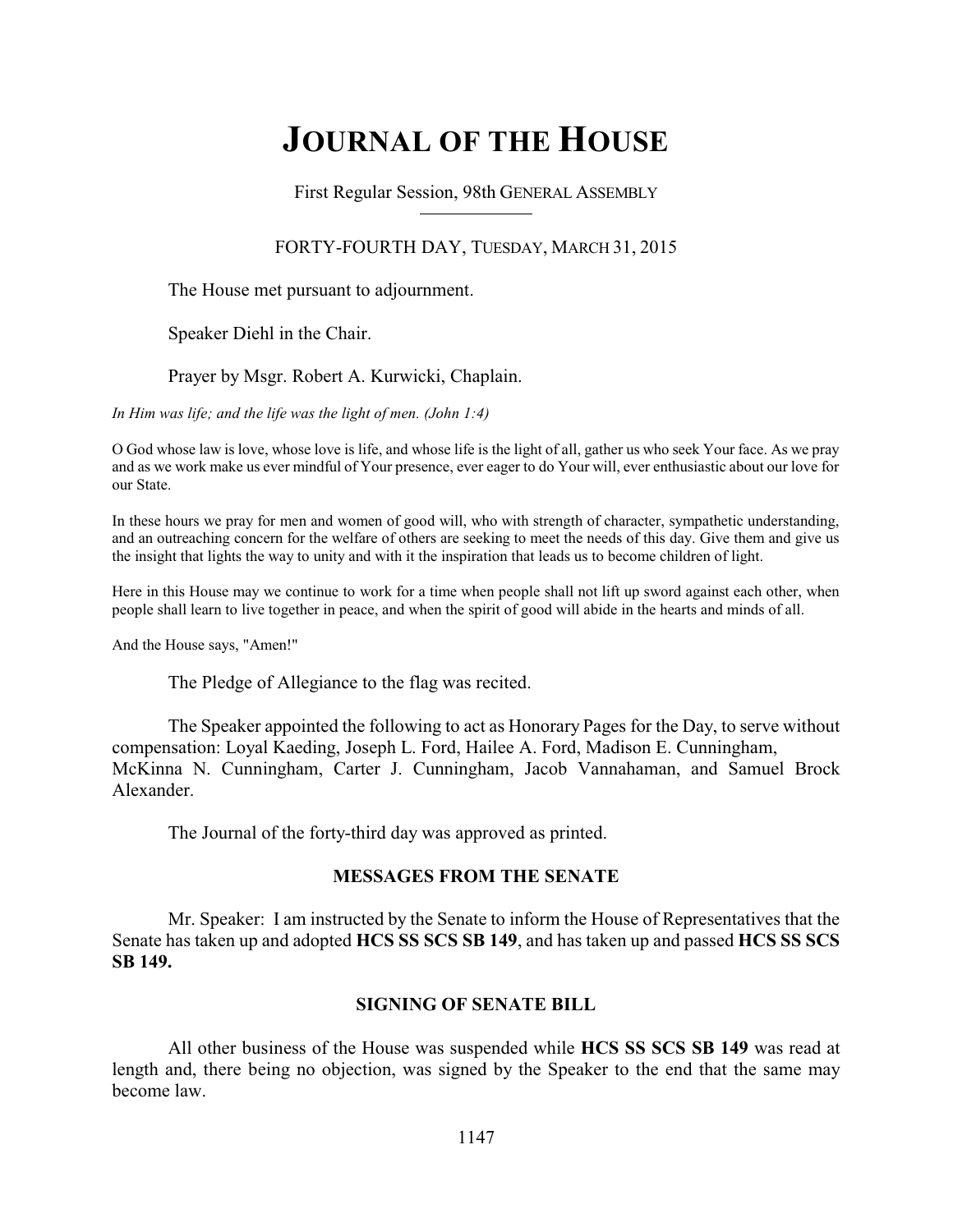# JOURNAL OF THE HOUSE

First Regular Session, 98th GENERAL ASSEMBLY

FORTY-FOURTH DAY, TUESDAY, MARCH 31, 2015

The House met pursuant to adjournment.

Speaker Diehl in the Chair.

Prayer by Msgr. Robert A. Kurwicki, Chaplain.

*In Him was life; and the life was the light of men. (John 1:4)*

O God whose law is love, whose love is life, and whose life is the light of all, gather us who seek Your face. As we pray and as we work make us ever mindful of Your presence, ever eager to do Your will, ever enthusiastic about our love for our State.

In these hours we pray for men and women of good will, who with strength of character, sympathetic understanding, and an outreaching concern for the welfare of others are seeking to meet the needs of this day. Give them and give us the insight that lights the way to unity and with it the inspiration that leads us to become children of light.

Here in this House may we continue to work for a time when people shall not lift up sword against each other, when people shall learn to live together in peace, and when the spirit of good will abide in the hearts and minds of all.

And the House says, "Amen!"

The Pledge of Allegiance to the flag was recited.

The Speaker appointed the following to act as Honorary Pages for the Day, to serve without compensation: Loyal Kaeding, Joseph L. Ford, Hailee A. Ford, Madison E. Cunningham, McKinna N. Cunningham, Carter J. Cunningham, Jacob Vannahaman, and Samuel Brock Alexander.

The Journal of the forty-third day was approved as printed.

## MESSAGES FROM THE SENATE

Mr. Speaker: I am instructed by the Senate to inform the House of Representatives that the Senate has taken up and adopted **HCS SS SCS SB 149**, and has taken up and passed **HCS SS SCS SB 149.**

## SIGNING OF SENATE BILL

All other business of the House was suspended while **HCS SS SCS SB 149** was read at length and, there being no objection, was signed by the Speaker to the end that the same may become law.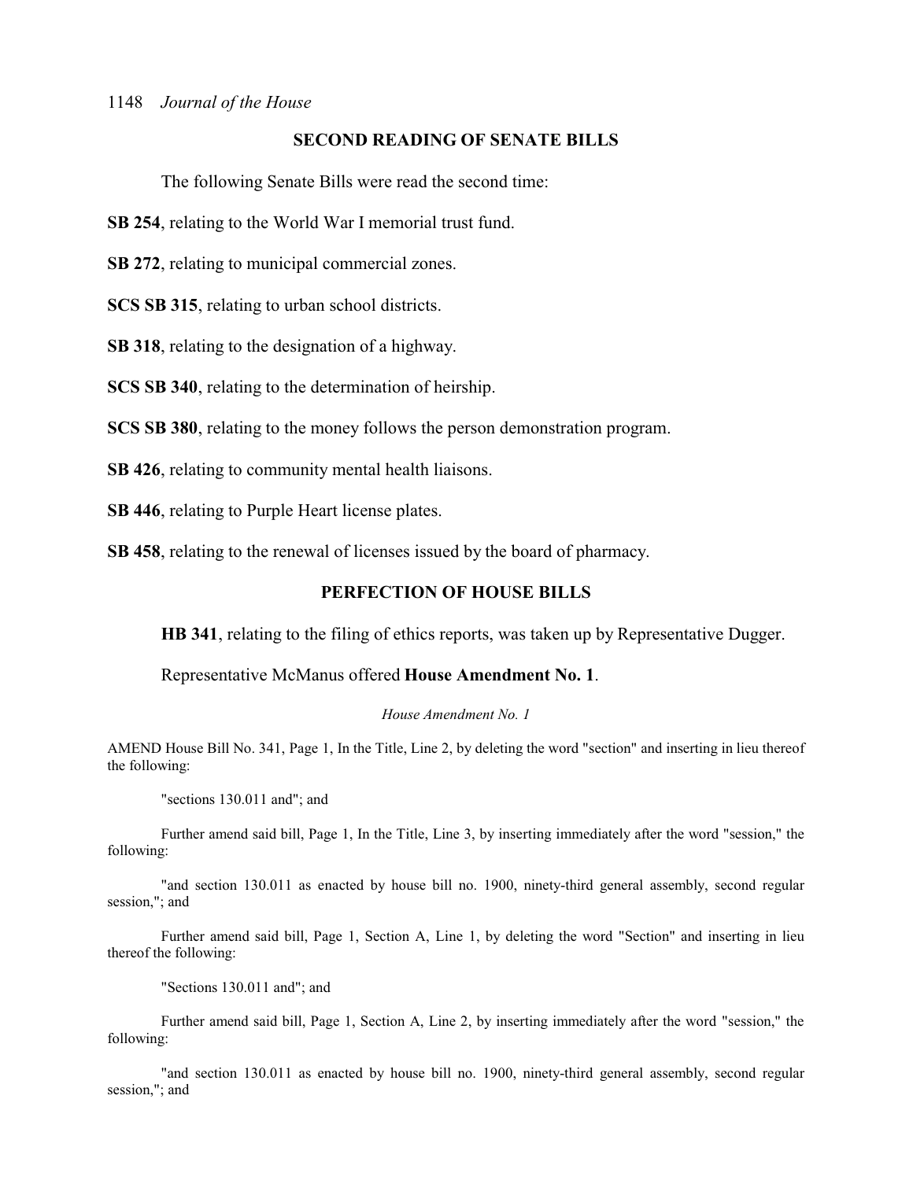## SECOND READING OF SENATE BILLS

The following Senate Bills were read the second time:

**SB 254**, relating to the World War I memorial trust fund.

**SB 272**, relating to municipal commercial zones.

**SCS SB 315**, relating to urban school districts.

**SB 318**, relating to the designation of a highway.

**SCS SB 340**, relating to the determination of heirship.

**SCS SB 380**, relating to the money follows the person demonstration program.

**SB 426**, relating to community mental health liaisons.

**SB 446**, relating to Purple Heart license plates.

**SB 458**, relating to the renewal of licenses issued by the board of pharmacy.

## PERFECTION OF HOUSE BILLS

**HB 341**, relating to the filing of ethics reports, was taken up by Representative Dugger.

Representative McManus offered **House Amendment No. 1**.

*House Amendment No. 1*

AMEND House Bill No. 341, Page 1, In the Title, Line 2, by deleting the word "section" and inserting in lieu thereof the following:

"sections 130.011 and"; and

Further amend said bill, Page 1, In the Title, Line 3, by inserting immediately after the word "session," the following:

"and section 130.011 as enacted by house bill no. 1900, ninety-third general assembly, second regular session,"; and

Further amend said bill, Page 1, Section A, Line 1, by deleting the word "Section" and inserting in lieu thereof the following:

"Sections 130.011 and"; and

Further amend said bill, Page 1, Section A, Line 2, by inserting immediately after the word "session," the following:

"and section 130.011 as enacted by house bill no. 1900, ninety-third general assembly, second regular session,"; and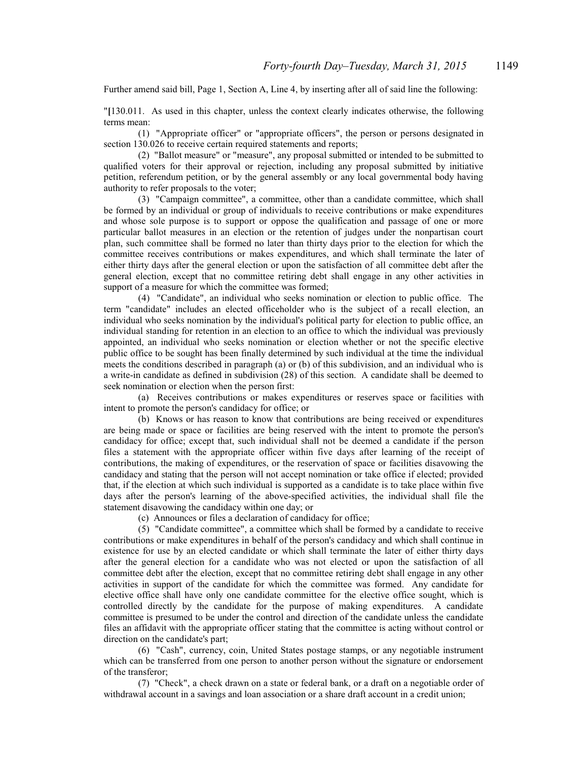Further amend said bill, Page 1, Section A, Line 4, by inserting after all of said line the following:

"**[**130.011. As used in this chapter, unless the context clearly indicates otherwise, the following terms mean:

(1) "Appropriate officer" or "appropriate officers", the person or persons designated in section 130.026 to receive certain required statements and reports;

(2) "Ballot measure" or "measure", any proposal submitted or intended to be submitted to qualified voters for their approval or rejection, including any proposal submitted by initiative petition, referendum petition, or by the general assembly or any local governmental body having authority to refer proposals to the voter;

(3) "Campaign committee", a committee, other than a candidate committee, which shall be formed by an individual or group of individuals to receive contributions or make expenditures and whose sole purpose is to support or oppose the qualification and passage of one or more particular ballot measures in an election or the retention of judges under the nonpartisan court plan, such committee shall be formed no later than thirty days prior to the election for which the committee receives contributions or makes expenditures, and which shall terminate the later of either thirty days after the general election or upon the satisfaction of all committee debt after the general election, except that no committee retiring debt shall engage in any other activities in support of a measure for which the committee was formed;

(4) "Candidate", an individual who seeks nomination or election to public office. The term "candidate" includes an elected officeholder who is the subject of a recall election, an individual who seeks nomination by the individual's political party for election to public office, an individual standing for retention in an election to an office to which the individual was previously appointed, an individual who seeks nomination or election whether or not the specific elective public office to be sought has been finally determined by such individual at the time the individual meets the conditions described in paragraph (a) or (b) of this subdivision, and an individual who is a write-in candidate as defined in subdivision (28) of this section. A candidate shall be deemed to seek nomination or election when the person first:

(a) Receives contributions or makes expenditures or reserves space or facilities with intent to promote the person's candidacy for office; or

(b) Knows or has reason to know that contributions are being received or expenditures are being made or space or facilities are being reserved with the intent to promote the person's candidacy for office; except that, such individual shall not be deemed a candidate if the person files a statement with the appropriate officer within five days after learning of the receipt of contributions, the making of expenditures, or the reservation of space or facilities disavowing the candidacy and stating that the person will not accept nomination or take office if elected; provided that, if the election at which such individual is supported as a candidate is to take place within five days after the person's learning of the above-specified activities, the individual shall file the statement disavowing the candidacy within one day; or

(c) Announces or files a declaration of candidacy for office;

(5) "Candidate committee", a committee which shall be formed by a candidate to receive contributions or make expenditures in behalf of the person's candidacy and which shall continue in existence for use by an elected candidate or which shall terminate the later of either thirty days after the general election for a candidate who was not elected or upon the satisfaction of all committee debt after the election, except that no committee retiring debt shall engage in any other activities in support of the candidate for which the committee was formed. Any candidate for elective office shall have only one candidate committee for the elective office sought, which is controlled directly by the candidate for the purpose of making expenditures. A candidate committee is presumed to be under the control and direction of the candidate unless the candidate files an affidavit with the appropriate officer stating that the committee is acting without control or direction on the candidate's part;

(6) "Cash", currency, coin, United States postage stamps, or any negotiable instrument which can be transferred from one person to another person without the signature or endorsement of the transferor;

(7) "Check", a check drawn on a state or federal bank, or a draft on a negotiable order of withdrawal account in a savings and loan association or a share draft account in a credit union;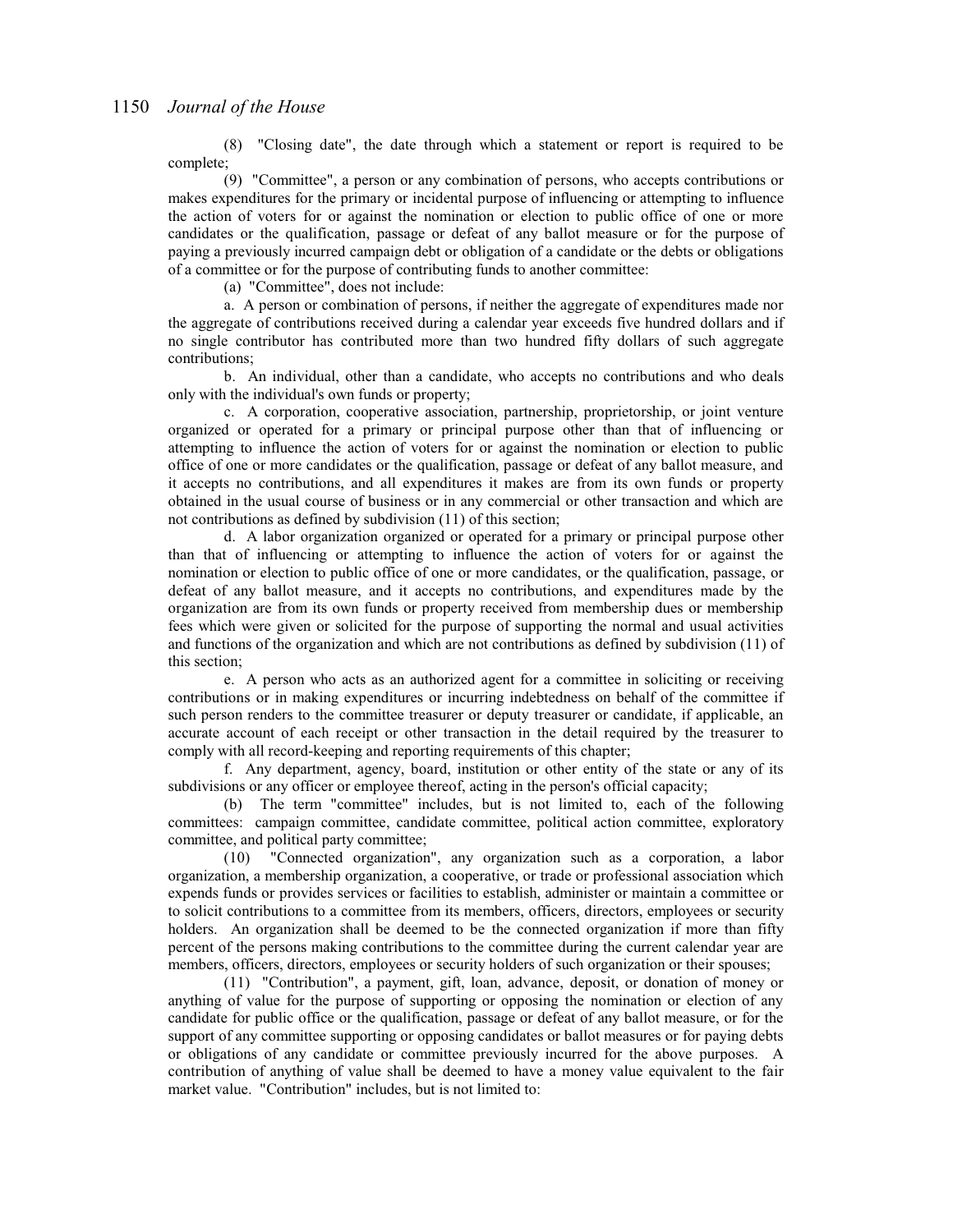(8) "Closing date", the date through which a statement or report is required to be complete;

(9) "Committee", a person or any combination of persons, who accepts contributions or makes expenditures for the primary or incidental purpose of influencing or attempting to influence the action of voters for or against the nomination or election to public office of one or more candidates or the qualification, passage or defeat of any ballot measure or for the purpose of paying a previously incurred campaign debt or obligation of a candidate or the debts or obligations of a committee or for the purpose of contributing funds to another committee:

(a) "Committee", does not include:

a. A person or combination of persons, if neither the aggregate of expenditures made nor the aggregate of contributions received during a calendar year exceeds five hundred dollars and if no single contributor has contributed more than two hundred fifty dollars of such aggregate contributions;

b. An individual, other than a candidate, who accepts no contributions and who deals only with the individual's own funds or property;

c. A corporation, cooperative association, partnership, proprietorship, or joint venture organized or operated for a primary or principal purpose other than that of influencing or attempting to influence the action of voters for or against the nomination or election to public office of one or more candidates or the qualification, passage or defeat of any ballot measure, and it accepts no contributions, and all expenditures it makes are from its own funds or property obtained in the usual course of business or in any commercial or other transaction and which are not contributions as defined by subdivision (11) of this section;

d. A labor organization organized or operated for a primary or principal purpose other than that of influencing or attempting to influence the action of voters for or against the nomination or election to public office of one or more candidates, or the qualification, passage, or defeat of any ballot measure, and it accepts no contributions, and expenditures made by the organization are from its own funds or property received from membership dues or membership fees which were given or solicited for the purpose of supporting the normal and usual activities and functions of the organization and which are not contributions as defined by subdivision (11) of this section;

e. A person who acts as an authorized agent for a committee in soliciting or receiving contributions or in making expenditures or incurring indebtedness on behalf of the committee if such person renders to the committee treasurer or deputy treasurer or candidate, if applicable, an accurate account of each receipt or other transaction in the detail required by the treasurer to comply with all record-keeping and reporting requirements of this chapter;

f. Any department, agency, board, institution or other entity of the state or any of its subdivisions or any officer or employee thereof, acting in the person's official capacity;

(b) The term "committee" includes, but is not limited to, each of the following committees: campaign committee, candidate committee, political action committee, exploratory committee, and political party committee;

(10) "Connected organization", any organization such as a corporation, a labor organization, a membership organization, a cooperative, or trade or professional association which expends funds or provides services or facilities to establish, administer or maintain a committee or to solicit contributions to a committee from its members, officers, directors, employees or security holders. An organization shall be deemed to be the connected organization if more than fifty percent of the persons making contributions to the committee during the current calendar year are members, officers, directors, employees or security holders of such organization or their spouses;

(11) "Contribution", a payment, gift, loan, advance, deposit, or donation of money or anything of value for the purpose of supporting or opposing the nomination or election of any candidate for public office or the qualification, passage or defeat of any ballot measure, or for the support of any committee supporting or opposing candidates or ballot measures or for paying debts or obligations of any candidate or committee previously incurred for the above purposes. A contribution of anything of value shall be deemed to have a money value equivalent to the fair market value. "Contribution" includes, but is not limited to: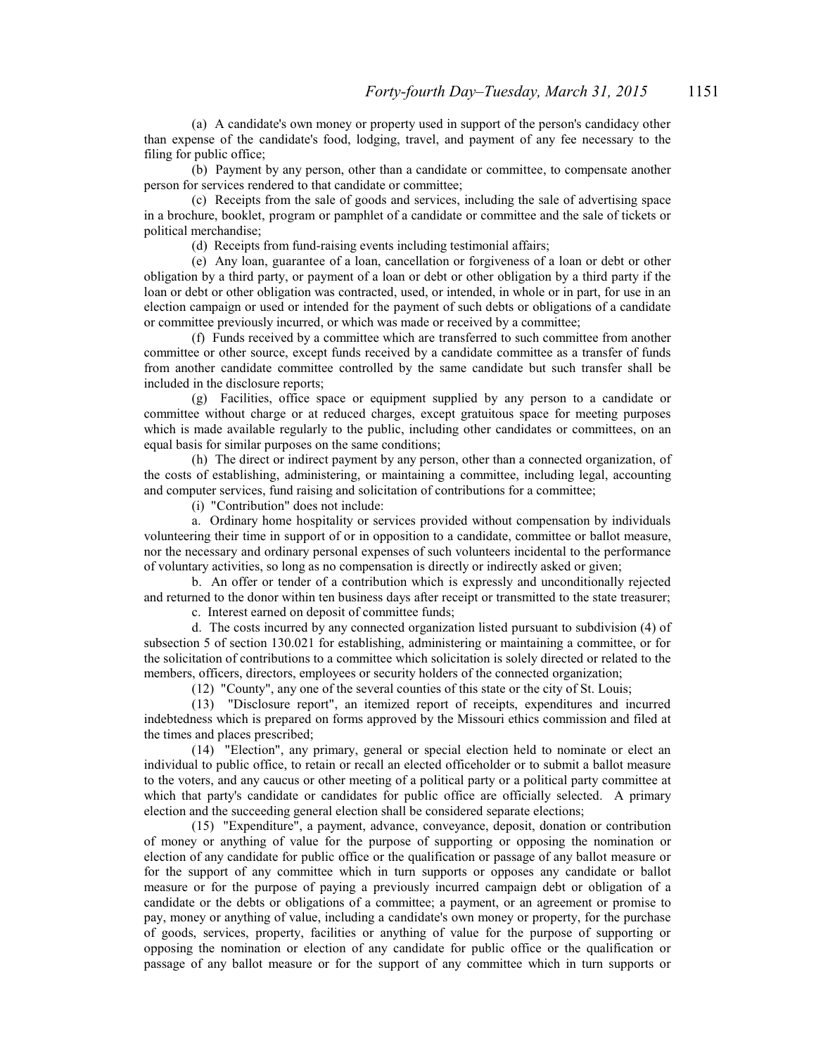(a) A candidate's own money or property used in support of the person's candidacy other than expense of the candidate's food, lodging, travel, and payment of any fee necessary to the filing for public office;

(b) Payment by any person, other than a candidate or committee, to compensate another person for services rendered to that candidate or committee;

(c) Receipts from the sale of goods and services, including the sale of advertising space in a brochure, booklet, program or pamphlet of a candidate or committee and the sale of tickets or political merchandise;

(d) Receipts from fund-raising events including testimonial affairs;

(e) Any loan, guarantee of a loan, cancellation or forgiveness of a loan or debt or other obligation by a third party, or payment of a loan or debt or other obligation by a third party if the loan or debt or other obligation was contracted, used, or intended, in whole or in part, for use in an election campaign or used or intended for the payment of such debts or obligations of a candidate or committee previously incurred, or which was made or received by a committee;

(f) Funds received by a committee which are transferred to such committee from another committee or other source, except funds received by a candidate committee as a transfer of funds from another candidate committee controlled by the same candidate but such transfer shall be included in the disclosure reports;

(g) Facilities, office space or equipment supplied by any person to a candidate or committee without charge or at reduced charges, except gratuitous space for meeting purposes which is made available regularly to the public, including other candidates or committees, on an equal basis for similar purposes on the same conditions;

(h) The direct or indirect payment by any person, other than a connected organization, of the costs of establishing, administering, or maintaining a committee, including legal, accounting and computer services, fund raising and solicitation of contributions for a committee;

(i) "Contribution" does not include:

a. Ordinary home hospitality or services provided without compensation by individuals volunteering their time in support of or in opposition to a candidate, committee or ballot measure, nor the necessary and ordinary personal expenses of such volunteers incidental to the performance of voluntary activities, so long as no compensation is directly or indirectly asked or given;

b. An offer or tender of a contribution which is expressly and unconditionally rejected and returned to the donor within ten business days after receipt or transmitted to the state treasurer;

c. Interest earned on deposit of committee funds;

d. The costs incurred by any connected organization listed pursuant to subdivision (4) of subsection 5 of section 130.021 for establishing, administering or maintaining a committee, or for the solicitation of contributions to a committee which solicitation is solely directed or related to the members, officers, directors, employees or security holders of the connected organization;

(12) "County", any one of the several counties of this state or the city of St. Louis;

(13) "Disclosure report", an itemized report of receipts, expenditures and incurred indebtedness which is prepared on forms approved by the Missouri ethics commission and filed at the times and places prescribed;

(14) "Election", any primary, general or special election held to nominate or elect an individual to public office, to retain or recall an elected officeholder or to submit a ballot measure to the voters, and any caucus or other meeting of a political party or a political party committee at which that party's candidate or candidates for public office are officially selected. A primary election and the succeeding general election shall be considered separate elections;

(15) "Expenditure", a payment, advance, conveyance, deposit, donation or contribution of money or anything of value for the purpose of supporting or opposing the nomination or election of any candidate for public office or the qualification or passage of any ballot measure or for the support of any committee which in turn supports or opposes any candidate or ballot measure or for the purpose of paying a previously incurred campaign debt or obligation of a candidate or the debts or obligations of a committee; a payment, or an agreement or promise to pay, money or anything of value, including a candidate's own money or property, for the purchase of goods, services, property, facilities or anything of value for the purpose of supporting or opposing the nomination or election of any candidate for public office or the qualification or passage of any ballot measure or for the support of any committee which in turn supports or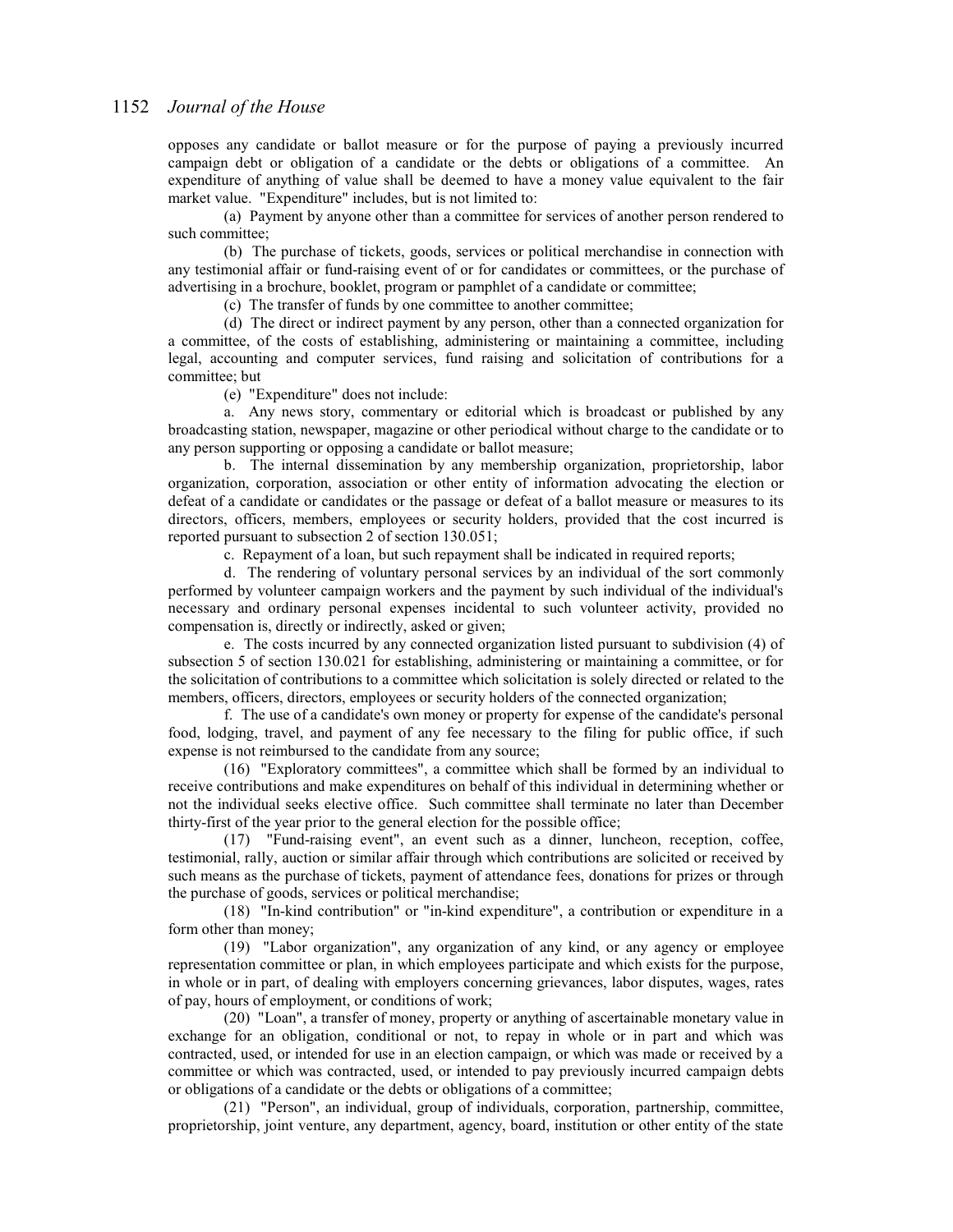opposes any candidate or ballot measure or for the purpose of paying a previously incurred campaign debt or obligation of a candidate or the debts or obligations of a committee. An expenditure of anything of value shall be deemed to have a money value equivalent to the fair market value. "Expenditure" includes, but is not limited to:

(a) Payment by anyone other than a committee for services of another person rendered to such committee;

(b) The purchase of tickets, goods, services or political merchandise in connection with any testimonial affair or fund-raising event of or for candidates or committees, or the purchase of advertising in a brochure, booklet, program or pamphlet of a candidate or committee;

(c) The transfer of funds by one committee to another committee;

(d) The direct or indirect payment by any person, other than a connected organization for a committee, of the costs of establishing, administering or maintaining a committee, including legal, accounting and computer services, fund raising and solicitation of contributions for a committee; but

(e) "Expenditure" does not include:

a. Any news story, commentary or editorial which is broadcast or published by any broadcasting station, newspaper, magazine or other periodical without charge to the candidate or to any person supporting or opposing a candidate or ballot measure;

b. The internal dissemination by any membership organization, proprietorship, labor organization, corporation, association or other entity of information advocating the election or defeat of a candidate or candidates or the passage or defeat of a ballot measure or measures to its directors, officers, members, employees or security holders, provided that the cost incurred is reported pursuant to subsection 2 of section 130.051;

c. Repayment of a loan, but such repayment shall be indicated in required reports;

d. The rendering of voluntary personal services by an individual of the sort commonly performed by volunteer campaign workers and the payment by such individual of the individual's necessary and ordinary personal expenses incidental to such volunteer activity, provided no compensation is, directly or indirectly, asked or given;

e. The costs incurred by any connected organization listed pursuant to subdivision (4) of subsection 5 of section 130.021 for establishing, administering or maintaining a committee, or for the solicitation of contributions to a committee which solicitation is solely directed or related to the members, officers, directors, employees or security holders of the connected organization;

f. The use of a candidate's own money or property for expense of the candidate's personal food, lodging, travel, and payment of any fee necessary to the filing for public office, if such expense is not reimbursed to the candidate from any source;

(16) "Exploratory committees", a committee which shall be formed by an individual to receive contributions and make expenditures on behalf of this individual in determining whether or not the individual seeks elective office. Such committee shall terminate no later than December thirty-first of the year prior to the general election for the possible office;

(17) "Fund-raising event", an event such as a dinner, luncheon, reception, coffee, testimonial, rally, auction or similar affair through which contributions are solicited or received by such means as the purchase of tickets, payment of attendance fees, donations for prizes or through the purchase of goods, services or political merchandise;

(18) "In-kind contribution" or "in-kind expenditure", a contribution or expenditure in a form other than money;

(19) "Labor organization", any organization of any kind, or any agency or employee representation committee or plan, in which employees participate and which exists for the purpose, in whole or in part, of dealing with employers concerning grievances, labor disputes, wages, rates of pay, hours of employment, or conditions of work;

(20) "Loan", a transfer of money, property or anything of ascertainable monetary value in exchange for an obligation, conditional or not, to repay in whole or in part and which was contracted, used, or intended for use in an election campaign, or which was made or received by a committee or which was contracted, used, or intended to pay previously incurred campaign debts or obligations of a candidate or the debts or obligations of a committee;

(21) "Person", an individual, group of individuals, corporation, partnership, committee, proprietorship, joint venture, any department, agency, board, institution or other entity of the state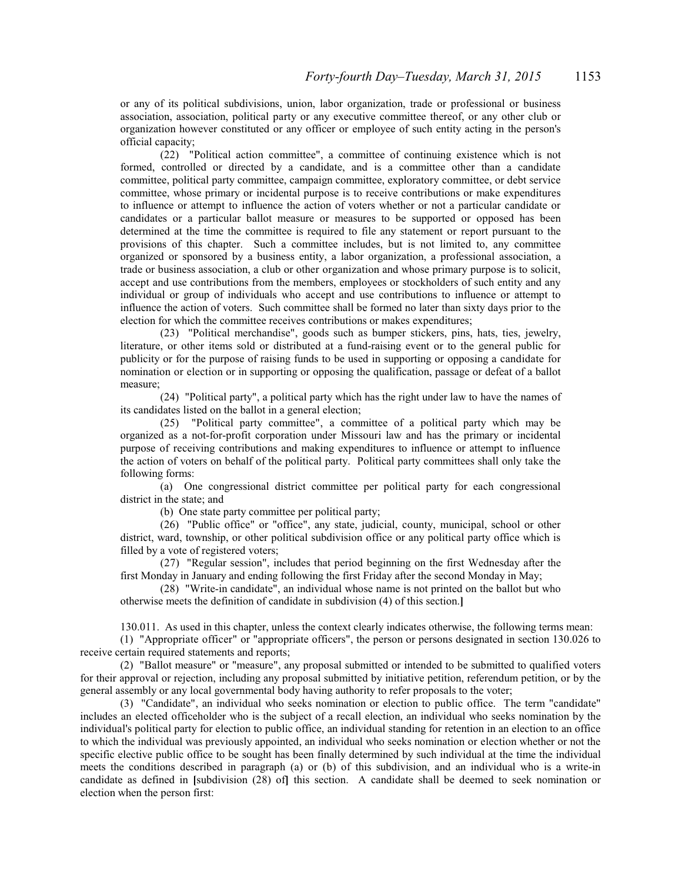or any of its political subdivisions, union, labor organization, trade or professional or business association, association, political party or any executive committee thereof, or any other club or organization however constituted or any officer or employee of such entity acting in the person's official capacity;

(22) "Political action committee", a committee of continuing existence which is not formed, controlled or directed by a candidate, and is a committee other than a candidate committee, political party committee, campaign committee, exploratory committee, or debt service committee, whose primary or incidental purpose is to receive contributions or make expenditures to influence or attempt to influence the action of voters whether or not a particular candidate or candidates or a particular ballot measure or measures to be supported or opposed has been determined at the time the committee is required to file any statement or report pursuant to the provisions of this chapter. Such a committee includes, but is not limited to, any committee organized or sponsored by a business entity, a labor organization, a professional association, a trade or business association, a club or other organization and whose primary purpose is to solicit, accept and use contributions from the members, employees or stockholders of such entity and any individual or group of individuals who accept and use contributions to influence or attempt to influence the action of voters. Such committee shall be formed no later than sixty days prior to the election for which the committee receives contributions or makes expenditures;

(23) "Political merchandise", goods such as bumper stickers, pins, hats, ties, jewelry, literature, or other items sold or distributed at a fund-raising event or to the general public for publicity or for the purpose of raising funds to be used in supporting or opposing a candidate for nomination or election or in supporting or opposing the qualification, passage or defeat of a ballot measure;

(24) "Political party", a political party which has the right under law to have the names of its candidates listed on the ballot in a general election;

(25) "Political party committee", a committee of a political party which may be organized as a not-for-profit corporation under Missouri law and has the primary or incidental purpose of receiving contributions and making expenditures to influence or attempt to influence the action of voters on behalf of the political party. Political party committees shall only take the following forms:

(a) One congressional district committee per political party for each congressional district in the state; and

(b) One state party committee per political party;

(26) "Public office" or "office", any state, judicial, county, municipal, school or other district, ward, township, or other political subdivision office or any political party office which is filled by a vote of registered voters;

(27) "Regular session", includes that period beginning on the first Wednesday after the first Monday in January and ending following the first Friday after the second Monday in May;

(28) "Write-in candidate", an individual whose name is not printed on the ballot but who otherwise meets the definition of candidate in subdivision (4) of this section.]

130.011. As used in this chapter, unless the context clearly indicates otherwise, the following terms mean:

(1) "Appropriate officer" or "appropriate officers", the person or persons designated in section 130.026 to receive certain required statements and reports;

(2) "Ballot measure" or "measure", any proposal submitted or intended to be submitted to qualified voters for their approval or rejection, including any proposal submitted by initiative petition, referendum petition, or by the general assembly or any local governmental body having authority to refer proposals to the voter;

(3) "Candidate", an individual who seeks nomination or election to public office. The term "candidate" includes an elected officeholder who is the subject of a recall election, an individual who seeks nomination by the individual's political party for election to public office, an individual standing for retention in an election to an office to which the individual was previously appointed, an individual who seeks nomination or election whether or not the specific elective public office to be sought has been finally determined by such individual at the time the individual meets the conditions described in paragraph (a) or (b) of this subdivision, and an individual who is a write-in candidate as defined in [subdivision (28) of] this section. A candidate shall be deemed to seek nomination or election when the person first: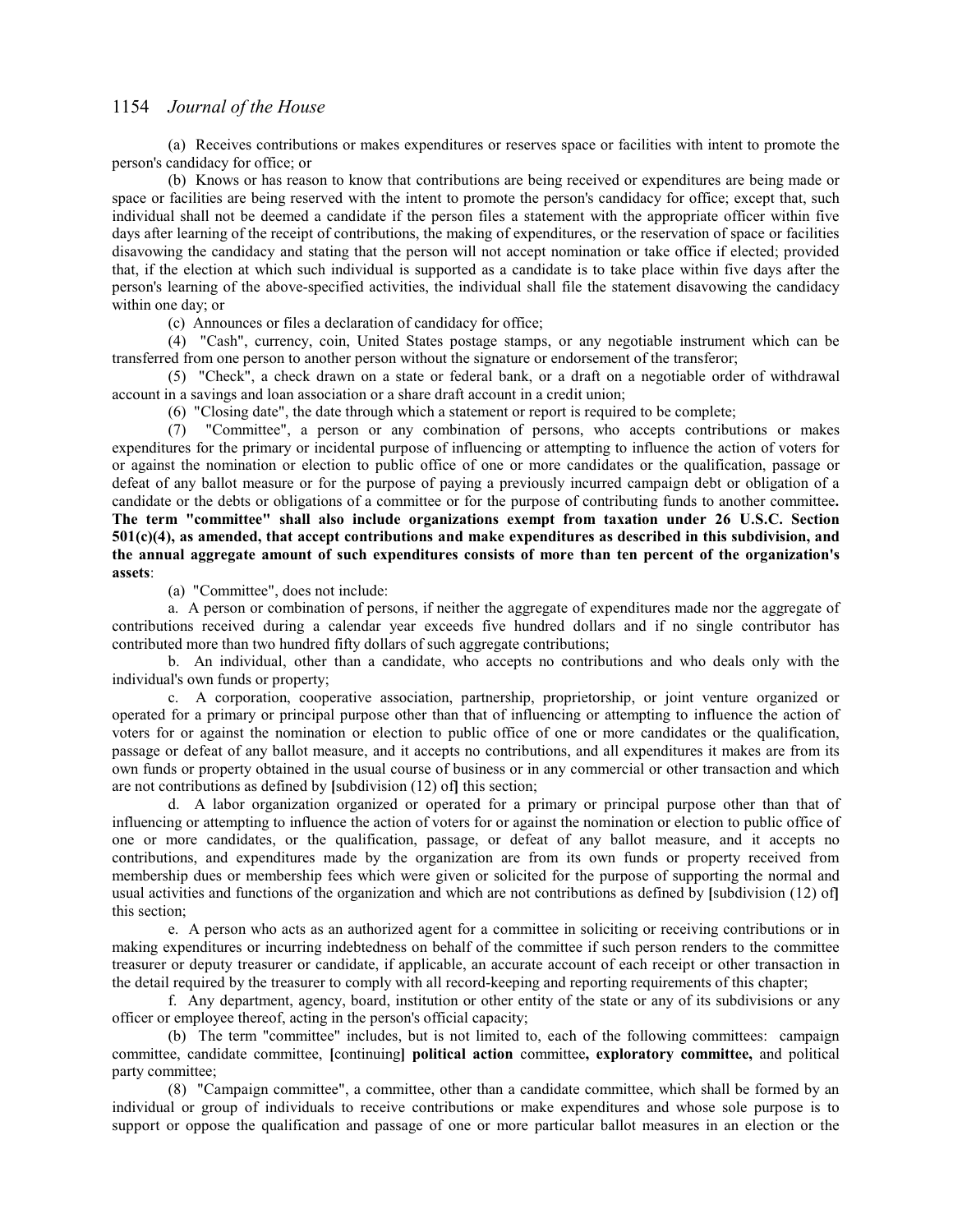(a) Receives contributions or makes expenditures or reserves space or facilities with intent to promote the person's candidacy for office; or

(b) Knows or has reason to know that contributions are being received or expenditures are being made or space or facilities are being reserved with the intent to promote the person's candidacy for office; except that, such individual shall not be deemed a candidate if the person files a statement with the appropriate officer within five days after learning of the receipt of contributions, the making of expenditures, or the reservation of space or facilities disavowing the candidacy and stating that the person will not accept nomination or take office if elected; provided that, if the election at which such individual is supported as a candidate is to take place within five days after the person's learning of the above-specified activities, the individual shall file the statement disavowing the candidacy within one day; or

(c) Announces or files a declaration of candidacy for office;

(4) "Cash", currency, coin, United States postage stamps, or any negotiable instrument which can be transferred from one person to another person without the signature or endorsement of the transferor;

(5) "Check", a check drawn on a state or federal bank, or a draft on a negotiable order of withdrawal account in a savings and loan association or a share draft account in a credit union;

(6) "Closing date", the date through which a statement or report is required to be complete;

(7) "Committee", a person or any combination of persons, who accepts contributions or makes expenditures for the primary or incidental purpose of influencing or attempting to influence the action of voters for or against the nomination or election to public office of one or more candidates or the qualification, passage or defeat of any ballot measure or for the purpose of paying a previously incurred campaign debt or obligation of a candidate or the debts or obligations of a committee or for the purpose of contributing funds to another committee**. The term "committee" shall also include organizations exempt from taxation under 26 U.S.C. Section 501(c)(4), as amended, that accept contributions and make expenditures as described in this subdivision, and the annual aggregate amount of such expenditures consists of more than ten percent of the organization's assets**:

(a) "Committee", does not include:

a. A person or combination of persons, if neither the aggregate of expenditures made nor the aggregate of contributions received during a calendar year exceeds five hundred dollars and if no single contributor has contributed more than two hundred fifty dollars of such aggregate contributions;

b. An individual, other than a candidate, who accepts no contributions and who deals only with the individual's own funds or property;

c. A corporation, cooperative association, partnership, proprietorship, or joint venture organized or operated for a primary or principal purpose other than that of influencing or attempting to influence the action of voters for or against the nomination or election to public office of one or more candidates or the qualification, passage or defeat of any ballot measure, and it accepts no contributions, and all expenditures it makes are from its own funds or property obtained in the usual course of business or in any commercial or other transaction and which are not contributions as defined by **[**subdivision (12) of**]** this section;

d. A labor organization organized or operated for a primary or principal purpose other than that of influencing or attempting to influence the action of voters for or against the nomination or election to public office of one or more candidates, or the qualification, passage, or defeat of any ballot measure, and it accepts no contributions, and expenditures made by the organization are from its own funds or property received from membership dues or membership fees which were given or solicited for the purpose of supporting the normal and usual activities and functions of the organization and which are not contributions as defined by **[**subdivision (12) of**]** this section;

e. A person who acts as an authorized agent for a committee in soliciting or receiving contributions or in making expenditures or incurring indebtedness on behalf of the committee if such person renders to the committee treasurer or deputy treasurer or candidate, if applicable, an accurate account of each receipt or other transaction in the detail required by the treasurer to comply with all record-keeping and reporting requirements of this chapter;

f. Any department, agency, board, institution or other entity of the state or any of its subdivisions or any officer or employee thereof, acting in the person's official capacity;

(b) The term "committee" includes, but is not limited to, each of the following committees: campaign committee, candidate committee, **[**continuing**] political action** committee**, exploratory committee,** and political party committee;

(8) "Campaign committee", a committee, other than a candidate committee, which shall be formed by an individual or group of individuals to receive contributions or make expenditures and whose sole purpose is to support or oppose the qualification and passage of one or more particular ballot measures in an election or the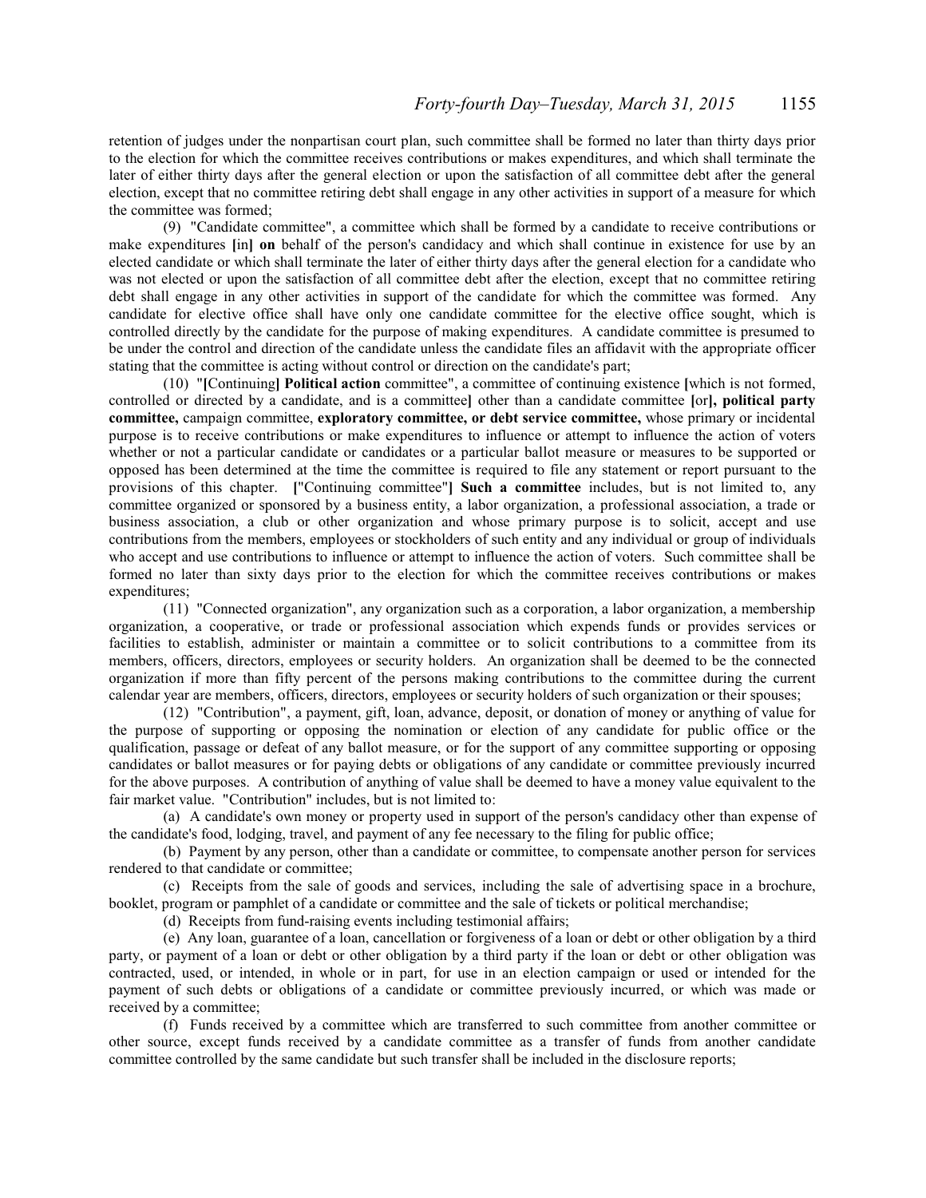retention of judges under the nonpartisan court plan, such committee shall be formed no later than thirty days prior to the election for which the committee receives contributions or makes expenditures, and which shall terminate the later of either thirty days after the general election or upon the satisfaction of all committee debt after the general election, except that no committee retiring debt shall engage in any other activities in support of a measure for which the committee was formed;

(9) "Candidate committee", a committee which shall be formed by a candidate to receive contributions or make expenditures [in] **on** behalf of the person's candidacy and which shall continue in existence for use by an elected candidate or which shall terminate the later of either thirty days after the general election for a candidate who was not elected or upon the satisfaction of all committee debt after the election, except that no committee retiring debt shall engage in any other activities in support of the candidate for which the committee was formed. Any candidate for elective office shall have only one candidate committee for the elective office sought, which is controlled directly by the candidate for the purpose of making expenditures. A candidate committee is presumed to be under the control and direction of the candidate unless the candidate files an affidavit with the appropriate officer stating that the committee is acting without control or direction on the candidate's part;

(10) "[Continuing] **Political action** committee", a committee of continuing existence [which is not formed, controlled or directed by a candidate, and is a committee] other than a candidate committee [or]**, political party committee,** campaign committee, **exploratory committee, or debt service committee,** whose primary or incidental purpose is to receive contributions or make expenditures to influence or attempt to influence the action of voters whether or not a particular candidate or candidates or a particular ballot measure or measures to be supported or opposed has been determined at the time the committee is required to file any statement or report pursuant to the provisions of this chapter. ["Continuing committee"] **Such a committee** includes, but is not limited to, any committee organized or sponsored by a business entity, a labor organization, a professional association, a trade or business association, a club or other organization and whose primary purpose is to solicit, accept and use contributions from the members, employees or stockholders of such entity and any individual or group of individuals who accept and use contributions to influence or attempt to influence the action of voters. Such committee shall be formed no later than sixty days prior to the election for which the committee receives contributions or makes expenditures;

(11) "Connected organization", any organization such as a corporation, a labor organization, a membership organization, a cooperative, or trade or professional association which expends funds or provides services or facilities to establish, administer or maintain a committee or to solicit contributions to a committee from its members, officers, directors, employees or security holders. An organization shall be deemed to be the connected organization if more than fifty percent of the persons making contributions to the committee during the current calendar year are members, officers, directors, employees or security holders of such organization or their spouses;

(12) "Contribution", a payment, gift, loan, advance, deposit, or donation of money or anything of value for the purpose of supporting or opposing the nomination or election of any candidate for public office or the qualification, passage or defeat of any ballot measure, or for the support of any committee supporting or opposing candidates or ballot measures or for paying debts or obligations of any candidate or committee previously incurred for the above purposes. A contribution of anything of value shall be deemed to have a money value equivalent to the fair market value. "Contribution" includes, but is not limited to:

(a) A candidate's own money or property used in support of the person's candidacy other than expense of the candidate's food, lodging, travel, and payment of any fee necessary to the filing for public office;

(b) Payment by any person, other than a candidate or committee, to compensate another person for services rendered to that candidate or committee;

(c) Receipts from the sale of goods and services, including the sale of advertising space in a brochure, booklet, program or pamphlet of a candidate or committee and the sale of tickets or political merchandise;

(d) Receipts from fund-raising events including testimonial affairs;

(e) Any loan, guarantee of a loan, cancellation or forgiveness of a loan or debt or other obligation by a third party, or payment of a loan or debt or other obligation by a third party if the loan or debt or other obligation was contracted, used, or intended, in whole or in part, for use in an election campaign or used or intended for the payment of such debts or obligations of a candidate or committee previously incurred, or which was made or received by a committee;

(f) Funds received by a committee which are transferred to such committee from another committee or other source, except funds received by a candidate committee as a transfer of funds from another candidate committee controlled by the same candidate but such transfer shall be included in the disclosure reports;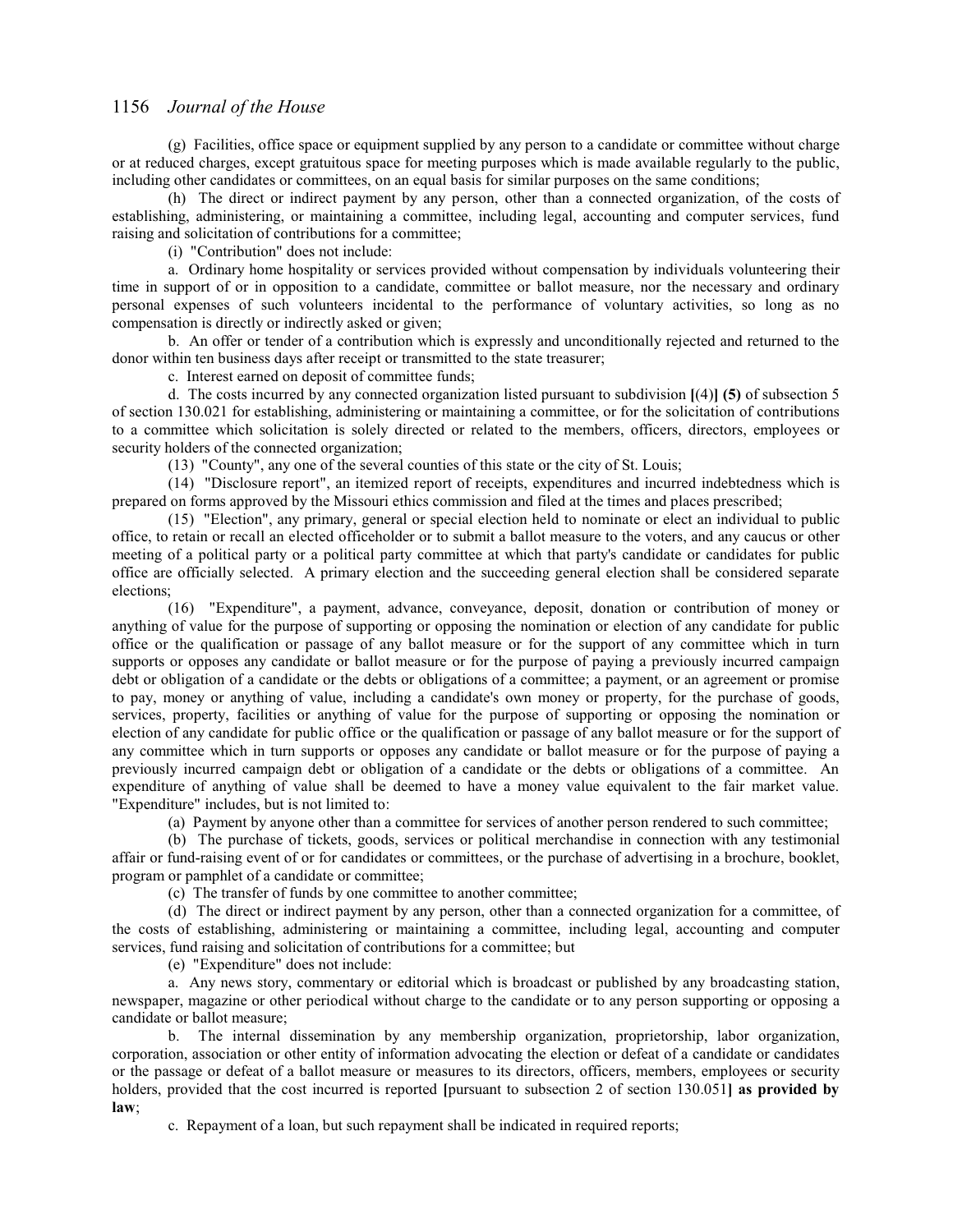(g) Facilities, office space or equipment supplied by any person to a candidate or committee without charge or at reduced charges, except gratuitous space for meeting purposes which is made available regularly to the public, including other candidates or committees, on an equal basis for similar purposes on the same conditions;

(h) The direct or indirect payment by any person, other than a connected organization, of the costs of establishing, administering, or maintaining a committee, including legal, accounting and computer services, fund raising and solicitation of contributions for a committee;

(i) "Contribution" does not include:

a. Ordinary home hospitality or services provided without compensation by individuals volunteering their time in support of or in opposition to a candidate, committee or ballot measure, nor the necessary and ordinary personal expenses of such volunteers incidental to the performance of voluntary activities, so long as no compensation is directly or indirectly asked or given;

b. An offer or tender of a contribution which is expressly and unconditionally rejected and returned to the donor within ten business days after receipt or transmitted to the state treasurer;

c. Interest earned on deposit of committee funds;

d. The costs incurred by any connected organization listed pursuant to subdivision **[**(4)**] (5)** of subsection 5 of section 130.021 for establishing, administering or maintaining a committee, or for the solicitation of contributions to a committee which solicitation is solely directed or related to the members, officers, directors, employees or security holders of the connected organization;

(13) "County", any one of the several counties of this state or the city of St. Louis;

(14) "Disclosure report", an itemized report of receipts, expenditures and incurred indebtedness which is prepared on forms approved by the Missouri ethics commission and filed at the times and places prescribed;

(15) "Election", any primary, general or special election held to nominate or elect an individual to public office, to retain or recall an elected officeholder or to submit a ballot measure to the voters, and any caucus or other meeting of a political party or a political party committee at which that party's candidate or candidates for public office are officially selected. A primary election and the succeeding general election shall be considered separate elections;

(16) "Expenditure", a payment, advance, conveyance, deposit, donation or contribution of money or anything of value for the purpose of supporting or opposing the nomination or election of any candidate for public office or the qualification or passage of any ballot measure or for the support of any committee which in turn supports or opposes any candidate or ballot measure or for the purpose of paying a previously incurred campaign debt or obligation of a candidate or the debts or obligations of a committee; a payment, or an agreement or promise to pay, money or anything of value, including a candidate's own money or property, for the purchase of goods, services, property, facilities or anything of value for the purpose of supporting or opposing the nomination or election of any candidate for public office or the qualification or passage of any ballot measure or for the support of any committee which in turn supports or opposes any candidate or ballot measure or for the purpose of paying a previously incurred campaign debt or obligation of a candidate or the debts or obligations of a committee. An expenditure of anything of value shall be deemed to have a money value equivalent to the fair market value. "Expenditure" includes, but is not limited to:

(a) Payment by anyone other than a committee for services of another person rendered to such committee;

(b) The purchase of tickets, goods, services or political merchandise in connection with any testimonial affair or fund-raising event of or for candidates or committees, or the purchase of advertising in a brochure, booklet, program or pamphlet of a candidate or committee;

(c) The transfer of funds by one committee to another committee;

(d) The direct or indirect payment by any person, other than a connected organization for a committee, of the costs of establishing, administering or maintaining a committee, including legal, accounting and computer services, fund raising and solicitation of contributions for a committee; but

(e) "Expenditure" does not include:

a. Any news story, commentary or editorial which is broadcast or published by any broadcasting station, newspaper, magazine or other periodical without charge to the candidate or to any person supporting or opposing a candidate or ballot measure;

b. The internal dissemination by any membership organization, proprietorship, labor organization, corporation, association or other entity of information advocating the election or defeat of a candidate or candidates or the passage or defeat of a ballot measure or measures to its directors, officers, members, employees or security holders, provided that the cost incurred is reported **[**pursuant to subsection 2 of section 130.051**] as provided by law**;

c. Repayment of a loan, but such repayment shall be indicated in required reports;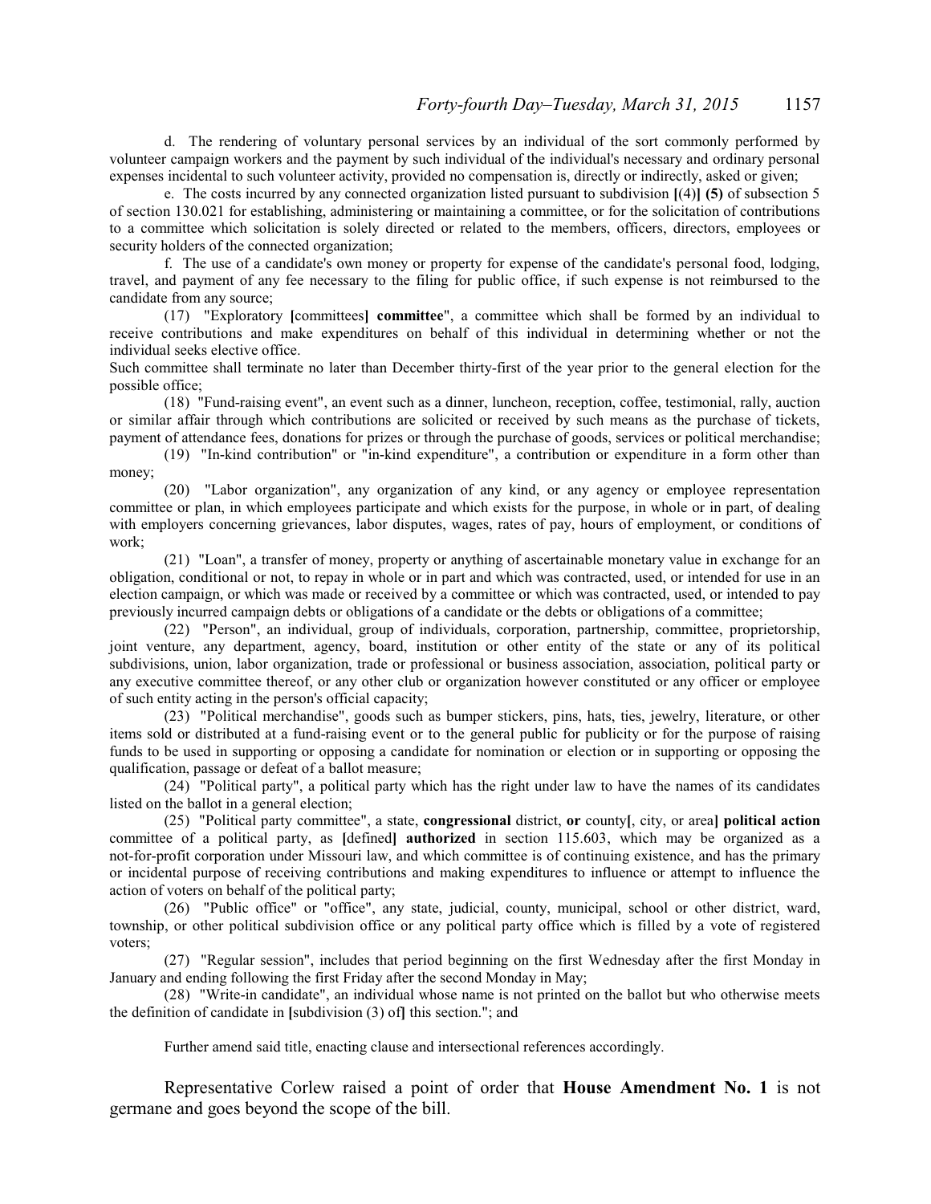d. The rendering of voluntary personal services by an individual of the sort commonly performed by volunteer campaign workers and the payment by such individual of the individual's necessary and ordinary personal expenses incidental to such volunteer activity, provided no compensation is, directly or indirectly, asked or given;

e. The costs incurred by any connected organization listed pursuant to subdivision **[**(4)**]** **(5)** of subsection 5 of section 130.021 for establishing, administering or maintaining a committee, or for the solicitation of contributions to a committee which solicitation is solely directed or related to the members, officers, directors, employees or security holders of the connected organization;

f. The use of a candidate's own money or property for expense of the candidate's personal food, lodging, travel, and payment of any fee necessary to the filing for public office, if such expense is not reimbursed to the candidate from any source;

(17) "Exploratory **[**committees**]** **committee**", a committee which shall be formed by an individual to receive contributions and make expenditures on behalf of this individual in determining whether or not the individual seeks elective office.

Such committee shall terminate no later than December thirty-first of the year prior to the general election for the possible office;

(18) "Fund-raising event", an event such as a dinner, luncheon, reception, coffee, testimonial, rally, auction or similar affair through which contributions are solicited or received by such means as the purchase of tickets, payment of attendance fees, donations for prizes or through the purchase of goods, services or political merchandise;

(19) "In-kind contribution" or "in-kind expenditure", a contribution or expenditure in a form other than money;

(20) "Labor organization", any organization of any kind, or any agency or employee representation committee or plan, in which employees participate and which exists for the purpose, in whole or in part, of dealing with employers concerning grievances, labor disputes, wages, rates of pay, hours of employment, or conditions of work;

(21) "Loan", a transfer of money, property or anything of ascertainable monetary value in exchange for an obligation, conditional or not, to repay in whole or in part and which was contracted, used, or intended for use in an election campaign, or which was made or received by a committee or which was contracted, used, or intended to pay previously incurred campaign debts or obligations of a candidate or the debts or obligations of a committee;

(22) "Person", an individual, group of individuals, corporation, partnership, committee, proprietorship, joint venture, any department, agency, board, institution or other entity of the state or any of its political subdivisions, union, labor organization, trade or professional or business association, association, political party or any executive committee thereof, or any other club or organization however constituted or any officer or employee of such entity acting in the person's official capacity;

(23) "Political merchandise", goods such as bumper stickers, pins, hats, ties, jewelry, literature, or other items sold or distributed at a fund-raising event or to the general public for publicity or for the purpose of raising funds to be used in supporting or opposing a candidate for nomination or election or in supporting or opposing the qualification, passage or defeat of a ballot measure;

(24) "Political party", a political party which has the right under law to have the names of its candidates listed on the ballot in a general election;

(25) "Political party committee", a state, **congressional** district, **or** county**[**, city, or area**]** **political action** committee of a political party, as **[**defined**]** **authorized** in section 115.603, which may be organized as a not-for-profit corporation under Missouri law, and which committee is of continuing existence, and has the primary or incidental purpose of receiving contributions and making expenditures to influence or attempt to influence the action of voters on behalf of the political party;

(26) "Public office" or "office", any state, judicial, county, municipal, school or other district, ward, township, or other political subdivision office or any political party office which is filled by a vote of registered voters;

(27) "Regular session", includes that period beginning on the first Wednesday after the first Monday in January and ending following the first Friday after the second Monday in May;

(28) "Write-in candidate", an individual whose name is not printed on the ballot but who otherwise meets the definition of candidate in **[**subdivision (3) of**]** this section."; and

Further amend said title, enacting clause and intersectional references accordingly.

Representative Corlew raised a point of order that **House Amendment No. 1** is not germane and goes beyond the scope of the bill.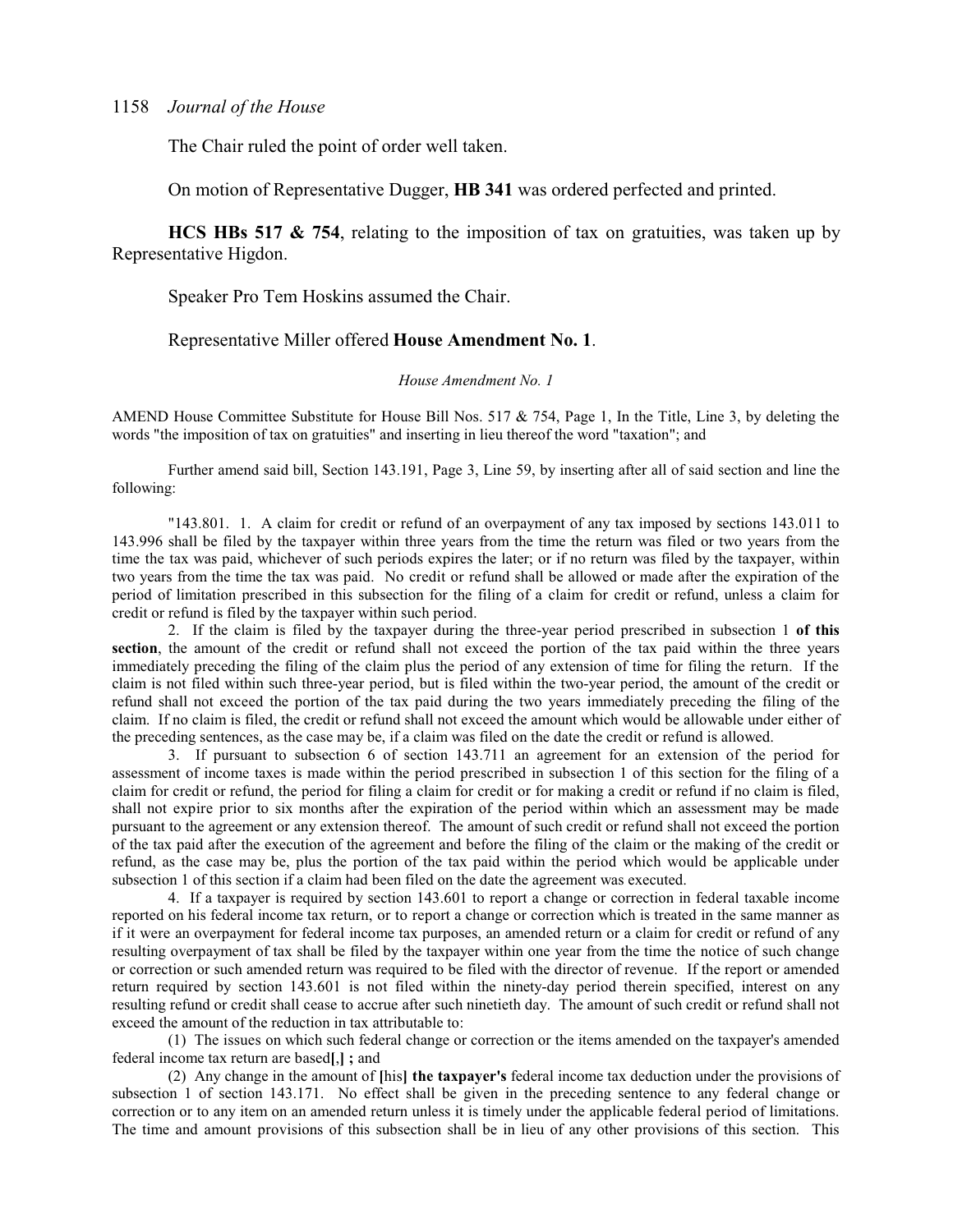The Chair ruled the point of order well taken.

On motion of Representative Dugger, **HB 341** was ordered perfected and printed.

**HCS HBs 517 & 754**, relating to the imposition of tax on gratuities, was taken up by Representative Higdon.

Speaker Pro Tem Hoskins assumed the Chair.

Representative Miller offered **House Amendment No. 1**.

*House Amendment No. 1*

AMEND House Committee Substitute for House Bill Nos. 517 & 754, Page 1, In the Title, Line 3, by deleting the words "the imposition of tax on gratuities" and inserting in lieu thereof the word "taxation"; and

Further amend said bill, Section 143.191, Page 3, Line 59, by inserting after all of said section and line the following:

"143.801. 1. A claim for credit or refund of an overpayment of any tax imposed by sections 143.011 to 143.996 shall be filed by the taxpayer within three years from the time the return was filed or two years from the time the tax was paid, whichever of such periods expires the later; or if no return was filed by the taxpayer, within two years from the time the tax was paid. No credit or refund shall be allowed or made after the expiration of the period of limitation prescribed in this subsection for the filing of a claim for credit or refund, unless a claim for credit or refund is filed by the taxpayer within such period.

2. If the claim is filed by the taxpayer during the three-year period prescribed in subsection 1 **of this section**, the amount of the credit or refund shall not exceed the portion of the tax paid within the three years immediately preceding the filing of the claim plus the period of any extension of time for filing the return. If the claim is not filed within such three-year period, but is filed within the two-year period, the amount of the credit or refund shall not exceed the portion of the tax paid during the two years immediately preceding the filing of the claim. If no claim is filed, the credit or refund shall not exceed the amount which would be allowable under either of the preceding sentences, as the case may be, if a claim was filed on the date the credit or refund is allowed.

3. If pursuant to subsection 6 of section 143.711 an agreement for an extension of the period for assessment of income taxes is made within the period prescribed in subsection 1 of this section for the filing of a claim for credit or refund, the period for filing a claim for credit or for making a credit or refund if no claim is filed, shall not expire prior to six months after the expiration of the period within which an assessment may be made pursuant to the agreement or any extension thereof. The amount of such credit or refund shall not exceed the portion of the tax paid after the execution of the agreement and before the filing of the claim or the making of the credit or refund, as the case may be, plus the portion of the tax paid within the period which would be applicable under subsection 1 of this section if a claim had been filed on the date the agreement was executed.

4. If a taxpayer is required by section 143.601 to report a change or correction in federal taxable income reported on his federal income tax return, or to report a change or correction which is treated in the same manner as if it were an overpayment for federal income tax purposes, an amended return or a claim for credit or refund of any resulting overpayment of tax shall be filed by the taxpayer within one year from the time the notice of such change or correction or such amended return was required to be filed with the director of revenue. If the report or amended return required by section 143.601 is not filed within the ninety-day period therein specified, interest on any resulting refund or credit shall cease to accrue after such ninetieth day. The amount of such credit or refund shall not exceed the amount of the reduction in tax attributable to:

(1) The issues on which such federal change or correction or the items amended on the taxpayer's amended federal income tax return are based**[**,**] ;** and

(2) Any change in the amount of **[**his**] the taxpayer's** federal income tax deduction under the provisions of subsection 1 of section 143.171. No effect shall be given in the preceding sentence to any federal change or correction or to any item on an amended return unless it is timely under the applicable federal period of limitations. The time and amount provisions of this subsection shall be in lieu of any other provisions of this section. This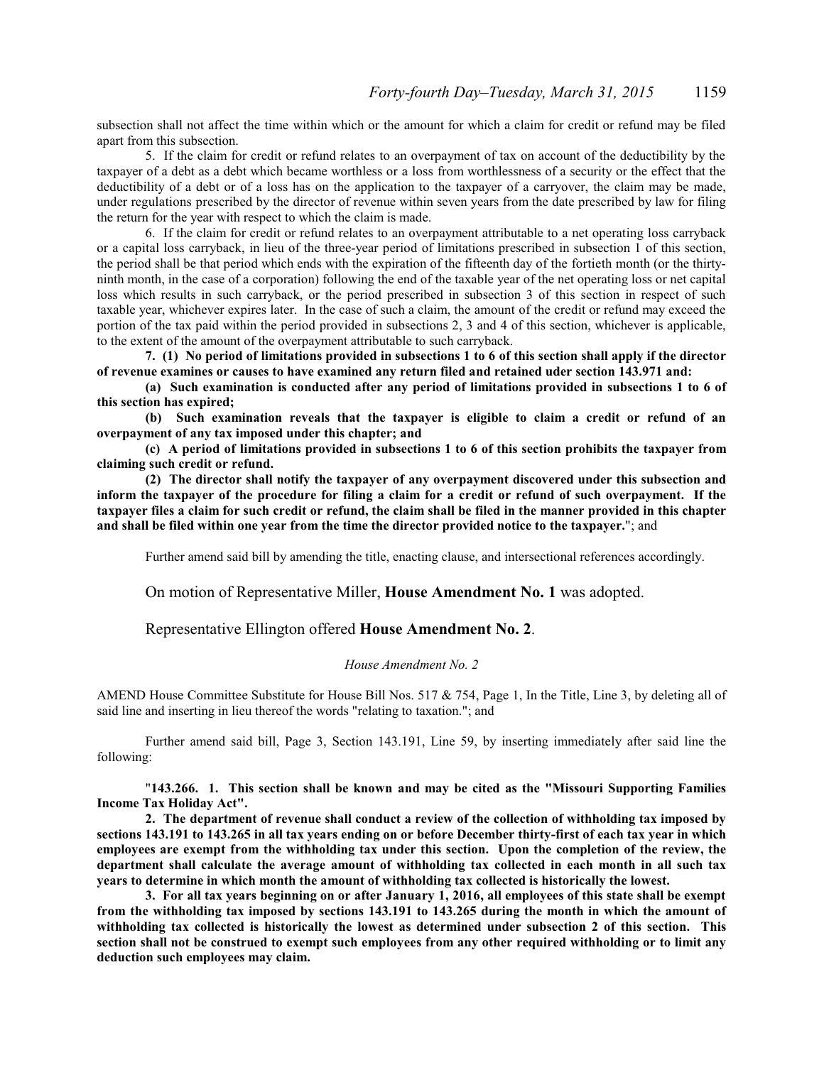subsection shall not affect the time within which or the amount for which a claim for credit or refund may be filed apart from this subsection.

5. If the claim for credit or refund relates to an overpayment of tax on account of the deductibility by the taxpayer of a debt as a debt which became worthless or a loss from worthlessness of a security or the effect that the deductibility of a debt or of a loss has on the application to the taxpayer of a carryover, the claim may be made, under regulations prescribed by the director of revenue within seven years from the date prescribed by law for filing the return for the year with respect to which the claim is made.

6. If the claim for credit or refund relates to an overpayment attributable to a net operating loss carryback or a capital loss carryback, in lieu of the three-year period of limitations prescribed in subsection 1 of this section, the period shall be that period which ends with the expiration of the fifteenth day of the fortieth month (or the thirty-ninth month, in the case of a corporation) following the end of the taxable year of the net operating loss or net capital loss which results in such carryback, or the period prescribed in subsection 3 of this section in respect of such taxable year, whichever expires later. In the case of such a claim, the amount of the credit or refund may exceed the portion of the tax paid within the period provided in subsections 2, 3 and 4 of this section, whichever is applicable, to the extent of the amount of the overpayment attributable to such carryback.

**7. (1) No period of limitations provided in subsections 1 to 6 of this section shall apply if the director of revenue examines or causes to have examined any return filed and retained uder section 143.971 and:**

**(a) Such examination is conducted after any period of limitations provided in subsections 1 to 6 of this section has expired;**

**(b) Such examination reveals that the taxpayer is eligible to claim a credit or refund of an overpayment of any tax imposed under this chapter; and**

**(c) A period of limitations provided in subsections 1 to 6 of this section prohibits the taxpayer from claiming such credit or refund.**

**(2) The director shall notify the taxpayer of any overpayment discovered under this subsection and inform the taxpayer of the procedure for filing a claim for a credit or refund of such overpayment. If the taxpayer files a claim for such credit or refund, the claim shall be filed in the manner provided in this chapter and shall be filed within one year from the time the director provided notice to the taxpayer.**"; and

Further amend said bill by amending the title, enacting clause, and intersectional references accordingly.

On motion of Representative Miller, **House Amendment No. 1** was adopted.

Representative Ellington offered **House Amendment No. 2**.

*House Amendment No. 2*

AMEND House Committee Substitute for House Bill Nos. 517 & 754, Page 1, In the Title, Line 3, by deleting all of said line and inserting in lieu thereof the words "relating to taxation."; and

Further amend said bill, Page 3, Section 143.191, Line 59, by inserting immediately after said line the following:

"**143.266. 1. This section shall be known and may be cited as the "Missouri Supporting Families Income Tax Holiday Act".**

**2. The department of revenue shall conduct a review of the collection of withholding tax imposed by sections 143.191 to 143.265 in all tax years ending on or before December thirty-first of each tax year in which employees are exempt from the withholding tax under this section. Upon the completion of the review, the department shall calculate the average amount of withholding tax collected in each month in all such tax years to determine in which month the amount of withholding tax collected is historically the lowest.**

**3. For all tax years beginning on or after January 1, 2016, all employees of this state shall be exempt from the withholding tax imposed by sections 143.191 to 143.265 during the month in which the amount of withholding tax collected is historically the lowest as determined under subsection 2 of this section. This section shall not be construed to exempt such employees from any other required withholding or to limit any deduction such employees may claim.**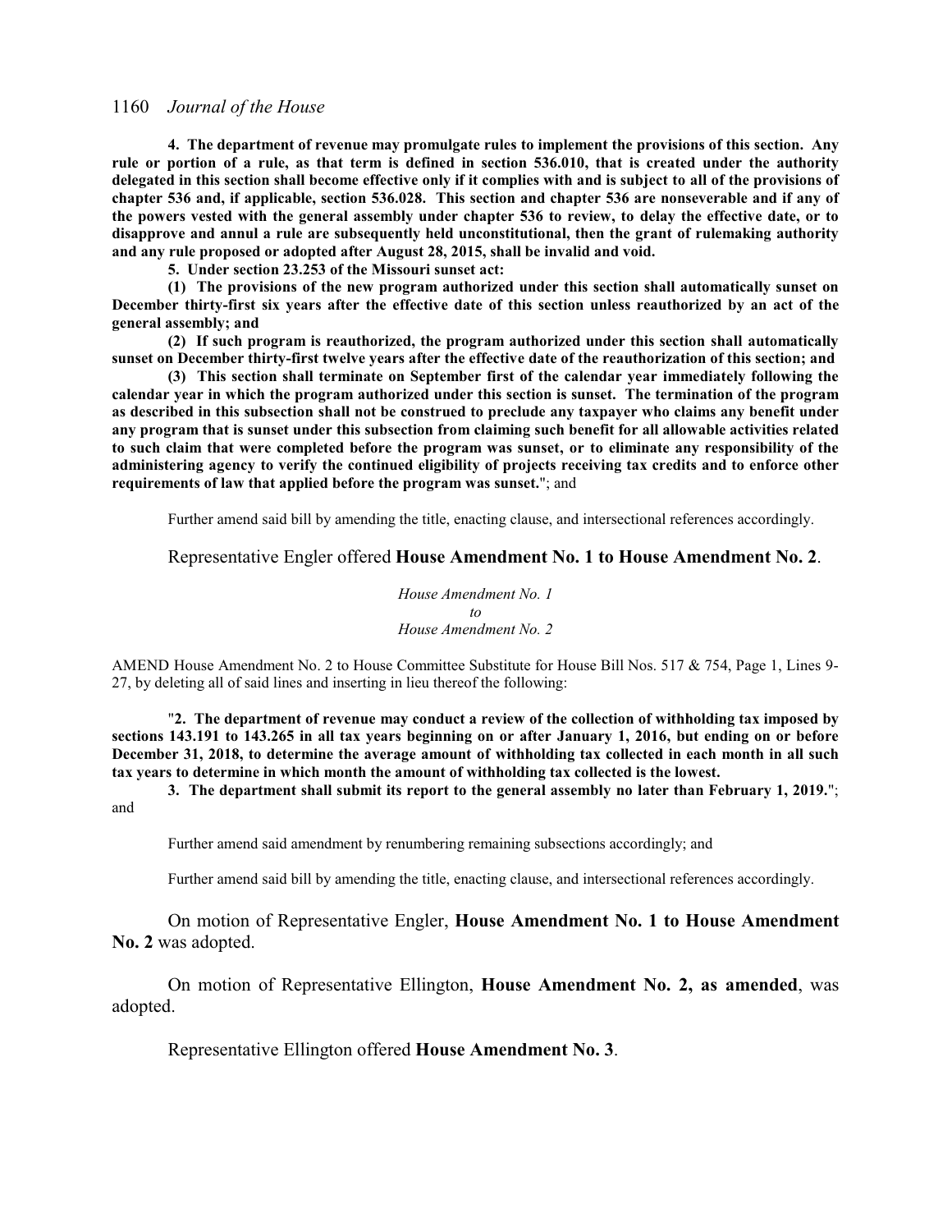**4. The department of revenue may promulgate rules to implement the provisions of this section. Any rule or portion of a rule, as that term is defined in section 536.010, that is created under the authority delegated in this section shall become effective only if it complies with and is subject to all of the provisions of chapter 536 and, if applicable, section 536.028. This section and chapter 536 are nonseverable and if any of the powers vested with the general assembly under chapter 536 to review, to delay the effective date, or to disapprove and annul a rule are subsequently held unconstitutional, then the grant of rulemaking authority and any rule proposed or adopted after August 28, 2015, shall be invalid and void.**

**5. Under section 23.253 of the Missouri sunset act:**

**(1) The provisions of the new program authorized under this section shall automatically sunset on December thirty-first six years after the effective date of this section unless reauthorized by an act of the general assembly; and**

**(2) If such program is reauthorized, the program authorized under this section shall automatically sunset on December thirty-first twelve years after the effective date of the reauthorization of this section; and**

**(3) This section shall terminate on September first of the calendar year immediately following the calendar year in which the program authorized under this section is sunset. The termination of the program as described in this subsection shall not be construed to preclude any taxpayer who claims any benefit under any program that is sunset under this subsection from claiming such benefit for all allowable activities related to such claim that were completed before the program was sunset, or to eliminate any responsibility of the administering agency to verify the continued eligibility of projects receiving tax credits and to enforce other requirements of law that applied before the program was sunset.**"; and

Further amend said bill by amending the title, enacting clause, and intersectional references accordingly.

Representative Engler offered **House Amendment No. 1 to House Amendment No. 2**.

*House Amendment No. 1*
*to*
*House Amendment No. 2*

AMEND House Amendment No. 2 to House Committee Substitute for House Bill Nos. 517 & 754, Page 1, Lines 9-27, by deleting all of said lines and inserting in lieu thereof the following:

"**2. The department of revenue may conduct a review of the collection of withholding tax imposed by sections 143.191 to 143.265 in all tax years beginning on or after January 1, 2016, but ending on or before December 31, 2018, to determine the average amount of withholding tax collected in each month in all such tax years to determine in which month the amount of withholding tax collected is the lowest.**

**3. The department shall submit its report to the general assembly no later than February 1, 2019.**"; and

Further amend said amendment by renumbering remaining subsections accordingly; and

Further amend said bill by amending the title, enacting clause, and intersectional references accordingly.

On motion of Representative Engler, **House Amendment No. 1 to House Amendment No. 2** was adopted.

On motion of Representative Ellington, **House Amendment No. 2, as amended**, was adopted.

Representative Ellington offered **House Amendment No. 3**.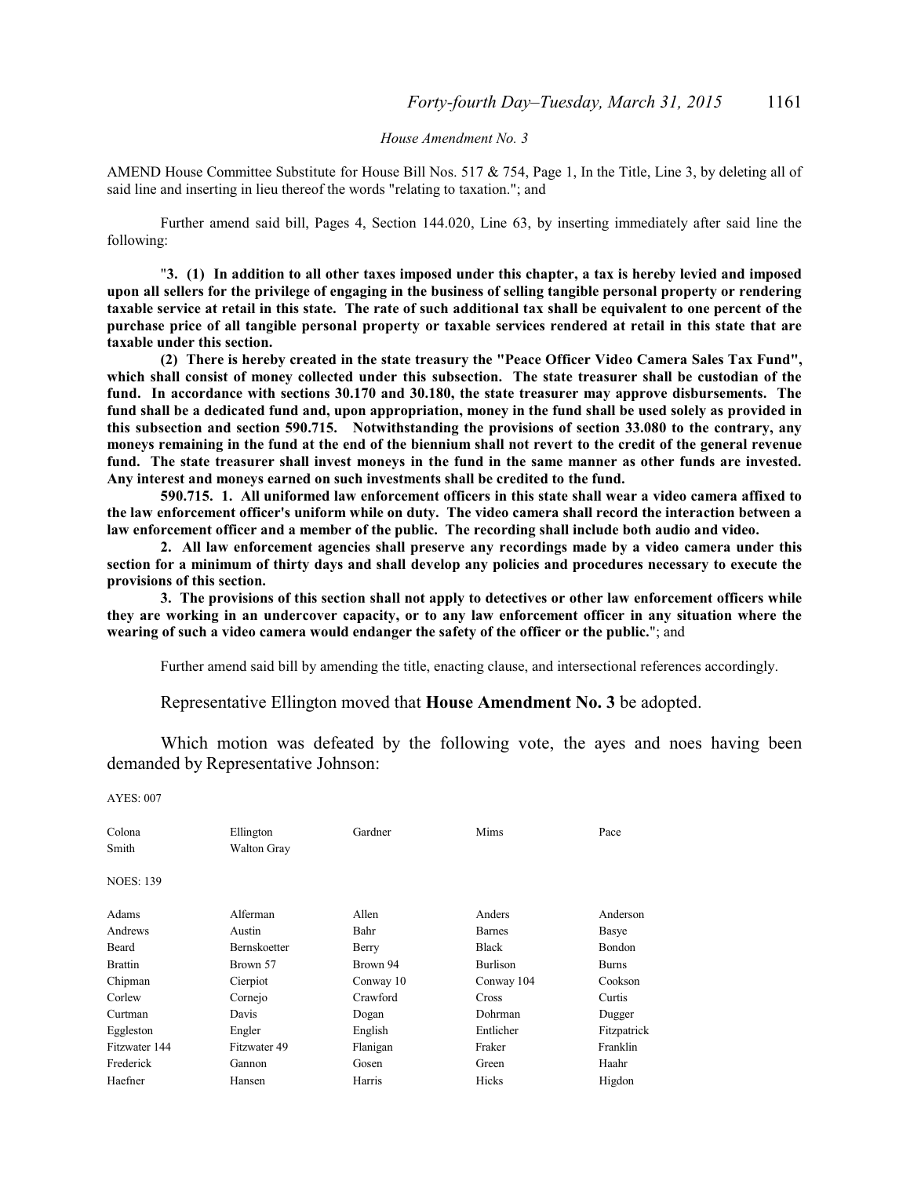*House Amendment No. 3*

AMEND House Committee Substitute for House Bill Nos. 517 & 754, Page 1, In the Title, Line 3, by deleting all of said line and inserting in lieu thereof the words "relating to taxation."; and

Further amend said bill, Pages 4, Section 144.020, Line 63, by inserting immediately after said line the following:

"**3. (1) In addition to all other taxes imposed under this chapter, a tax is hereby levied and imposed upon all sellers for the privilege of engaging in the business of selling tangible personal property or rendering taxable service at retail in this state. The rate of such additional tax shall be equivalent to one percent of the purchase price of all tangible personal property or taxable services rendered at retail in this state that are taxable under this section.**

**(2) There is hereby created in the state treasury the "Peace Officer Video Camera Sales Tax Fund", which shall consist of money collected under this subsection. The state treasurer shall be custodian of the fund. In accordance with sections 30.170 and 30.180, the state treasurer may approve disbursements. The fund shall be a dedicated fund and, upon appropriation, money in the fund shall be used solely as provided in this subsection and section 590.715. Notwithstanding the provisions of section 33.080 to the contrary, any moneys remaining in the fund at the end of the biennium shall not revert to the credit of the general revenue fund. The state treasurer shall invest moneys in the fund in the same manner as other funds are invested. Any interest and moneys earned on such investments shall be credited to the fund.**

**590.715. 1. All uniformed law enforcement officers in this state shall wear a video camera affixed to the law enforcement officer's uniform while on duty. The video camera shall record the interaction between a law enforcement officer and a member of the public. The recording shall include both audio and video.**

**2. All law enforcement agencies shall preserve any recordings made by a video camera under this section for a minimum of thirty days and shall develop any policies and procedures necessary to execute the provisions of this section.**

**3. The provisions of this section shall not apply to detectives or other law enforcement officers while they are working in an undercover capacity, or to any law enforcement officer in any situation where the wearing of such a video camera would endanger the safety of the officer or the public.**"; and

Further amend said bill by amending the title, enacting clause, and intersectional references accordingly.

Representative Ellington moved that **House Amendment No. 3** be adopted.

Which motion was defeated by the following vote, the ayes and noes having been demanded by Representative Johnson:

AYES: 007

| | | | | |
|---|---|---|---|---|
| Colona | Ellington | Gardner | Mims | Pace |
| Smith | Walton Gray | | | |

NOES: 139

| | | | | |
|---|---|---|---|---|
| Adams | Alferman | Allen | Anders | Anderson |
| Andrews | Austin | Bahr | Barnes | Basye |
| Beard | Bernskoetter | Berry | Black | Bondon |
| Brattin | Brown 57 | Brown 94 | Burlison | Burns |
| Chipman | Cierpiot | Conway 10 | Conway 104 | Cookson |
| Corlew | Cornejo | Crawford | Cross | Curtis |
| Curtman | Davis | Dogan | Dohrman | Dugger |
| Eggleston | Engler | English | Entlicher | Fitzpatrick |
| Fitzwater 144 | Fitzwater 49 | Flanigan | Fraker | Franklin |
| Frederick | Gannon | Gosen | Green | Haahr |
| Haefner | Hansen | Harris | Hicks | Higdon |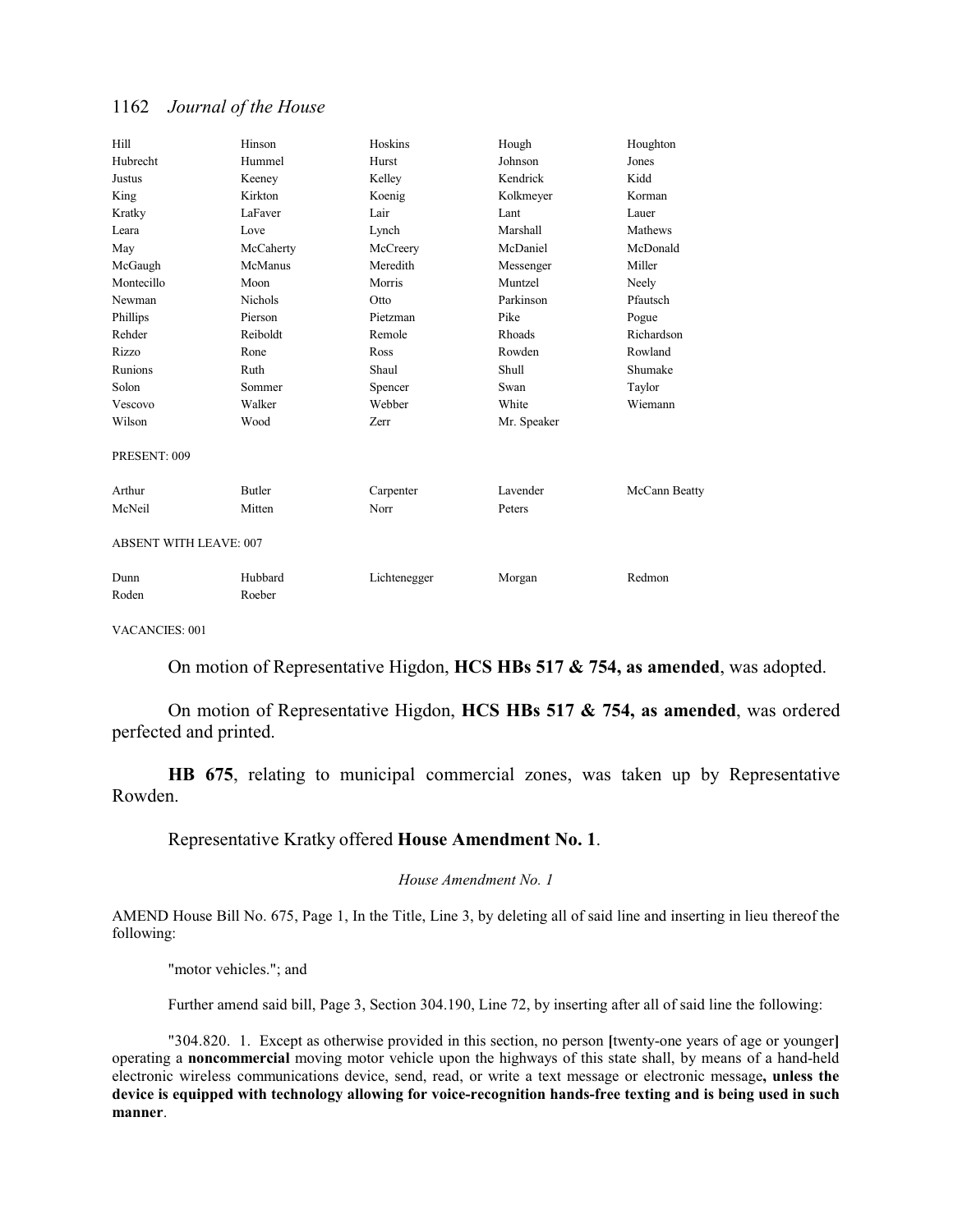| | | | | |
|---|---|---|---|---|
| Hill | Hinson | Hoskins | Hough | Houghton |
| Hubrecht | Hummel | Hurst | Johnson | Jones |
| Justus | Keeney | Kelley | Kendrick | Kidd |
| King | Kirkton | Koenig | Kolkmeyer | Korman |
| Kratky | LaFaver | Lair | Lant | Lauer |
| Leara | Love | Lynch | Marshall | Mathews |
| May | McCaherty | McCreery | McDaniel | McDonald |
| McGaugh | McManus | Meredith | Messenger | Miller |
| Montecillo | Moon | Morris | Muntzel | Neely |
| Newman | Nichols | Otto | Parkinson | Pfautsch |
| Phillips | Pierson | Pietzman | Pike | Pogue |
| Rehder | Reiboldt | Remole | Rhoads | Richardson |
| Rizzo | Rone | Ross | Rowden | Rowland |
| Runions | Ruth | Shaul | Shull | Shumake |
| Solon | Sommer | Spencer | Swan | Taylor |
| Vescovo | Walker | Webber | White | Wiemann |
| Wilson | Wood | Zerr | Mr. Speaker | |

PRESENT: 009

| | | | | |
|---|---|---|---|---|
| Arthur | Butler | Carpenter | Lavender | McCann Beatty |
| McNeil | Mitten | Norr | Peters | |

ABSENT WITH LEAVE: 007

| | | | | |
|---|---|---|---|---|
| Dunn | Hubbard | Lichtenegger | Morgan | Redmon |
| Roden | Roeber | | | |

VACANCIES: 001

On motion of Representative Higdon, **HCS HBs 517 & 754, as amended**, was adopted.

On motion of Representative Higdon, **HCS HBs 517 & 754, as amended**, was ordered perfected and printed.

**HB 675**, relating to municipal commercial zones, was taken up by Representative Rowden.

Representative Kratky offered **House Amendment No. 1**.

*House Amendment No. 1*

AMEND House Bill No. 675, Page 1, In the Title, Line 3, by deleting all of said line and inserting in lieu thereof the following:

"motor vehicles."; and

Further amend said bill, Page 3, Section 304.190, Line 72, by inserting after all of said line the following:

"304.820. 1. Except as otherwise provided in this section, no person [twenty-one years of age or younger] operating a **noncommercial** moving motor vehicle upon the highways of this state shall, by means of a hand-held electronic wireless communications device, send, read, or write a text message or electronic message**, unless the device is equipped with technology allowing for voice-recognition hands-free texting and is being used in such manner**.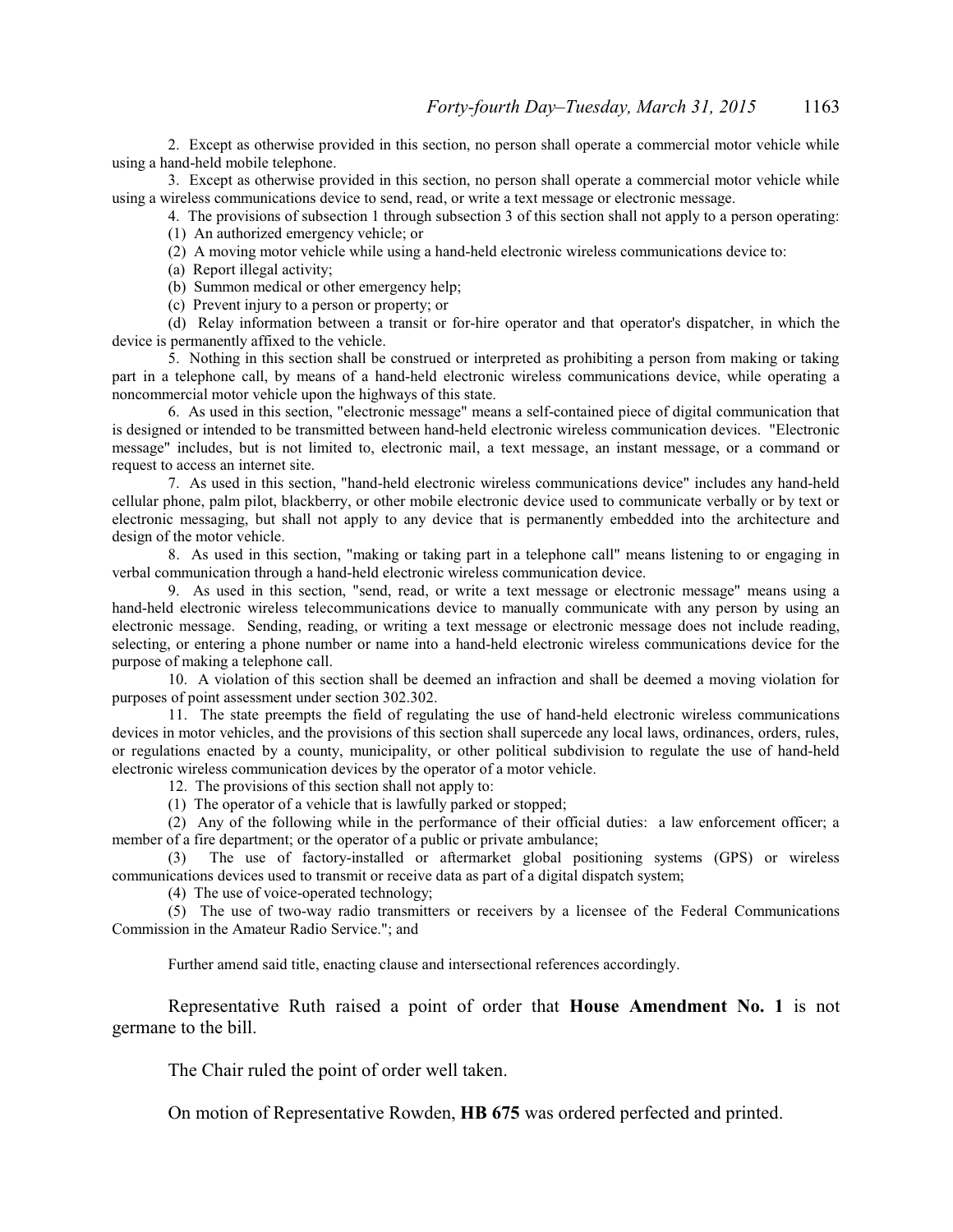2. Except as otherwise provided in this section, no person shall operate a commercial motor vehicle while using a hand-held mobile telephone.

3. Except as otherwise provided in this section, no person shall operate a commercial motor vehicle while using a wireless communications device to send, read, or write a text message or electronic message.

4. The provisions of subsection 1 through subsection 3 of this section shall not apply to a person operating:

(1) An authorized emergency vehicle; or

(2) A moving motor vehicle while using a hand-held electronic wireless communications device to:

(a) Report illegal activity;

(b) Summon medical or other emergency help;

(c) Prevent injury to a person or property; or

(d) Relay information between a transit or for-hire operator and that operator's dispatcher, in which the device is permanently affixed to the vehicle.

5. Nothing in this section shall be construed or interpreted as prohibiting a person from making or taking part in a telephone call, by means of a hand-held electronic wireless communications device, while operating a noncommercial motor vehicle upon the highways of this state.

6. As used in this section, "electronic message" means a self-contained piece of digital communication that is designed or intended to be transmitted between hand-held electronic wireless communication devices. "Electronic message" includes, but is not limited to, electronic mail, a text message, an instant message, or a command or request to access an internet site.

7. As used in this section, "hand-held electronic wireless communications device" includes any hand-held cellular phone, palm pilot, blackberry, or other mobile electronic device used to communicate verbally or by text or electronic messaging, but shall not apply to any device that is permanently embedded into the architecture and design of the motor vehicle.

8. As used in this section, "making or taking part in a telephone call" means listening to or engaging in verbal communication through a hand-held electronic wireless communication device.

9. As used in this section, "send, read, or write a text message or electronic message" means using a hand-held electronic wireless telecommunications device to manually communicate with any person by using an electronic message. Sending, reading, or writing a text message or electronic message does not include reading, selecting, or entering a phone number or name into a hand-held electronic wireless communications device for the purpose of making a telephone call.

10. A violation of this section shall be deemed an infraction and shall be deemed a moving violation for purposes of point assessment under section 302.302.

11. The state preempts the field of regulating the use of hand-held electronic wireless communications devices in motor vehicles, and the provisions of this section shall supercede any local laws, ordinances, orders, rules, or regulations enacted by a county, municipality, or other political subdivision to regulate the use of hand-held electronic wireless communication devices by the operator of a motor vehicle.

12. The provisions of this section shall not apply to:

(1) The operator of a vehicle that is lawfully parked or stopped;

(2) Any of the following while in the performance of their official duties: a law enforcement officer; a member of a fire department; or the operator of a public or private ambulance;

(3) The use of factory-installed or aftermarket global positioning systems (GPS) or wireless communications devices used to transmit or receive data as part of a digital dispatch system;

(4) The use of voice-operated technology;

(5) The use of two-way radio transmitters or receivers by a licensee of the Federal Communications Commission in the Amateur Radio Service."; and

Further amend said title, enacting clause and intersectional references accordingly.

Representative Ruth raised a point of order that **House Amendment No. 1** is not germane to the bill.

The Chair ruled the point of order well taken.

On motion of Representative Rowden, **HB 675** was ordered perfected and printed.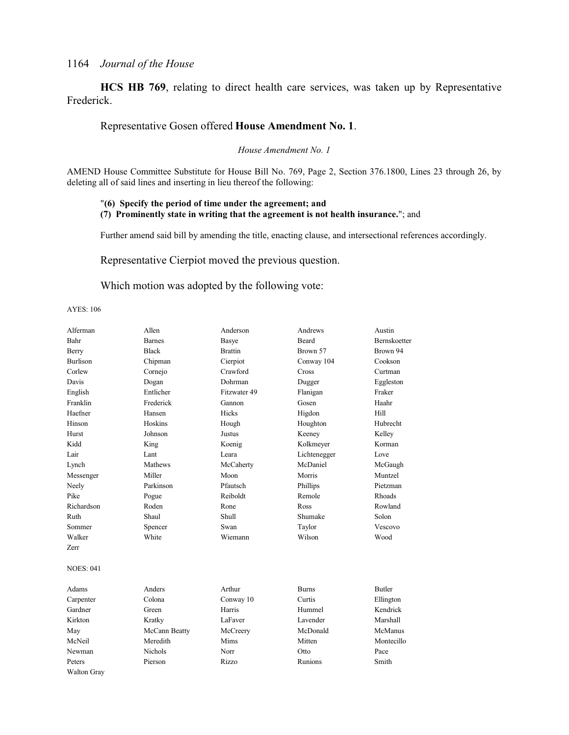**HCS HB 769**, relating to direct health care services, was taken up by Representative Frederick.

Representative Gosen offered **House Amendment No. 1**.

*House Amendment No. 1*

AMEND House Committee Substitute for House Bill No. 769, Page 2, Section 376.1800, Lines 23 through 26, by deleting all of said lines and inserting in lieu thereof the following:

"**(6) Specify the period of time under the agreement; and**
**(7) Prominently state in writing that the agreement is not health insurance.**"; and

Further amend said bill by amending the title, enacting clause, and intersectional references accordingly.

Representative Cierpiot moved the previous question.

Which motion was adopted by the following vote:

AYES: 106

| | | | | |
|---|---|---|---|---|
| Alferman | Allen | Anderson | Andrews | Austin |
| Bahr | Barnes | Basye | Beard | Bernskoetter |
| Berry | Black | Brattin | Brown 57 | Brown 94 |
| Burlison | Chipman | Cierpiot | Conway 104 | Cookson |
| Corlew | Cornejo | Crawford | Cross | Curtman |
| Davis | Dogan | Dohrman | Dugger | Eggleston |
| English | Entlicher | Fitzwater 49 | Flanigan | Fraker |
| Franklin | Frederick | Gannon | Gosen | Haahr |
| Haefner | Hansen | Hicks | Higdon | Hill |
| Hinson | Hoskins | Hough | Houghton | Hubrecht |
| Hurst | Johnson | Justus | Keeney | Kelley |
| Kidd | King | Koenig | Kolkmeyer | Korman |
| Lair | Lant | Leara | Lichtenegger | Love |
| Lynch | Mathews | McCaherty | McDaniel | McGaugh |
| Messenger | Miller | Moon | Morris | Muntzel |
| Neely | Parkinson | Pfautsch | Phillips | Pietzman |
| Pike | Pogue | Reiboldt | Remole | Rhoads |
| Richardson | Roden | Rone | Ross | Rowland |
| Ruth | Shaul | Shull | Shumake | Solon |
| Sommer | Spencer | Swan | Taylor | Vescovo |
| Walker | White | Wiemann | Wilson | Wood |
| Zerr | | | | |

NOES: 041

| | | | | |
|---|---|---|---|---|
| Adams | Anders | Arthur | Burns | Butler |
| Carpenter | Colona | Conway 10 | Curtis | Ellington |
| Gardner | Green | Harris | Hummel | Kendrick |
| Kirkton | Kratky | LaFaver | Lavender | Marshall |
| May | McCann Beatty | McCreery | McDonald | McManus |
| McNeil | Meredith | Mims | Mitten | Montecillo |
| Newman | Nichols | Norr | Otto | Pace |
| Peters | Pierson | Rizzo | Runions | Smith |
| Walton Gray | | | | |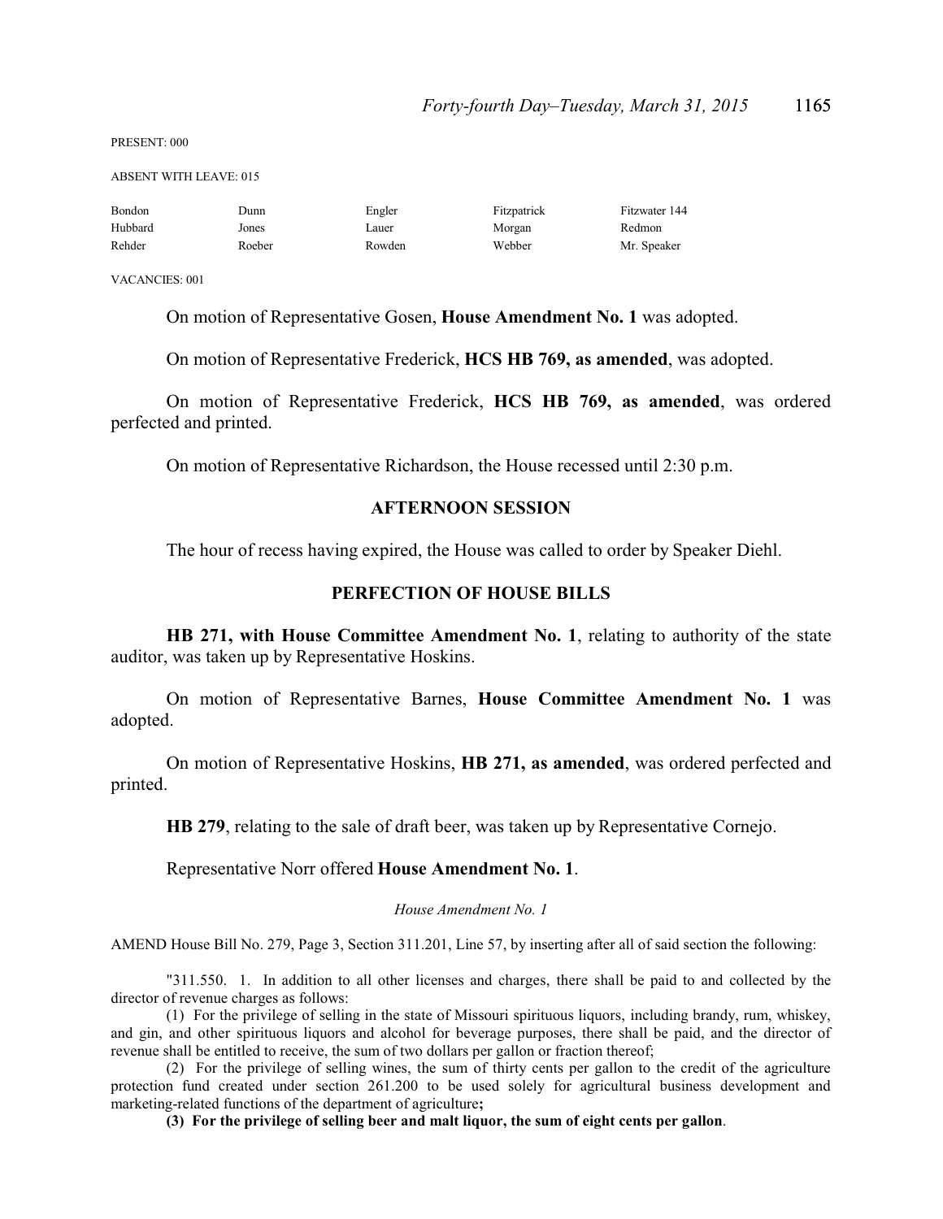PRESENT: 000

ABSENT WITH LEAVE: 015

| | | | | |
|---|---|---|---|---|
| Bondon | Dunn | Engler | Fitzpatrick | Fitzwater 144 |
| Hubbard | Jones | Lauer | Morgan | Redmon |
| Rehder | Roeber | Rowden | Webber | Mr. Speaker |

VACANCIES: 001

On motion of Representative Gosen, **House Amendment No. 1** was adopted.

On motion of Representative Frederick, **HCS HB 769, as amended**, was adopted.

On motion of Representative Frederick, **HCS HB 769, as amended**, was ordered perfected and printed.

On motion of Representative Richardson, the House recessed until 2:30 p.m.

## AFTERNOON SESSION

The hour of recess having expired, the House was called to order by Speaker Diehl.

## PERFECTION OF HOUSE BILLS

**HB 271, with House Committee Amendment No. 1**, relating to authority of the state auditor, was taken up by Representative Hoskins.

On motion of Representative Barnes, **House Committee Amendment No. 1** was adopted.

On motion of Representative Hoskins, **HB 271, as amended**, was ordered perfected and printed.

**HB 279**, relating to the sale of draft beer, was taken up by Representative Cornejo.

Representative Norr offered **House Amendment No. 1**.

*House Amendment No. 1*

AMEND House Bill No. 279, Page 3, Section 311.201, Line 57, by inserting after all of said section the following:

"311.550. 1. In addition to all other licenses and charges, there shall be paid to and collected by the director of revenue charges as follows:

(1) For the privilege of selling in the state of Missouri spirituous liquors, including brandy, rum, whiskey, and gin, and other spirituous liquors and alcohol for beverage purposes, there shall be paid, and the director of revenue shall be entitled to receive, the sum of two dollars per gallon or fraction thereof;

(2) For the privilege of selling wines, the sum of thirty cents per gallon to the credit of the agriculture protection fund created under section 261.200 to be used solely for agricultural business development and marketing-related functions of the department of agriculture**;**

**(3) For the privilege of selling beer and malt liquor, the sum of eight cents per gallon**.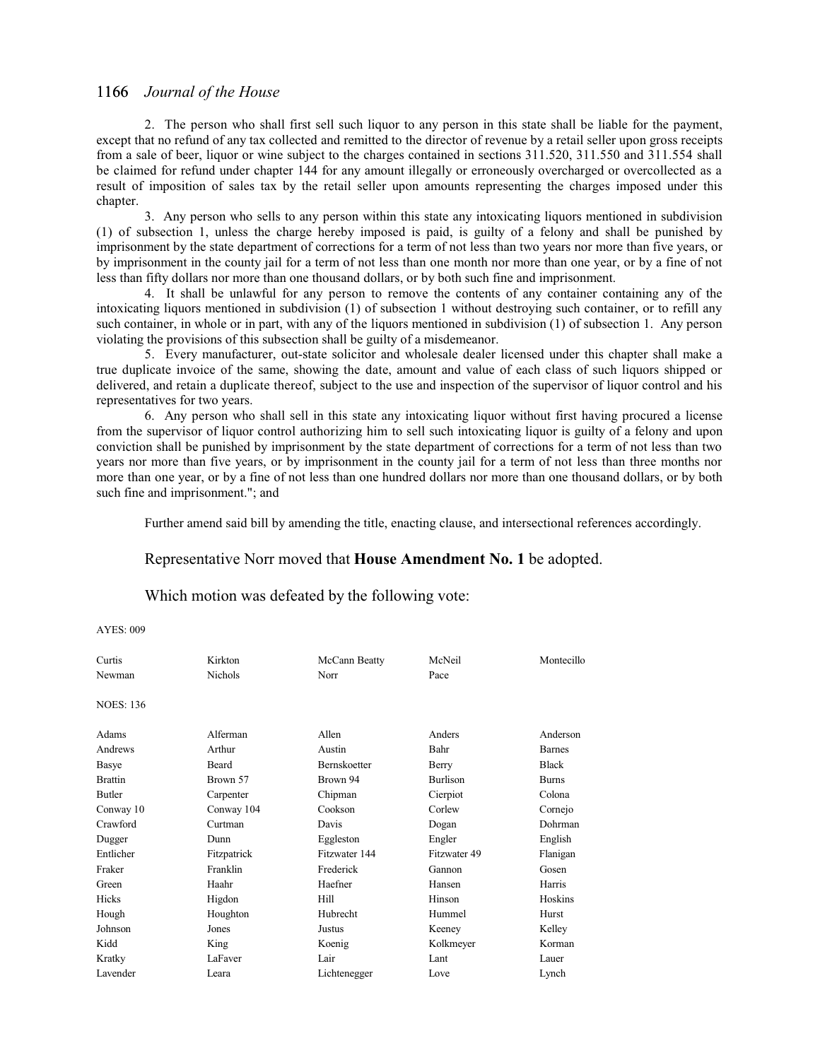2. The person who shall first sell such liquor to any person in this state shall be liable for the payment, except that no refund of any tax collected and remitted to the director of revenue by a retail seller upon gross receipts from a sale of beer, liquor or wine subject to the charges contained in sections 311.520, 311.550 and 311.554 shall be claimed for refund under chapter 144 for any amount illegally or erroneously overcharged or overcollected as a result of imposition of sales tax by the retail seller upon amounts representing the charges imposed under this chapter.

3. Any person who sells to any person within this state any intoxicating liquors mentioned in subdivision (1) of subsection 1, unless the charge hereby imposed is paid, is guilty of a felony and shall be punished by imprisonment by the state department of corrections for a term of not less than two years nor more than five years, or by imprisonment in the county jail for a term of not less than one month nor more than one year, or by a fine of not less than fifty dollars nor more than one thousand dollars, or by both such fine and imprisonment.

4. It shall be unlawful for any person to remove the contents of any container containing any of the intoxicating liquors mentioned in subdivision (1) of subsection 1 without destroying such container, or to refill any such container, in whole or in part, with any of the liquors mentioned in subdivision (1) of subsection 1. Any person violating the provisions of this subsection shall be guilty of a misdemeanor.

5. Every manufacturer, out-state solicitor and wholesale dealer licensed under this chapter shall make a true duplicate invoice of the same, showing the date, amount and value of each class of such liquors shipped or delivered, and retain a duplicate thereof, subject to the use and inspection of the supervisor of liquor control and his representatives for two years.

6. Any person who shall sell in this state any intoxicating liquor without first having procured a license from the supervisor of liquor control authorizing him to sell such intoxicating liquor is guilty of a felony and upon conviction shall be punished by imprisonment by the state department of corrections for a term of not less than two years nor more than five years, or by imprisonment in the county jail for a term of not less than three months nor more than one year, or by a fine of not less than one hundred dollars nor more than one thousand dollars, or by both such fine and imprisonment."; and

Further amend said bill by amending the title, enacting clause, and intersectional references accordingly.

Representative Norr moved that **House Amendment No. 1** be adopted.

Which motion was defeated by the following vote:

AYES: 009

| | | | | |
|---|---|---|---|---|
| Curtis | Kirkton | McCann Beatty | McNeil | Montecillo |
| Newman | Nichols | Norr | Pace | |

NOES: 136

| | | | | |
|---|---|---|---|---|
| Adams | Alferman | Allen | Anders | Anderson |
| Andrews | Arthur | Austin | Bahr | Barnes |
| Basye | Beard | Bernskoetter | Berry | Black |
| Brattin | Brown 57 | Brown 94 | Burlison | Burns |
| Butler | Carpenter | Chipman | Cierpiot | Colona |
| Conway 10 | Conway 104 | Cookson | Corlew | Cornejo |
| Crawford | Curtman | Davis | Dogan | Dohrman |
| Dugger | Dunn | Eggleston | Engler | English |
| Entlicher | Fitzpatrick | Fitzwater 144 | Fitzwater 49 | Flanigan |
| Fraker | Franklin | Frederick | Gannon | Gosen |
| Green | Haahr | Haefner | Hansen | Harris |
| Hicks | Higdon | Hill | Hinson | Hoskins |
| Hough | Houghton | Hubrecht | Hummel | Hurst |
| Johnson | Jones | Justus | Keeney | Kelley |
| Kidd | King | Koenig | Kolkmeyer | Korman |
| Kratky | LaFaver | Lair | Lant | Lauer |
| Lavender | Leara | Lichtenegger | Love | Lynch |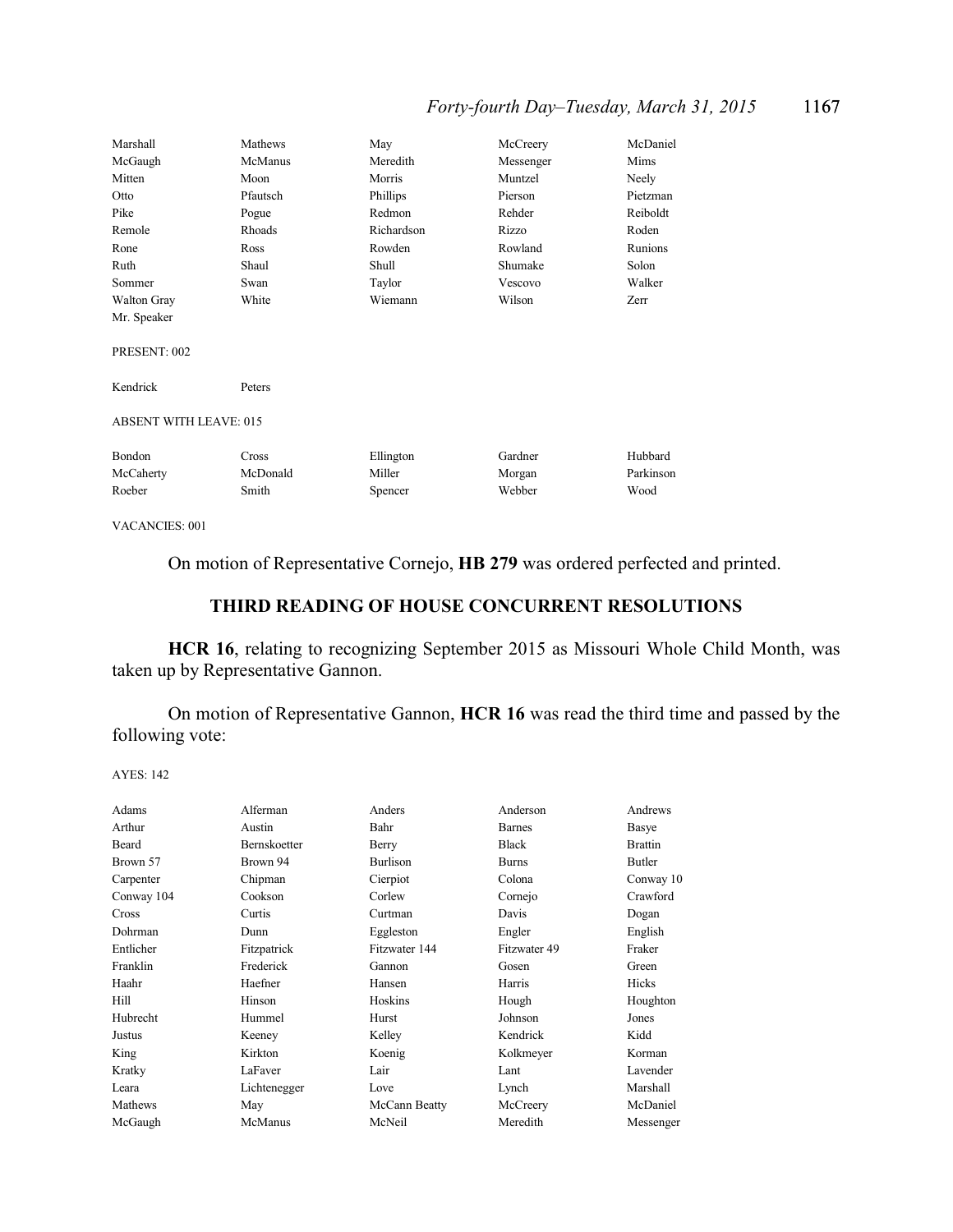| | | | | |
|---|---|---|---|---|
| Marshall | Mathews | May | McCreery | McDaniel |
| McGaugh | McManus | Meredith | Messenger | Mims |
| Mitten | Moon | Morris | Muntzel | Neely |
| Otto | Pfautsch | Phillips | Pierson | Pietzman |
| Pike | Pogue | Redmon | Rehder | Reiboldt |
| Remole | Rhoads | Richardson | Rizzo | Roden |
| Rone | Ross | Rowden | Rowland | Runions |
| Ruth | Shaul | Shull | Shumake | Solon |
| Sommer | Swan | Taylor | Vescovo | Walker |
| Walton Gray | White | Wiemann | Wilson | Zerr |
| Mr. Speaker | | | | |

PRESENT: 002

| | |
|---|---|
| Kendrick | Peters |

ABSENT WITH LEAVE: 015

| | | | | |
|---|---|---|---|---|
| Bondon | Cross | Ellington | Gardner | Hubbard |
| McCaherty | McDonald | Miller | Morgan | Parkinson |
| Roeber | Smith | Spencer | Webber | Wood |

VACANCIES: 001

On motion of Representative Cornejo, **HB 279** was ordered perfected and printed.

## THIRD READING OF HOUSE CONCURRENT RESOLUTIONS

**HCR 16**, relating to recognizing September 2015 as Missouri Whole Child Month, was taken up by Representative Gannon.

On motion of Representative Gannon, **HCR 16** was read the third time and passed by the following vote:

AYES: 142

| | | | | |
|---|---|---|---|---|
| Adams | Alferman | Anders | Anderson | Andrews |
| Arthur | Austin | Bahr | Barnes | Basye |
| Beard | Bernskoetter | Berry | Black | Brattin |
| Brown 57 | Brown 94 | Burlison | Burns | Butler |
| Carpenter | Chipman | Cierpiot | Colona | Conway 10 |
| Conway 104 | Cookson | Corlew | Cornejo | Crawford |
| Cross | Curtis | Curtman | Davis | Dogan |
| Dohrman | Dunn | Eggleston | Engler | English |
| Entlicher | Fitzpatrick | Fitzwater 144 | Fitzwater 49 | Fraker |
| Franklin | Frederick | Gannon | Gosen | Green |
| Haahr | Haefner | Hansen | Harris | Hicks |
| Hill | Hinson | Hoskins | Hough | Houghton |
| Hubrecht | Hummel | Hurst | Johnson | Jones |
| Justus | Keeney | Kelley | Kendrick | Kidd |
| King | Kirkton | Koenig | Kolkmeyer | Korman |
| Kratky | LaFaver | Lair | Lant | Lavender |
| Leara | Lichtenegger | Love | Lynch | Marshall |
| Mathews | May | McCann Beatty | McCreery | McDaniel |
| McGaugh | McManus | McNeil | Meredith | Messenger |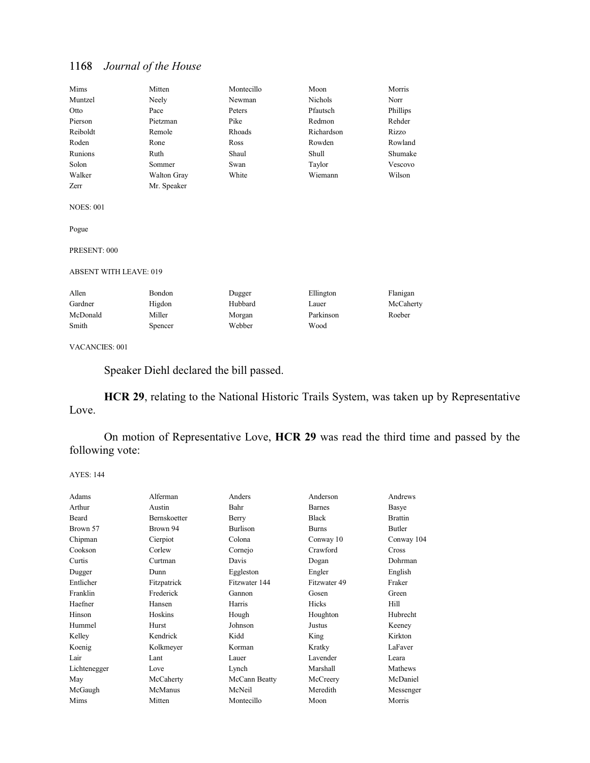| | | | | |
|---|---|---|---|---|
| Mims | Mitten | Montecillo | Moon | Morris |
| Muntzel | Neely | Newman | Nichols | Norr |
| Otto | Pace | Peters | Pfautsch | Phillips |
| Pierson | Pietzman | Pike | Redmon | Rehder |
| Reiboldt | Remole | Rhoads | Richardson | Rizzo |
| Roden | Rone | Ross | Rowden | Rowland |
| Runions | Ruth | Shaul | Shull | Shumake |
| Solon | Sommer | Swan | Taylor | Vescovo |
| Walker | Walton Gray | White | Wiemann | Wilson |
| Zerr | Mr. Speaker | | | |

NOES: 001

Pogue

PRESENT: 000

ABSENT WITH LEAVE: 019

| | | | | |
|---|---|---|---|---|
| Allen | Bondon | Dugger | Ellington | Flanigan |
| Gardner | Higdon | Hubbard | Lauer | McCaherty |
| McDonald | Miller | Morgan | Parkinson | Roeber |
| Smith | Spencer | Webber | Wood | |

VACANCIES: 001

Speaker Diehl declared the bill passed.

**HCR 29**, relating to the National Historic Trails System, was taken up by Representative Love.

On motion of Representative Love, **HCR 29** was read the third time and passed by the following vote:

AYES: 144

| | | | | |
|---|---|---|---|---|
| Adams | Alferman | Anders | Anderson | Andrews |
| Arthur | Austin | Bahr | Barnes | Basye |
| Beard | Bernskoetter | Berry | Black | Brattin |
| Brown 57 | Brown 94 | Burlison | Burns | Butler |
| Chipman | Cierpiot | Colona | Conway 10 | Conway 104 |
| Cookson | Corlew | Cornejo | Crawford | Cross |
| Curtis | Curtman | Davis | Dogan | Dohrman |
| Dugger | Dunn | Eggleston | Engler | English |
| Entlicher | Fitzpatrick | Fitzwater 144 | Fitzwater 49 | Fraker |
| Franklin | Frederick | Gannon | Gosen | Green |
| Haefner | Hansen | Harris | Hicks | Hill |
| Hinson | Hoskins | Hough | Houghton | Hubrecht |
| Hummel | Hurst | Johnson | Justus | Keeney |
| Kelley | Kendrick | Kidd | King | Kirkton |
| Koenig | Kolkmeyer | Korman | Kratky | LaFaver |
| Lair | Lant | Lauer | Lavender | Leara |
| Lichtenegger | Love | Lynch | Marshall | Mathews |
| May | McCaherty | McCann Beatty | McCreery | McDaniel |
| McGaugh | McManus | McNeil | Meredith | Messenger |
| Mims | Mitten | Montecillo | Moon | Morris |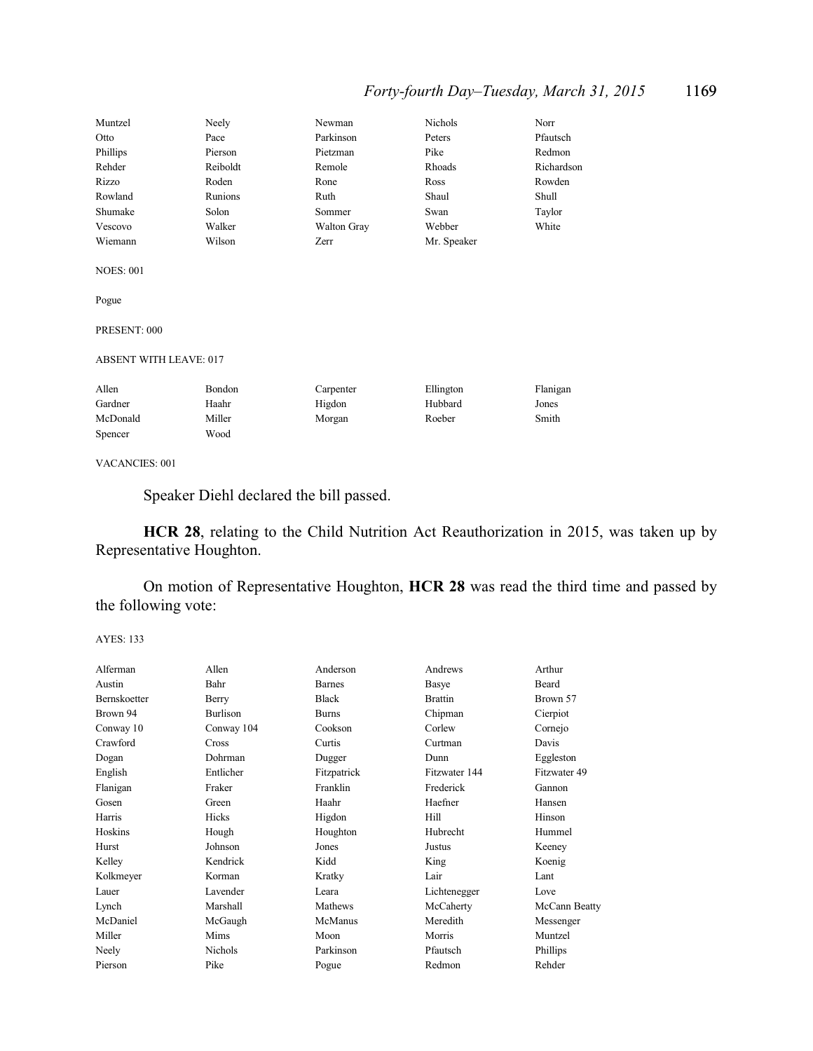| | | | | |
|---|---|---|---|---|
| Muntzel | Neely | Newman | Nichols | Norr |
| Otto | Pace | Parkinson | Peters | Pfautsch |
| Phillips | Pierson | Pietzman | Pike | Redmon |
| Rehder | Reiboldt | Remole | Rhoads | Richardson |
| Rizzo | Roden | Rone | Ross | Rowden |
| Rowland | Runions | Ruth | Shaul | Shull |
| Shumake | Solon | Sommer | Swan | Taylor |
| Vescovo | Walker | Walton Gray | Webber | White |
| Wiemann | Wilson | Zerr | Mr. Speaker | |

NOES: 001

Pogue

PRESENT: 000

ABSENT WITH LEAVE: 017

| | | | | |
|---|---|---|---|---|
| Allen | Bondon | Carpenter | Ellington | Flanigan |
| Gardner | Haahr | Higdon | Hubbard | Jones |
| McDonald | Miller | Morgan | Roeber | Smith |
| Spencer | Wood | | | |

VACANCIES: 001

Speaker Diehl declared the bill passed.

**HCR 28**, relating to the Child Nutrition Act Reauthorization in 2015, was taken up by Representative Houghton.

On motion of Representative Houghton, **HCR 28** was read the third time and passed by the following vote:

AYES: 133

| | | | | |
|---|---|---|---|---|
| Alferman | Allen | Anderson | Andrews | Arthur |
| Austin | Bahr | Barnes | Basye | Beard |
| Bernskoetter | Berry | Black | Brattin | Brown 57 |
| Brown 94 | Burlison | Burns | Chipman | Cierpiot |
| Conway 10 | Conway 104 | Cookson | Corlew | Cornejo |
| Crawford | Cross | Curtis | Curtman | Davis |
| Dogan | Dohrman | Dugger | Dunn | Eggleston |
| English | Entlicher | Fitzpatrick | Fitzwater 144 | Fitzwater 49 |
| Flanigan | Fraker | Franklin | Frederick | Gannon |
| Gosen | Green | Haahr | Haefner | Hansen |
| Harris | Hicks | Higdon | Hill | Hinson |
| Hoskins | Hough | Houghton | Hubrecht | Hummel |
| Hurst | Johnson | Jones | Justus | Keeney |
| Kelley | Kendrick | Kidd | King | Koenig |
| Kolkmeyer | Korman | Kratky | Lair | Lant |
| Lauer | Lavender | Leara | Lichtenegger | Love |
| Lynch | Marshall | Mathews | McCaherty | McCann Beatty |
| McDaniel | McGaugh | McManus | Meredith | Messenger |
| Miller | Mims | Moon | Morris | Muntzel |
| Neely | Nichols | Parkinson | Pfautsch | Phillips |
| Pierson | Pike | Pogue | Redmon | Rehder |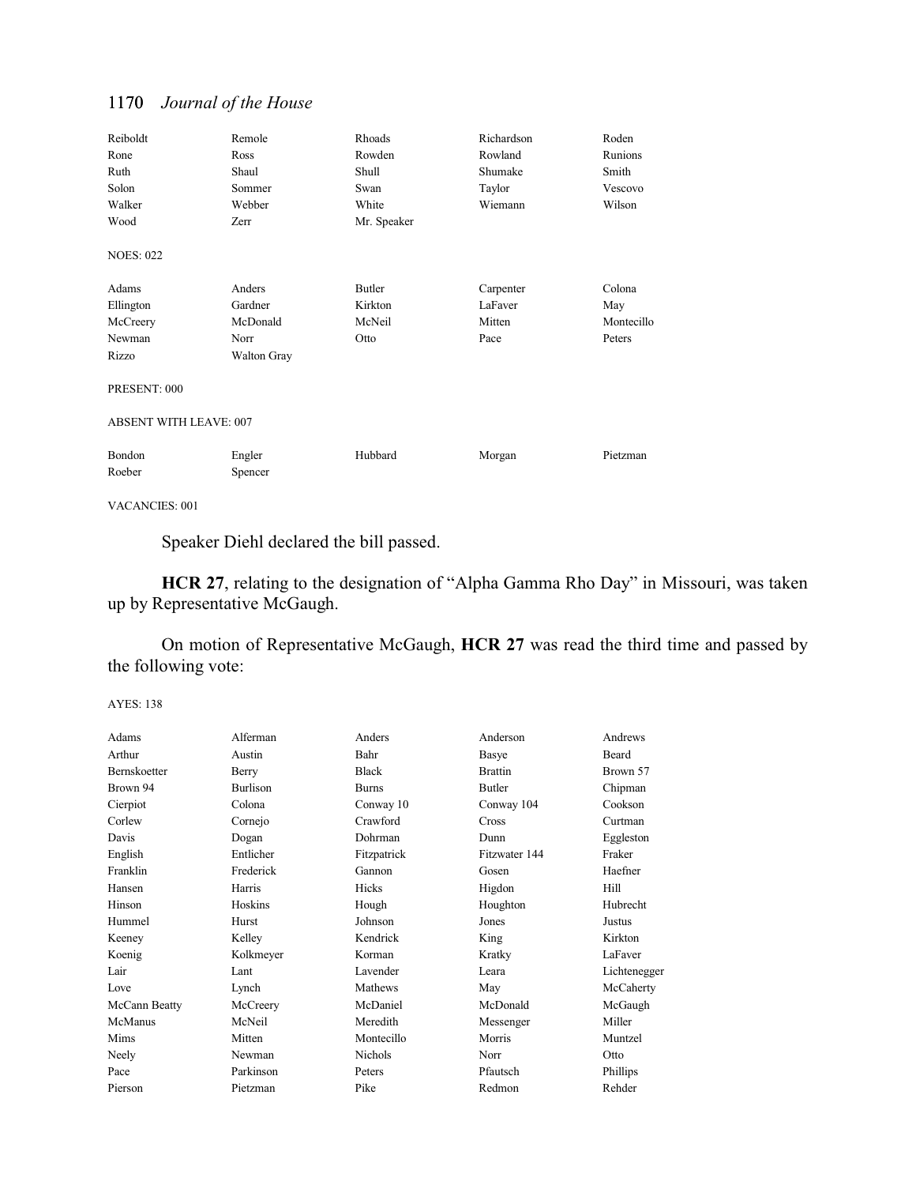| | | | | |
|---|---|---|---|---|
| Reiboldt | Remole | Rhoads | Richardson | Roden |
| Rone | Ross | Rowden | Rowland | Runions |
| Ruth | Shaul | Shull | Shumake | Smith |
| Solon | Sommer | Swan | Taylor | Vescovo |
| Walker | Webber | White | Wiemann | Wilson |
| Wood | Zerr | Mr. Speaker | | |

NOES: 022

| | | | | |
|---|---|---|---|---|
| Adams | Anders | Butler | Carpenter | Colona |
| Ellington | Gardner | Kirkton | LaFaver | May |
| McCreery | McDonald | McNeil | Mitten | Montecillo |
| Newman | Norr | Otto | Pace | Peters |
| Rizzo | Walton Gray | | | |

PRESENT: 000

ABSENT WITH LEAVE: 007

| | | | | |
|---|---|---|---|---|
| Bondon | Engler | Hubbard | Morgan | Pietzman |
| Roeber | Spencer | | | |

VACANCIES: 001

Speaker Diehl declared the bill passed.

**HCR 27**, relating to the designation of "Alpha Gamma Rho Day" in Missouri, was taken up by Representative McGaugh.

On motion of Representative McGaugh, **HCR 27** was read the third time and passed by the following vote:

AYES: 138

| | | | | |
|---|---|---|---|---|
| Adams | Alferman | Anders | Anderson | Andrews |
| Arthur | Austin | Bahr | Basye | Beard |
| Bernskoetter | Berry | Black | Brattin | Brown 57 |
| Brown 94 | Burlison | Burns | Butler | Chipman |
| Cierpiot | Colona | Conway 10 | Conway 104 | Cookson |
| Corlew | Cornejo | Crawford | Cross | Curtman |
| Davis | Dogan | Dohrman | Dunn | Eggleston |
| English | Entlicher | Fitzpatrick | Fitzwater 144 | Fraker |
| Franklin | Frederick | Gannon | Gosen | Haefner |
| Hansen | Harris | Hicks | Higdon | Hill |
| Hinson | Hoskins | Hough | Houghton | Hubrecht |
| Hummel | Hurst | Johnson | Jones | Justus |
| Keeney | Kelley | Kendrick | King | Kirkton |
| Koenig | Kolkmeyer | Korman | Kratky | LaFaver |
| Lair | Lant | Lavender | Leara | Lichtenegger |
| Love | Lynch | Mathews | May | McCaherty |
| McCann Beatty | McCreery | McDaniel | McDonald | McGaugh |
| McManus | McNeil | Meredith | Messenger | Miller |
| Mims | Mitten | Montecillo | Morris | Muntzel |
| Neely | Newman | Nichols | Norr | Otto |
| Pace | Parkinson | Peters | Pfautsch | Phillips |
| Pierson | Pietzman | Pike | Redmon | Rehder |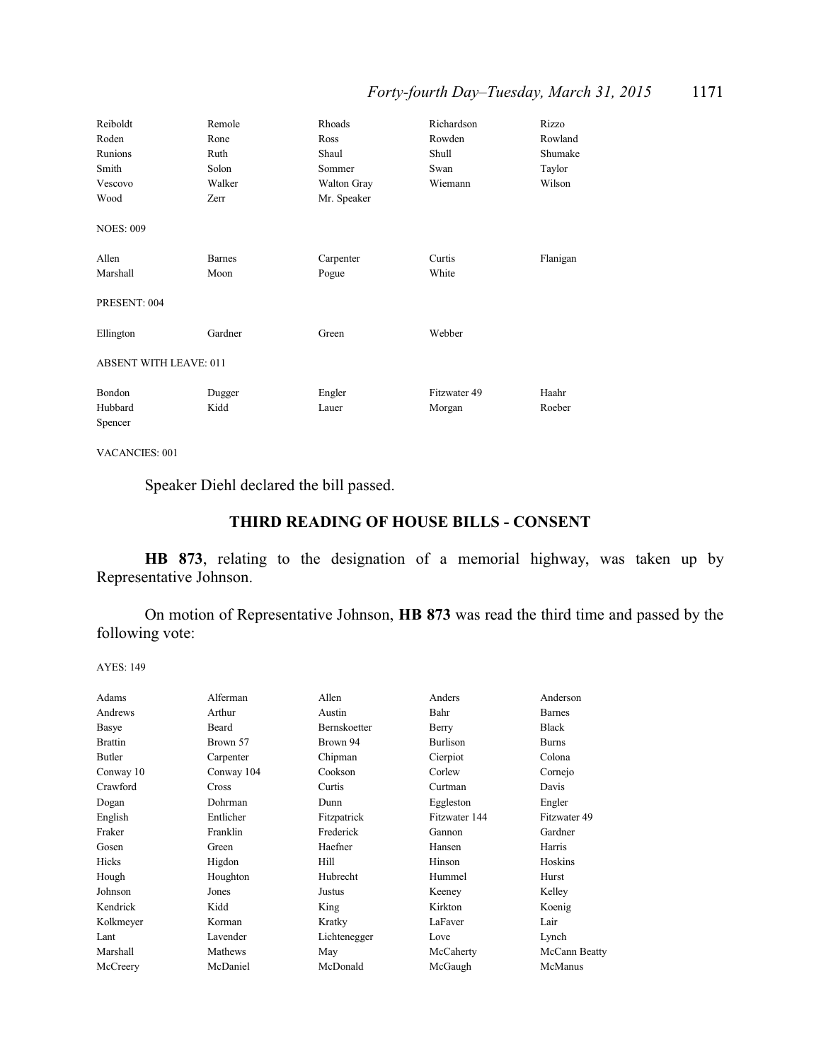| | | | | |
|---|---|---|---|---|
| Reiboldt | Remole | Rhoads | Richardson | Rizzo |
| Roden | Rone | Ross | Rowden | Rowland |
| Runions | Ruth | Shaul | Shull | Shumake |
| Smith | Solon | Sommer | Swan | Taylor |
| Vescovo | Walker | Walton Gray | Wiemann | Wilson |
| Wood | Zerr | Mr. Speaker | | |

NOES: 009

| | | | | |
|---|---|---|---|---|
| Allen | Barnes | Carpenter | Curtis | Flanigan |
| Marshall | Moon | Pogue | White | |

PRESENT: 004

| | | | |
|---|---|---|---|
| Ellington | Gardner | Green | Webber |

ABSENT WITH LEAVE: 011

| | | | | |
|---|---|---|---|---|
| Bondon | Dugger | Engler | Fitzwater 49 | Haahr |
| Hubbard | Kidd | Lauer | Morgan | Roeber |
| Spencer | | | | |

VACANCIES: 001

Speaker Diehl declared the bill passed.

## THIRD READING OF HOUSE BILLS - CONSENT

**HB 873**, relating to the designation of a memorial highway, was taken up by Representative Johnson.

On motion of Representative Johnson, **HB 873** was read the third time and passed by the following vote:

AYES: 149

| | | | | |
|---|---|---|---|---|
| Adams | Alferman | Allen | Anders | Anderson |
| Andrews | Arthur | Austin | Bahr | Barnes |
| Basye | Beard | Bernskoetter | Berry | Black |
| Brattin | Brown 57 | Brown 94 | Burlison | Burns |
| Butler | Carpenter | Chipman | Cierpiot | Colona |
| Conway 10 | Conway 104 | Cookson | Corlew | Cornejo |
| Crawford | Cross | Curtis | Curtman | Davis |
| Dogan | Dohrman | Dunn | Eggleston | Engler |
| English | Entlicher | Fitzpatrick | Fitzwater 144 | Fitzwater 49 |
| Fraker | Franklin | Frederick | Gannon | Gardner |
| Gosen | Green | Haefner | Hansen | Harris |
| Hicks | Higdon | Hill | Hinson | Hoskins |
| Hough | Houghton | Hubrecht | Hummel | Hurst |
| Johnson | Jones | Justus | Keeney | Kelley |
| Kendrick | Kidd | King | Kirkton | Koenig |
| Kolkmeyer | Korman | Kratky | LaFaver | Lair |
| Lant | Lavender | Lichtenegger | Love | Lynch |
| Marshall | Mathews | May | McCaherty | McCann Beatty |
| McCreery | McDaniel | McDonald | McGaugh | McManus |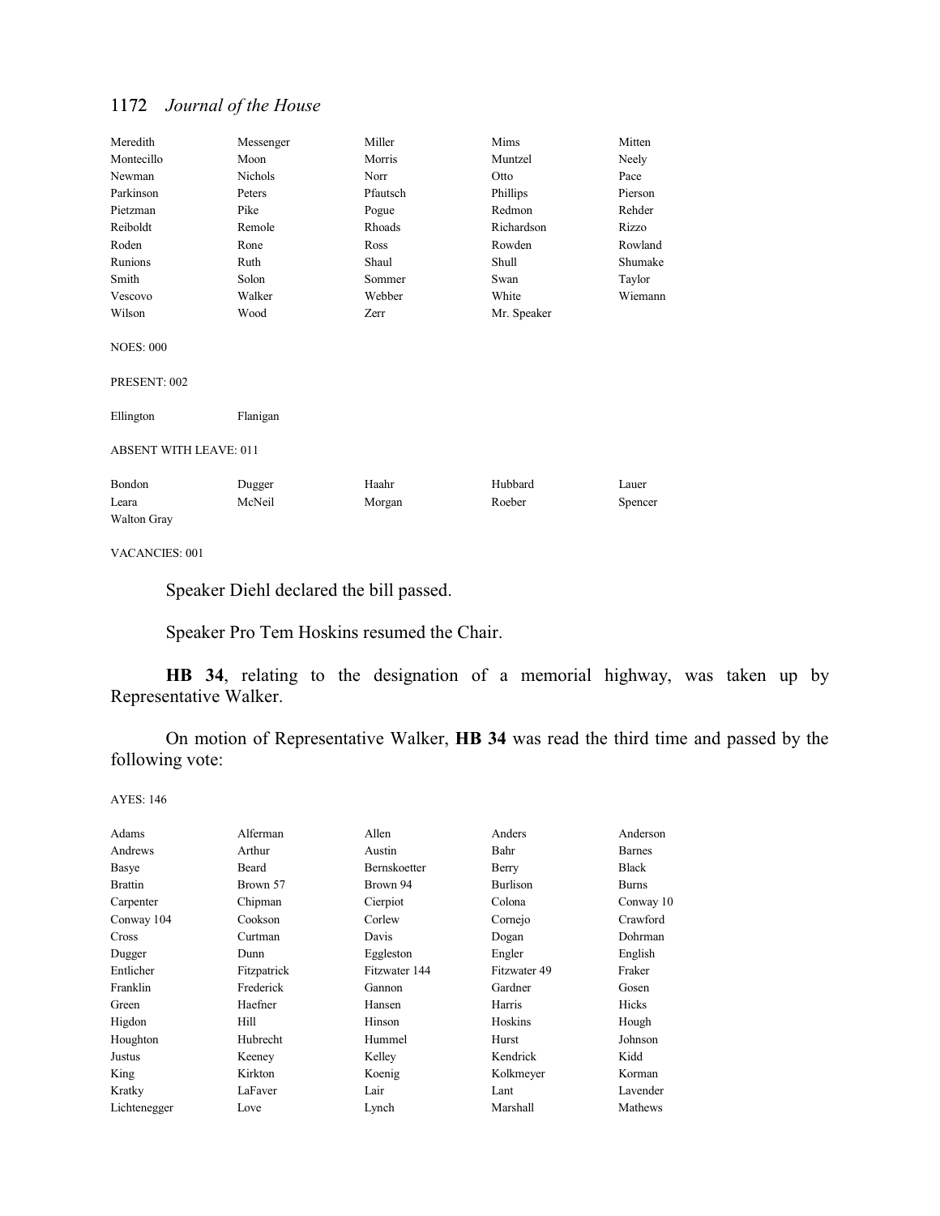| | | | | |
|---|---|---|---|---|
| Meredith | Messenger | Miller | Mims | Mitten |
| Montecillo | Moon | Morris | Muntzel | Neely |
| Newman | Nichols | Norr | Otto | Pace |
| Parkinson | Peters | Pfautsch | Phillips | Pierson |
| Pietzman | Pike | Pogue | Redmon | Rehder |
| Reiboldt | Remole | Rhoads | Richardson | Rizzo |
| Roden | Rone | Ross | Rowden | Rowland |
| Runions | Ruth | Shaul | Shull | Shumake |
| Smith | Solon | Sommer | Swan | Taylor |
| Vescovo | Walker | Webber | White | Wiemann |
| Wilson | Wood | Zerr | Mr. Speaker | |

NOES: 000

PRESENT: 002

| | |
|---|---|
| Ellington | Flanigan |

ABSENT WITH LEAVE: 011

| | | | | |
|---|---|---|---|---|
| Bondon | Dugger | Haahr | Hubbard | Lauer |
| Leara | McNeil | Morgan | Roeber | Spencer |
| Walton Gray | | | | |

VACANCIES: 001

Speaker Diehl declared the bill passed.

Speaker Pro Tem Hoskins resumed the Chair.

**HB 34**, relating to the designation of a memorial highway, was taken up by Representative Walker.

On motion of Representative Walker, **HB 34** was read the third time and passed by the following vote:

AYES: 146

| | | | | |
|---|---|---|---|---|
| Adams | Alferman | Allen | Anders | Anderson |
| Andrews | Arthur | Austin | Bahr | Barnes |
| Basye | Beard | Bernskoetter | Berry | Black |
| Brattin | Brown 57 | Brown 94 | Burlison | Burns |
| Carpenter | Chipman | Cierpiot | Colona | Conway 10 |
| Conway 104 | Cookson | Corlew | Cornejo | Crawford |
| Cross | Curtman | Davis | Dogan | Dohrman |
| Dugger | Dunn | Eggleston | Engler | English |
| Entlicher | Fitzpatrick | Fitzwater 144 | Fitzwater 49 | Fraker |
| Franklin | Frederick | Gannon | Gardner | Gosen |
| Green | Haefner | Hansen | Harris | Hicks |
| Higdon | Hill | Hinson | Hoskins | Hough |
| Houghton | Hubrecht | Hummel | Hurst | Johnson |
| Justus | Keeney | Kelley | Kendrick | Kidd |
| King | Kirkton | Koenig | Kolkmeyer | Korman |
| Kratky | LaFaver | Lair | Lant | Lavender |
| Lichtenegger | Love | Lynch | Marshall | Mathews |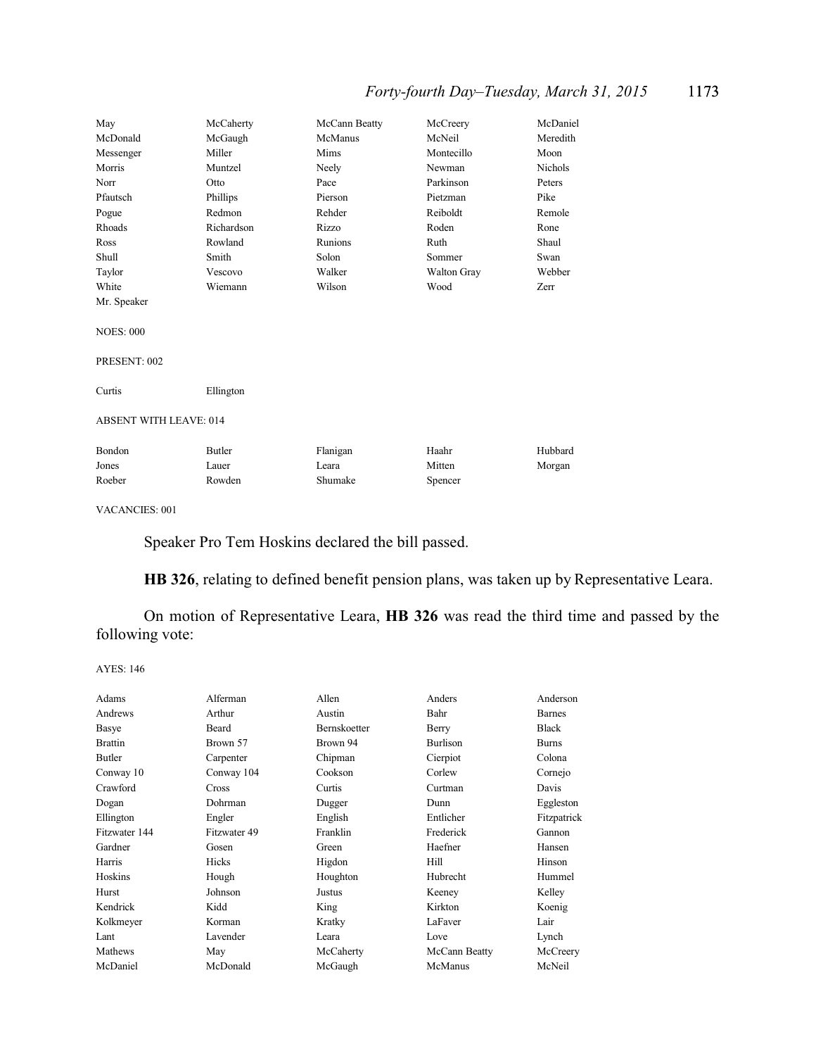| | | | | |
|---|---|---|---|---|
| May | McCaherty | McCann Beatty | McCreery | McDaniel |
| McDonald | McGaugh | McManus | McNeil | Meredith |
| Messenger | Miller | Mims | Montecillo | Moon |
| Morris | Muntzel | Neely | Newman | Nichols |
| Norr | Otto | Pace | Parkinson | Peters |
| Pfautsch | Phillips | Pierson | Pietzman | Pike |
| Pogue | Redmon | Rehder | Reiboldt | Remole |
| Rhoads | Richardson | Rizzo | Roden | Rone |
| Ross | Rowland | Runions | Ruth | Shaul |
| Shull | Smith | Solon | Sommer | Swan |
| Taylor | Vescovo | Walker | Walton Gray | Webber |
| White | Wiemann | Wilson | Wood | Zerr |
| Mr. Speaker | | | | |

NOES: 000

PRESENT: 002

| | |
|---|---|
| Curtis | Ellington |

ABSENT WITH LEAVE: 014

| | | | | |
|---|---|---|---|---|
| Bondon | Butler | Flanigan | Haahr | Hubbard |
| Jones | Lauer | Leara | Mitten | Morgan |
| Roeber | Rowden | Shumake | Spencer | |

VACANCIES: 001

Speaker Pro Tem Hoskins declared the bill passed.

**HB 326**, relating to defined benefit pension plans, was taken up by Representative Leara.

On motion of Representative Leara, **HB 326** was read the third time and passed by the following vote:

AYES: 146

| | | | | |
|---|---|---|---|---|
| Adams | Alferman | Allen | Anders | Anderson |
| Andrews | Arthur | Austin | Bahr | Barnes |
| Basye | Beard | Bernskoetter | Berry | Black |
| Brattin | Brown 57 | Brown 94 | Burlison | Burns |
| Butler | Carpenter | Chipman | Cierpiot | Colona |
| Conway 10 | Conway 104 | Cookson | Corlew | Cornejo |
| Crawford | Cross | Curtis | Curtman | Davis |
| Dogan | Dohrman | Dugger | Dunn | Eggleston |
| Ellington | Engler | English | Entlicher | Fitzpatrick |
| Fitzwater 144 | Fitzwater 49 | Franklin | Frederick | Gannon |
| Gardner | Gosen | Green | Haefner | Hansen |
| Harris | Hicks | Higdon | Hill | Hinson |
| Hoskins | Hough | Houghton | Hubrecht | Hummel |
| Hurst | Johnson | Justus | Keeney | Kelley |
| Kendrick | Kidd | King | Kirkton | Koenig |
| Kolkmeyer | Korman | Kratky | LaFaver | Lair |
| Lant | Lavender | Leara | Love | Lynch |
| Mathews | May | McCaherty | McCann Beatty | McCreery |
| McDaniel | McDonald | McGaugh | McManus | McNeil |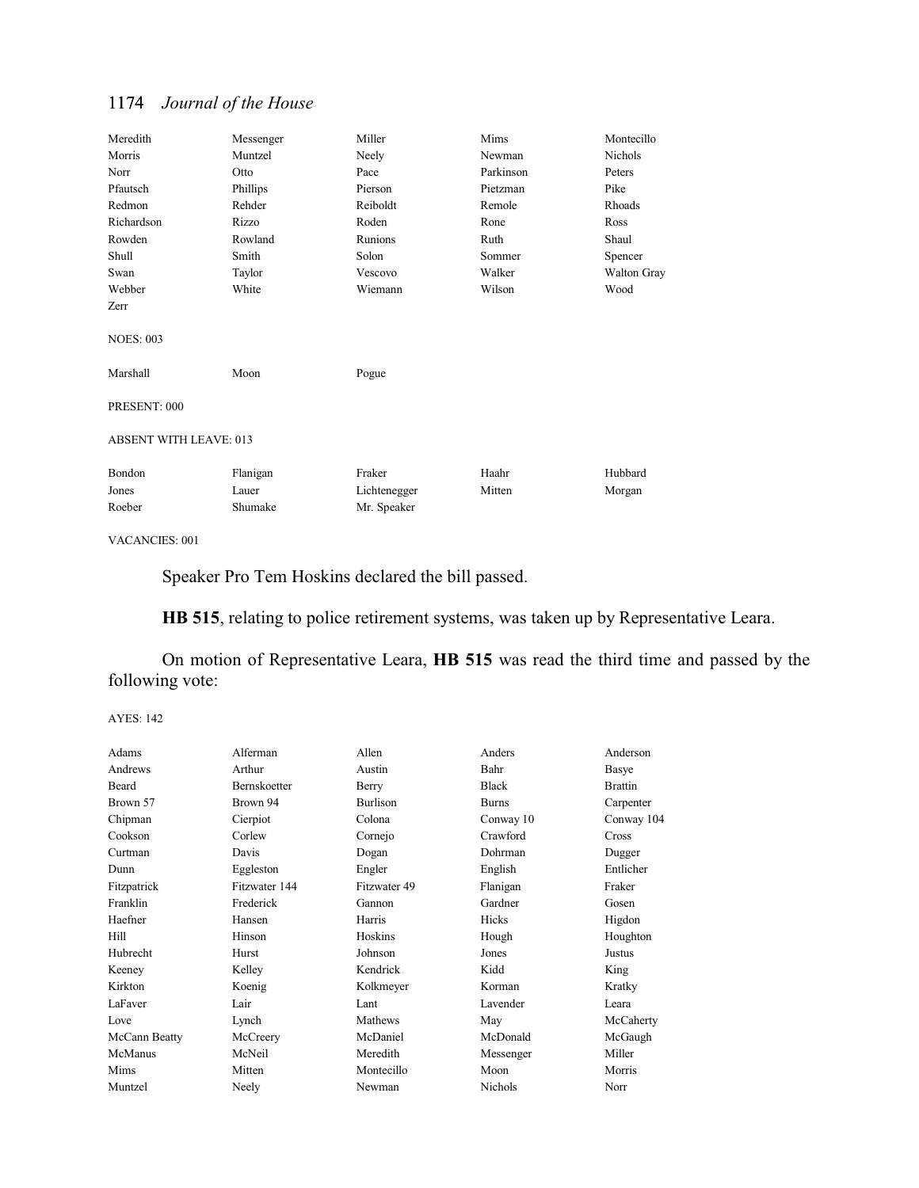| | | | | |
|---|---|---|---|---|
| Meredith | Messenger | Miller | Mims | Montecillo |
| Morris | Muntzel | Neely | Newman | Nichols |
| Norr | Otto | Pace | Parkinson | Peters |
| Pfautsch | Phillips | Pierson | Pietzman | Pike |
| Redmon | Rehder | Reiboldt | Remole | Rhoads |
| Richardson | Rizzo | Roden | Rone | Ross |
| Rowden | Rowland | Runions | Ruth | Shaul |
| Shull | Smith | Solon | Sommer | Spencer |
| Swan | Taylor | Vescovo | Walker | Walton Gray |
| Webber | White | Wiemann | Wilson | Wood |
| Zerr | | | | |

NOES: 003

| | | |
|---|---|---|
| Marshall | Moon | Pogue |

PRESENT: 000

ABSENT WITH LEAVE: 013

| | | | | |
|---|---|---|---|---|
| Bondon | Flanigan | Fraker | Haahr | Hubbard |
| Jones | Lauer | Lichtenegger | Mitten | Morgan |
| Roeber | Shumake | Mr. Speaker | | |

VACANCIES: 001

Speaker Pro Tem Hoskins declared the bill passed.

**HB 515**, relating to police retirement systems, was taken up by Representative Leara.

On motion of Representative Leara, **HB 515** was read the third time and passed by the following vote:

AYES: 142

| | | | | |
|---|---|---|---|---|
| Adams | Alferman | Allen | Anders | Anderson |
| Andrews | Arthur | Austin | Bahr | Basye |
| Beard | Bernskoetter | Berry | Black | Brattin |
| Brown 57 | Brown 94 | Burlison | Burns | Carpenter |
| Chipman | Cierpiot | Colona | Conway 10 | Conway 104 |
| Cookson | Corlew | Cornejo | Crawford | Cross |
| Curtman | Davis | Dogan | Dohrman | Dugger |
| Dunn | Eggleston | Engler | English | Entlicher |
| Fitzpatrick | Fitzwater 144 | Fitzwater 49 | Flanigan | Fraker |
| Franklin | Frederick | Gannon | Gardner | Gosen |
| Haefner | Hansen | Harris | Hicks | Higdon |
| Hill | Hinson | Hoskins | Hough | Houghton |
| Hubrecht | Hurst | Johnson | Jones | Justus |
| Keeney | Kelley | Kendrick | Kidd | King |
| Kirkton | Koenig | Kolkmeyer | Korman | Kratky |
| LaFaver | Lair | Lant | Lavender | Leara |
| Love | Lynch | Mathews | May | McCaherty |
| McCann Beatty | McCreery | McDaniel | McDonald | McGaugh |
| McManus | McNeil | Meredith | Messenger | Miller |
| Mims | Mitten | Montecillo | Moon | Morris |
| Muntzel | Neely | Newman | Nichols | Norr |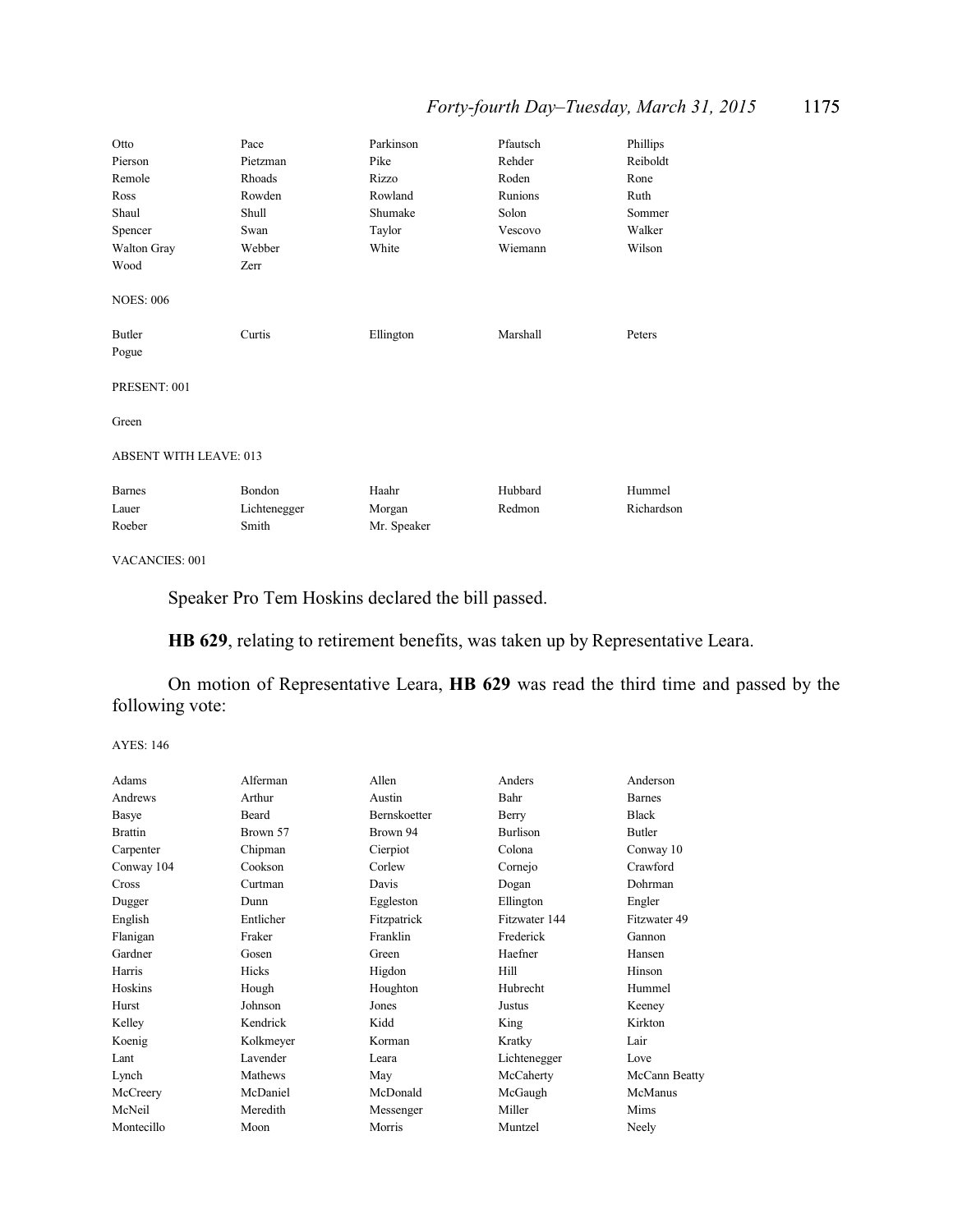| | | | | |
|---|---|---|---|---|
| Otto | Pace | Parkinson | Pfautsch | Phillips |
| Pierson | Pietzman | Pike | Rehder | Reiboldt |
| Remole | Rhoads | Rizzo | Roden | Rone |
| Ross | Rowden | Rowland | Runions | Ruth |
| Shaul | Shull | Shumake | Solon | Sommer |
| Spencer | Swan | Taylor | Vescovo | Walker |
| Walton Gray | Webber | White | Wiemann | Wilson |
| Wood | Zerr | | | |

NOES: 006

| | | | | |
|---|---|---|---|---|
| Butler | Curtis | Ellington | Marshall | Peters |
| Pogue | | | | |

PRESENT: 001

Green

ABSENT WITH LEAVE: 013

| | | | | |
|---|---|---|---|---|
| Barnes | Bondon | Haahr | Hubbard | Hummel |
| Lauer | Lichtenegger | Morgan | Redmon | Richardson |
| Roeber | Smith | Mr. Speaker | | |

VACANCIES: 001

Speaker Pro Tem Hoskins declared the bill passed.

**HB 629**, relating to retirement benefits, was taken up by Representative Leara.

On motion of Representative Leara, **HB 629** was read the third time and passed by the following vote:

AYES: 146

| | | | | |
|---|---|---|---|---|
| Adams | Alferman | Allen | Anders | Anderson |
| Andrews | Arthur | Austin | Bahr | Barnes |
| Basye | Beard | Bernskoetter | Berry | Black |
| Brattin | Brown 57 | Brown 94 | Burlison | Butler |
| Carpenter | Chipman | Cierpiot | Colona | Conway 10 |
| Conway 104 | Cookson | Corlew | Cornejo | Crawford |
| Cross | Curtman | Davis | Dogan | Dohrman |
| Dugger | Dunn | Eggleston | Ellington | Engler |
| English | Entlicher | Fitzpatrick | Fitzwater 144 | Fitzwater 49 |
| Flanigan | Fraker | Franklin | Frederick | Gannon |
| Gardner | Gosen | Green | Haefner | Hansen |
| Harris | Hicks | Higdon | Hill | Hinson |
| Hoskins | Hough | Houghton | Hubrecht | Hummel |
| Hurst | Johnson | Jones | Justus | Keeney |
| Kelley | Kendrick | Kidd | King | Kirkton |
| Koenig | Kolkmeyer | Korman | Kratky | Lair |
| Lant | Lavender | Leara | Lichtenegger | Love |
| Lynch | Mathews | May | McCaherty | McCann Beatty |
| McCreery | McDaniel | McDonald | McGaugh | McManus |
| McNeil | Meredith | Messenger | Miller | Mims |
| Montecillo | Moon | Morris | Muntzel | Neely |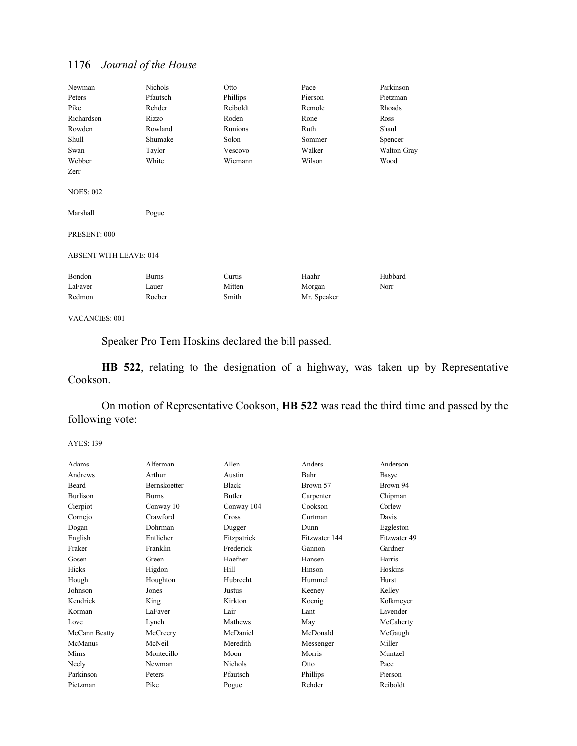| | | | | |
|---|---|---|---|---|
| Newman | Nichols | Otto | Pace | Parkinson |
| Peters | Pfautsch | Phillips | Pierson | Pietzman |
| Pike | Rehder | Reiboldt | Remole | Rhoads |
| Richardson | Rizzo | Roden | Rone | Ross |
| Rowden | Rowland | Runions | Ruth | Shaul |
| Shull | Shumake | Solon | Sommer | Spencer |
| Swan | Taylor | Vescovo | Walker | Walton Gray |
| Webber | White | Wiemann | Wilson | Wood |
| Zerr | | | | |

NOES: 002

| | |
|---|---|
| Marshall | Pogue |

PRESENT: 000

ABSENT WITH LEAVE: 014

| | | | | |
|---|---|---|---|---|
| Bondon | Burns | Curtis | Haahr | Hubbard |
| LaFaver | Lauer | Mitten | Morgan | Norr |
| Redmon | Roeber | Smith | Mr. Speaker | |

VACANCIES: 001

Speaker Pro Tem Hoskins declared the bill passed.

**HB 522**, relating to the designation of a highway, was taken up by Representative Cookson.

On motion of Representative Cookson, **HB 522** was read the third time and passed by the following vote:

AYES: 139

| | | | | |
|---|---|---|---|---|
| Adams | Alferman | Allen | Anders | Anderson |
| Andrews | Arthur | Austin | Bahr | Basye |
| Beard | Bernskoetter | Black | Brown 57 | Brown 94 |
| Burlison | Burns | Butler | Carpenter | Chipman |
| Cierpiot | Conway 10 | Conway 104 | Cookson | Corlew |
| Cornejo | Crawford | Cross | Curtman | Davis |
| Dogan | Dohrman | Dugger | Dunn | Eggleston |
| English | Entlicher | Fitzpatrick | Fitzwater 144 | Fitzwater 49 |
| Fraker | Franklin | Frederick | Gannon | Gardner |
| Gosen | Green | Haefner | Hansen | Harris |
| Hicks | Higdon | Hill | Hinson | Hoskins |
| Hough | Houghton | Hubrecht | Hummel | Hurst |
| Johnson | Jones | Justus | Keeney | Kelley |
| Kendrick | King | Kirkton | Koenig | Kolkmeyer |
| Korman | LaFaver | Lair | Lant | Lavender |
| Love | Lynch | Mathews | May | McCaherty |
| McCann Beatty | McCreery | McDaniel | McDonald | McGaugh |
| McManus | McNeil | Meredith | Messenger | Miller |
| Mims | Montecillo | Moon | Morris | Muntzel |
| Neely | Newman | Nichols | Otto | Pace |
| Parkinson | Peters | Pfautsch | Phillips | Pierson |
| Pietzman | Pike | Pogue | Rehder | Reiboldt |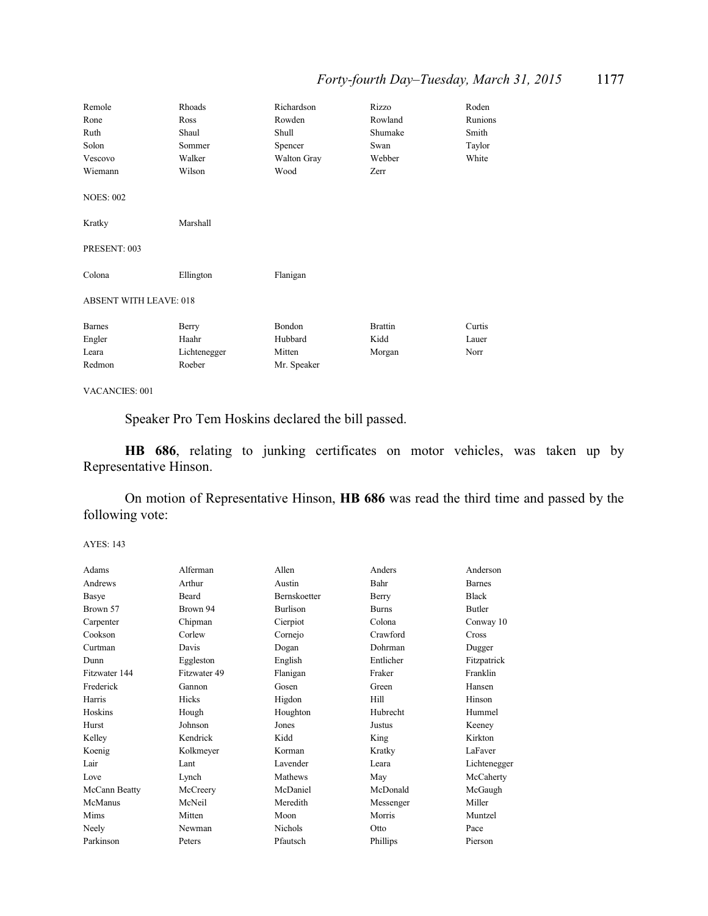| | | | | |
|---|---|---|---|---|
| Remole | Rhoads | Richardson | Rizzo | Roden |
| Rone | Ross | Rowden | Rowland | Runions |
| Ruth | Shaul | Shull | Shumake | Smith |
| Solon | Sommer | Spencer | Swan | Taylor |
| Vescovo | Walker | Walton Gray | Webber | White |
| Wiemann | Wilson | Wood | Zerr | |

NOES: 002

| | |
|---|---|
| Kratky | Marshall |

PRESENT: 003

| | | |
|---|---|---|
| Colona | Ellington | Flanigan |

ABSENT WITH LEAVE: 018

| | | | | |
|---|---|---|---|---|
| Barnes | Berry | Bondon | Brattin | Curtis |
| Engler | Haahr | Hubbard | Kidd | Lauer |
| Leara | Lichtenegger | Mitten | Morgan | Norr |
| Redmon | Roeber | Mr. Speaker | | |

VACANCIES: 001

Speaker Pro Tem Hoskins declared the bill passed.

**HB 686**, relating to junking certificates on motor vehicles, was taken up by Representative Hinson.

On motion of Representative Hinson, **HB 686** was read the third time and passed by the following vote:

AYES: 143

| | | | | |
|---|---|---|---|---|
| Adams | Alferman | Allen | Anders | Anderson |
| Andrews | Arthur | Austin | Bahr | Barnes |
| Basye | Beard | Bernskoetter | Berry | Black |
| Brown 57 | Brown 94 | Burlison | Burns | Butler |
| Carpenter | Chipman | Cierpiot | Colona | Conway 10 |
| Cookson | Corlew | Cornejo | Crawford | Cross |
| Curtman | Davis | Dogan | Dohrman | Dugger |
| Dunn | Eggleston | English | Entlicher | Fitzpatrick |
| Fitzwater 144 | Fitzwater 49 | Flanigan | Fraker | Franklin |
| Frederick | Gannon | Gosen | Green | Hansen |
| Harris | Hicks | Higdon | Hill | Hinson |
| Hoskins | Hough | Houghton | Hubrecht | Hummel |
| Hurst | Johnson | Jones | Justus | Keeney |
| Kelley | Kendrick | Kidd | King | Kirkton |
| Koenig | Kolkmeyer | Korman | Kratky | LaFaver |
| Lair | Lant | Lavender | Leara | Lichtenegger |
| Love | Lynch | Mathews | May | McCaherty |
| McCann Beatty | McCreery | McDaniel | McDonald | McGaugh |
| McManus | McNeil | Meredith | Messenger | Miller |
| Mims | Mitten | Moon | Morris | Muntzel |
| Neely | Newman | Nichols | Otto | Pace |
| Parkinson | Peters | Pfautsch | Phillips | Pierson |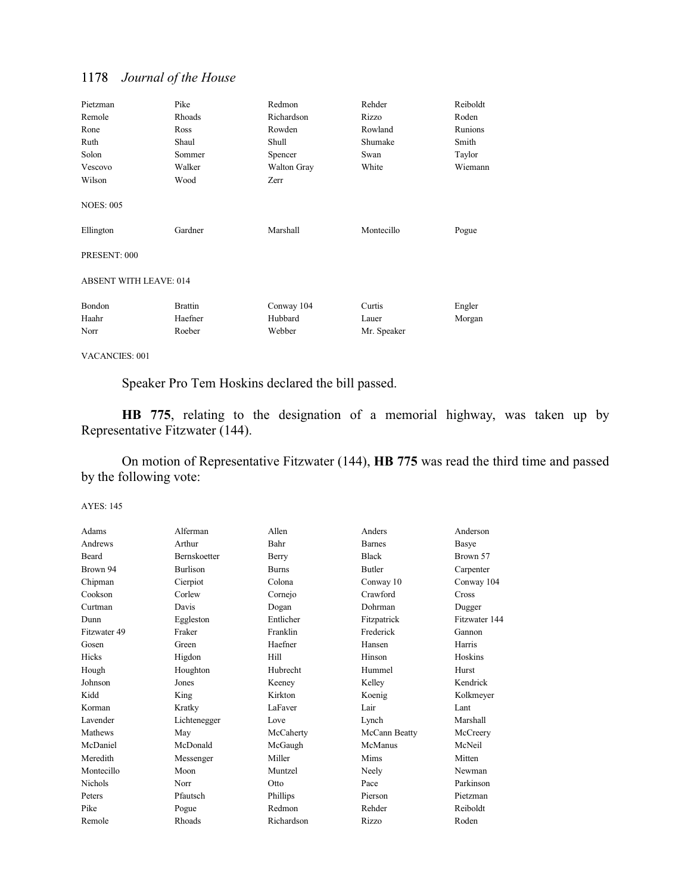| | | | | |
|---|---|---|---|---|
| Pietzman | Pike | Redmon | Rehder | Reiboldt |
| Remole | Rhoads | Richardson | Rizzo | Roden |
| Rone | Ross | Rowden | Rowland | Runions |
| Ruth | Shaul | Shull | Shumake | Smith |
| Solon | Sommer | Spencer | Swan | Taylor |
| Vescovo | Walker | Walton Gray | White | Wiemann |
| Wilson | Wood | Zerr | | |

NOES: 005

| | | | | |
|---|---|---|---|---|
| Ellington | Gardner | Marshall | Montecillo | Pogue |

PRESENT: 000

ABSENT WITH LEAVE: 014

| | | | | |
|---|---|---|---|---|
| Bondon | Brattin | Conway 104 | Curtis | Engler |
| Haahr | Haefner | Hubbard | Lauer | Morgan |
| Norr | Roeber | Webber | Mr. Speaker | |

VACANCIES: 001

Speaker Pro Tem Hoskins declared the bill passed.

**HB 775**, relating to the designation of a memorial highway, was taken up by Representative Fitzwater (144).

On motion of Representative Fitzwater (144), **HB 775** was read the third time and passed by the following vote:

AYES: 145

| | | | | |
|---|---|---|---|---|
| Adams | Alferman | Allen | Anders | Anderson |
| Andrews | Arthur | Bahr | Barnes | Basye |
| Beard | Bernskoetter | Berry | Black | Brown 57 |
| Brown 94 | Burlison | Burns | Butler | Carpenter |
| Chipman | Cierpiot | Colona | Conway 10 | Conway 104 |
| Cookson | Corlew | Cornejo | Crawford | Cross |
| Curtman | Davis | Dogan | Dohrman | Dugger |
| Dunn | Eggleston | Entlicher | Fitzpatrick | Fitzwater 144 |
| Fitzwater 49 | Fraker | Franklin | Frederick | Gannon |
| Gosen | Green | Haefner | Hansen | Harris |
| Hicks | Higdon | Hill | Hinson | Hoskins |
| Hough | Houghton | Hubrecht | Hummel | Hurst |
| Johnson | Jones | Keeney | Kelley | Kendrick |
| Kidd | King | Kirkton | Koenig | Kolkmeyer |
| Korman | Kratky | LaFaver | Lair | Lant |
| Lavender | Lichtenegger | Love | Lynch | Marshall |
| Mathews | May | McCaherty | McCann Beatty | McCreery |
| McDaniel | McDonald | McGaugh | McManus | McNeil |
| Meredith | Messenger | Miller | Mims | Mitten |
| Montecillo | Moon | Muntzel | Neely | Newman |
| Nichols | Norr | Otto | Pace | Parkinson |
| Peters | Pfautsch | Phillips | Pierson | Pietzman |
| Pike | Pogue | Redmon | Rehder | Reiboldt |
| Remole | Rhoads | Richardson | Rizzo | Roden |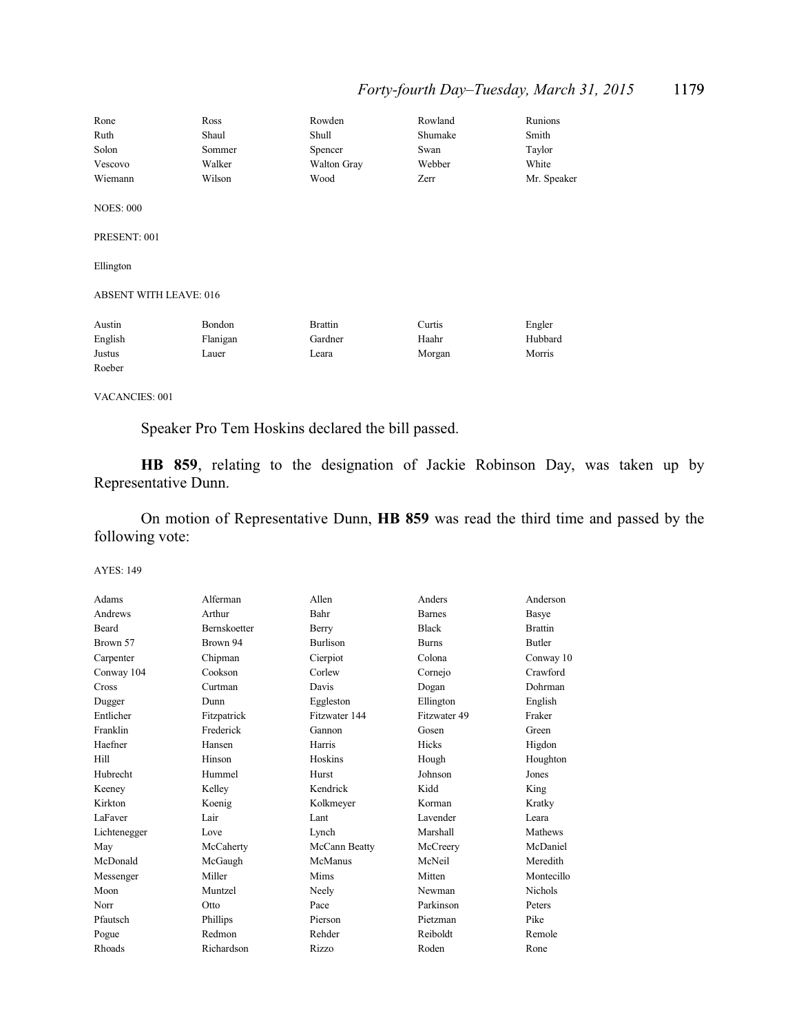| | | | | |
|---|---|---|---|---|
| Rone | Ross | Rowden | Rowland | Runions |
| Ruth | Shaul | Shull | Shumake | Smith |
| Solon | Sommer | Spencer | Swan | Taylor |
| Vescovo | Walker | Walton Gray | Webber | White |
| Wiemann | Wilson | Wood | Zerr | Mr. Speaker |

NOES: 000

PRESENT: 001

Ellington

ABSENT WITH LEAVE: 016

| | | | | |
|---|---|---|---|---|
| Austin | Bondon | Brattin | Curtis | Engler |
| English | Flanigan | Gardner | Haahr | Hubbard |
| Justus | Lauer | Leara | Morgan | Morris |
| Roeber | | | | |

VACANCIES: 001

Speaker Pro Tem Hoskins declared the bill passed.

**HB 859**, relating to the designation of Jackie Robinson Day, was taken up by Representative Dunn.

On motion of Representative Dunn, **HB 859** was read the third time and passed by the following vote:

AYES: 149

| | | | | |
|---|---|---|---|---|
| Adams | Alferman | Allen | Anders | Anderson |
| Andrews | Arthur | Bahr | Barnes | Basye |
| Beard | Bernskoetter | Berry | Black | Brattin |
| Brown 57 | Brown 94 | Burlison | Burns | Butler |
| Carpenter | Chipman | Cierpiot | Colona | Conway 10 |
| Conway 104 | Cookson | Corlew | Cornejo | Crawford |
| Cross | Curtman | Davis | Dogan | Dohrman |
| Dugger | Dunn | Eggleston | Ellington | English |
| Entlicher | Fitzpatrick | Fitzwater 144 | Fitzwater 49 | Fraker |
| Franklin | Frederick | Gannon | Gosen | Green |
| Haefner | Hansen | Harris | Hicks | Higdon |
| Hill | Hinson | Hoskins | Hough | Houghton |
| Hubrecht | Hummel | Hurst | Johnson | Jones |
| Keeney | Kelley | Kendrick | Kidd | King |
| Kirkton | Koenig | Kolkmeyer | Korman | Kratky |
| LaFaver | Lair | Lant | Lavender | Leara |
| Lichtenegger | Love | Lynch | Marshall | Mathews |
| May | McCaherty | McCann Beatty | McCreery | McDaniel |
| McDonald | McGaugh | McManus | McNeil | Meredith |
| Messenger | Miller | Mims | Mitten | Montecillo |
| Moon | Muntzel | Neely | Newman | Nichols |
| Norr | Otto | Pace | Parkinson | Peters |
| Pfautsch | Phillips | Pierson | Pietzman | Pike |
| Pogue | Redmon | Rehder | Reiboldt | Remole |
| Rhoads | Richardson | Rizzo | Roden | Rone |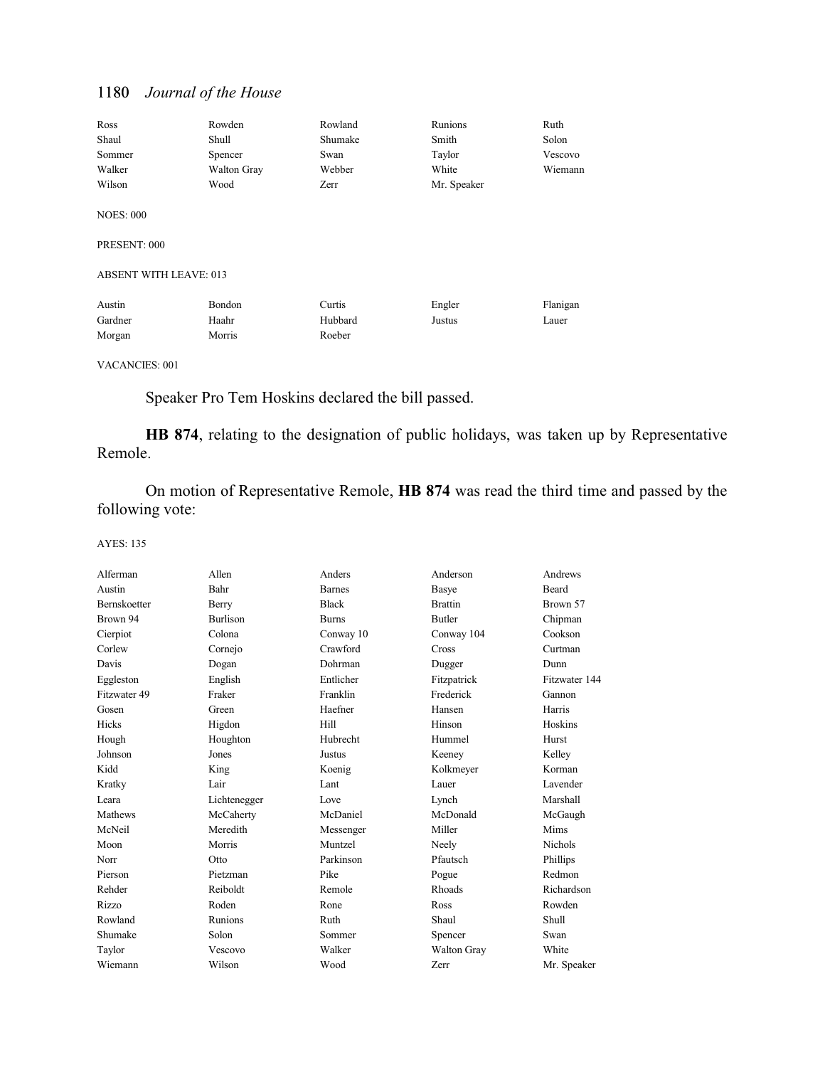| | | | | |
|---|---|---|---|---|
| Ross | Rowden | Rowland | Runions | Ruth |
| Shaul | Shull | Shumake | Smith | Solon |
| Sommer | Spencer | Swan | Taylor | Vescovo |
| Walker | Walton Gray | Webber | White | Wiemann |
| Wilson | Wood | Zerr | Mr. Speaker | |

NOES: 000

PRESENT: 000

ABSENT WITH LEAVE: 013

| | | | | |
|---|---|---|---|---|
| Austin | Bondon | Curtis | Engler | Flanigan |
| Gardner | Haahr | Hubbard | Justus | Lauer |
| Morgan | Morris | Roeber | | |

VACANCIES: 001

Speaker Pro Tem Hoskins declared the bill passed.

**HB 874**, relating to the designation of public holidays, was taken up by Representative Remole.

On motion of Representative Remole, **HB 874** was read the third time and passed by the following vote:

AYES: 135

| | | | | |
|---|---|---|---|---|
| Alferman | Allen | Anders | Anderson | Andrews |
| Austin | Bahr | Barnes | Basye | Beard |
| Bernskoetter | Berry | Black | Brattin | Brown 57 |
| Brown 94 | Burlison | Burns | Butler | Chipman |
| Cierpiot | Colona | Conway 10 | Conway 104 | Cookson |
| Corlew | Cornejo | Crawford | Cross | Curtman |
| Davis | Dogan | Dohrman | Dugger | Dunn |
| Eggleston | English | Entlicher | Fitzpatrick | Fitzwater 144 |
| Fitzwater 49 | Fraker | Franklin | Frederick | Gannon |
| Gosen | Green | Haefner | Hansen | Harris |
| Hicks | Higdon | Hill | Hinson | Hoskins |
| Hough | Houghton | Hubrecht | Hummel | Hurst |
| Johnson | Jones | Justus | Keeney | Kelley |
| Kidd | King | Koenig | Kolkmeyer | Korman |
| Kratky | Lair | Lant | Lauer | Lavender |
| Leara | Lichtenegger | Love | Lynch | Marshall |
| Mathews | McCaherty | McDaniel | McDonald | McGaugh |
| McNeil | Meredith | Messenger | Miller | Mims |
| Moon | Morris | Muntzel | Neely | Nichols |
| Norr | Otto | Parkinson | Pfautsch | Phillips |
| Pierson | Pietzman | Pike | Pogue | Redmon |
| Rehder | Reiboldt | Remole | Rhoads | Richardson |
| Rizzo | Roden | Rone | Ross | Rowden |
| Rowland | Runions | Ruth | Shaul | Shull |
| Shumake | Solon | Sommer | Spencer | Swan |
| Taylor | Vescovo | Walker | Walton Gray | White |
| Wiemann | Wilson | Wood | Zerr | Mr. Speaker |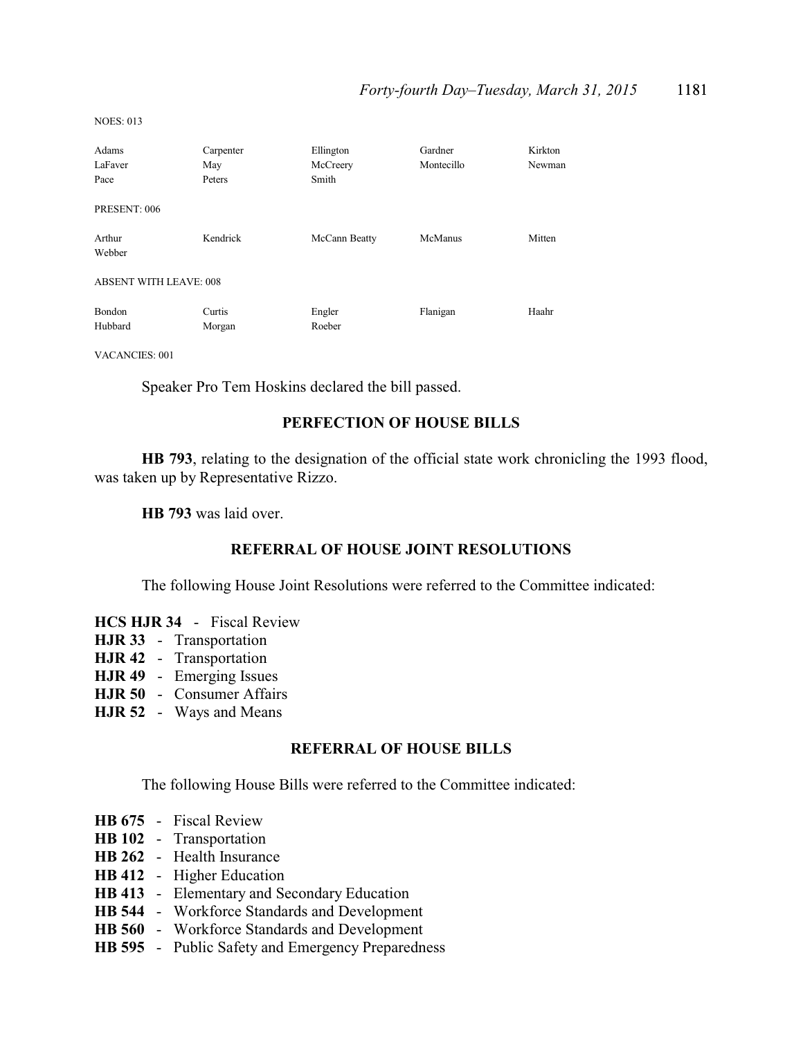NOES: 013

| | | | | |
|---|---|---|---|---|
| Adams | Carpenter | Ellington | Gardner | Kirkton |
| LaFaver | May | McCreery | Montecillo | Newman |
| Pace | Peters | Smith | | |

PRESENT: 006

| | | | | |
|---|---|---|---|---|
| Arthur | Kendrick | McCann Beatty | McManus | Mitten |
| Webber | | | | |

ABSENT WITH LEAVE: 008

| | | | | |
|---|---|---|---|---|
| Bondon | Curtis | Engler | Flanigan | Haahr |
| Hubbard | Morgan | Roeber | | |

VACANCIES: 001

Speaker Pro Tem Hoskins declared the bill passed.

## PERFECTION OF HOUSE BILLS

**HB 793**, relating to the designation of the official state work chronicling the 1993 flood, was taken up by Representative Rizzo.

**HB 793** was laid over.

## REFERRAL OF HOUSE JOINT RESOLUTIONS

The following House Joint Resolutions were referred to the Committee indicated:

**HCS HJR 34** - Fiscal Review
**HJR 33** - Transportation
**HJR 42** - Transportation
**HJR 49** - Emerging Issues
**HJR 50** - Consumer Affairs
**HJR 52** - Ways and Means

## REFERRAL OF HOUSE BILLS

The following House Bills were referred to the Committee indicated:

**HB 675** - Fiscal Review
**HB 102** - Transportation
**HB 262** - Health Insurance
**HB 412** - Higher Education
**HB 413** - Elementary and Secondary Education
**HB 544** - Workforce Standards and Development
**HB 560** - Workforce Standards and Development
**HB 595** - Public Safety and Emergency Preparedness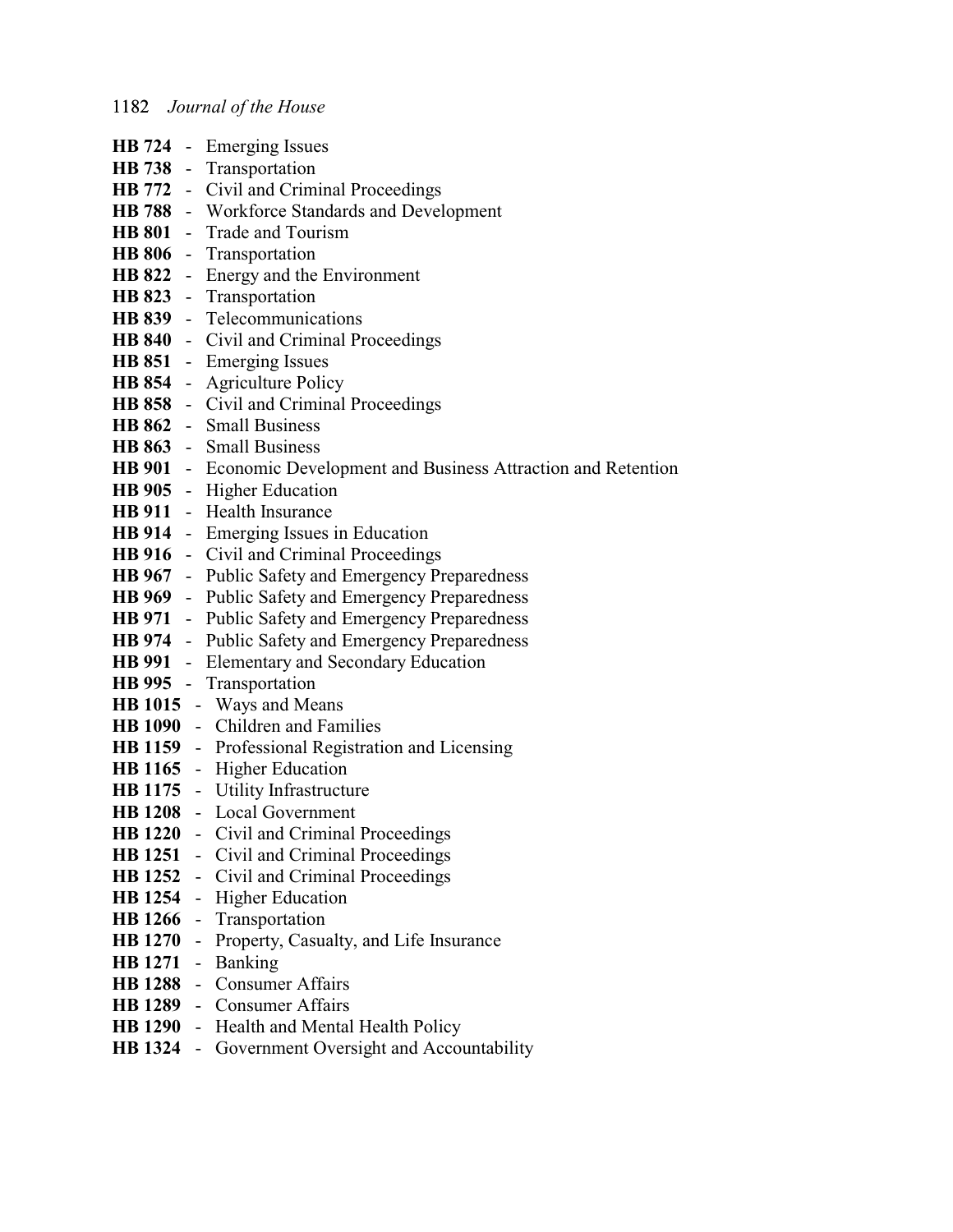**HB 724** - Emerging Issues
**HB 738** - Transportation
**HB 772** - Civil and Criminal Proceedings
**HB 788** - Workforce Standards and Development
**HB 801** - Trade and Tourism
**HB 806** - Transportation
**HB 822** - Energy and the Environment
**HB 823** - Transportation
**HB 839** - Telecommunications
**HB 840** - Civil and Criminal Proceedings
**HB 851** - Emerging Issues
**HB 854** - Agriculture Policy
**HB 858** - Civil and Criminal Proceedings
**HB 862** - Small Business
**HB 863** - Small Business
**HB 901** - Economic Development and Business Attraction and Retention
**HB 905** - Higher Education
**HB 911** - Health Insurance
**HB 914** - Emerging Issues in Education
**HB 916** - Civil and Criminal Proceedings
**HB 967** - Public Safety and Emergency Preparedness
**HB 969** - Public Safety and Emergency Preparedness
**HB 971** - Public Safety and Emergency Preparedness
**HB 974** - Public Safety and Emergency Preparedness
**HB 991** - Elementary and Secondary Education
**HB 995** - Transportation
**HB 1015** - Ways and Means
**HB 1090** - Children and Families
**HB 1159** - Professional Registration and Licensing
**HB 1165** - Higher Education
**HB 1175** - Utility Infrastructure
**HB 1208** - Local Government
**HB 1220** - Civil and Criminal Proceedings
**HB 1251** - Civil and Criminal Proceedings
**HB 1252** - Civil and Criminal Proceedings
**HB 1254** - Higher Education
**HB 1266** - Transportation
**HB 1270** - Property, Casualty, and Life Insurance
**HB 1271** - Banking
**HB 1288** - Consumer Affairs
**HB 1289** - Consumer Affairs
**HB 1290** - Health and Mental Health Policy
**HB 1324** - Government Oversight and Accountability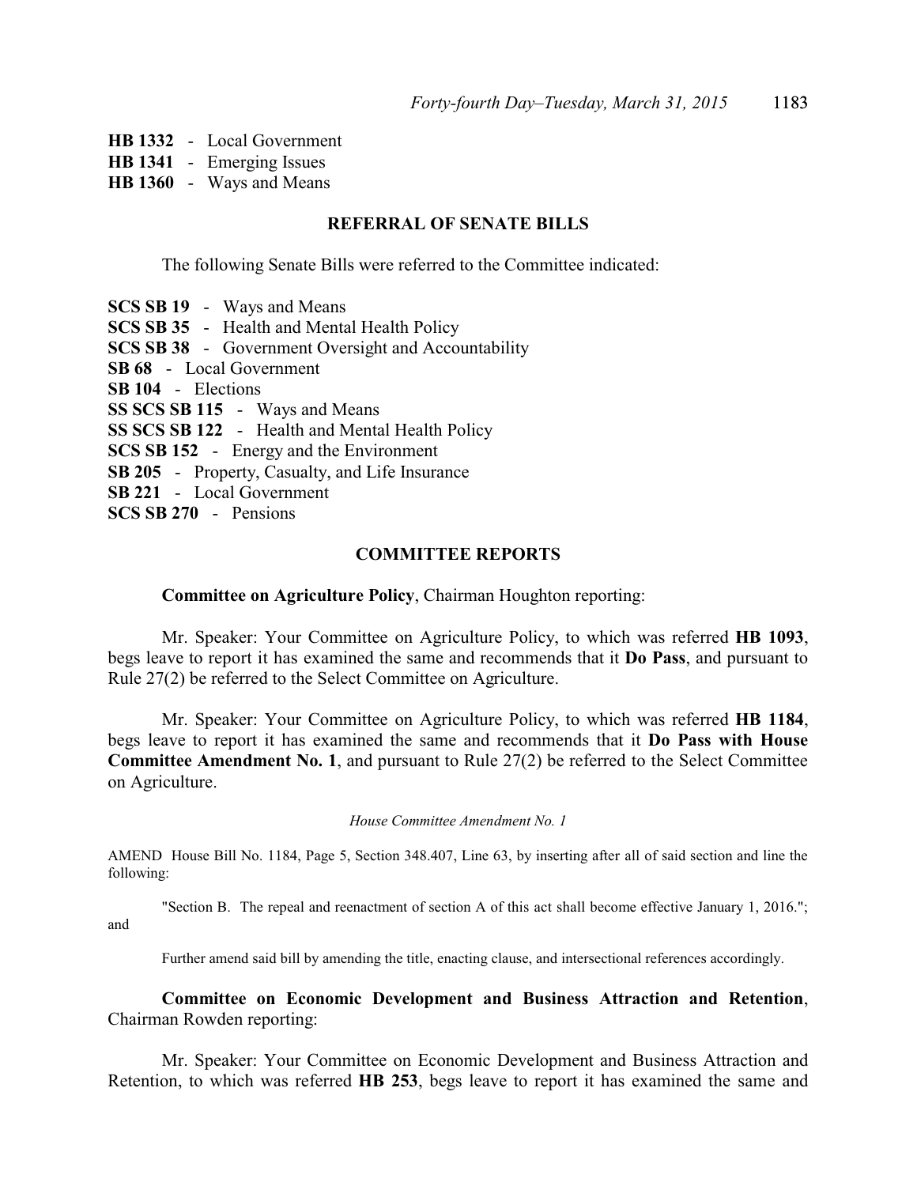**HB 1332** - Local Government
**HB 1341** - Emerging Issues
**HB 1360** - Ways and Means

## REFERRAL OF SENATE BILLS

The following Senate Bills were referred to the Committee indicated:

**SCS SB 19** - Ways and Means
**SCS SB 35** - Health and Mental Health Policy
**SCS SB 38** - Government Oversight and Accountability
**SB 68** - Local Government
**SB 104** - Elections
**SS SCS SB 115** - Ways and Means
**SS SCS SB 122** - Health and Mental Health Policy
**SCS SB 152** - Energy and the Environment
**SB 205** - Property, Casualty, and Life Insurance
**SB 221** - Local Government
**SCS SB 270** - Pensions

## COMMITTEE REPORTS

**Committee on Agriculture Policy**, Chairman Houghton reporting:

Mr. Speaker: Your Committee on Agriculture Policy, to which was referred **HB 1093**, begs leave to report it has examined the same and recommends that it **Do Pass**, and pursuant to Rule 27(2) be referred to the Select Committee on Agriculture.

Mr. Speaker: Your Committee on Agriculture Policy, to which was referred **HB 1184**, begs leave to report it has examined the same and recommends that it **Do Pass with House Committee Amendment No. 1**, and pursuant to Rule 27(2) be referred to the Select Committee on Agriculture.

*House Committee Amendment No. 1*

AMEND House Bill No. 1184, Page 5, Section 348.407, Line 63, by inserting after all of said section and line the following:

"Section B. The repeal and reenactment of section A of this act shall become effective January 1, 2016."; and

Further amend said bill by amending the title, enacting clause, and intersectional references accordingly.

**Committee on Economic Development and Business Attraction and Retention**, Chairman Rowden reporting:

Mr. Speaker: Your Committee on Economic Development and Business Attraction and Retention, to which was referred **HB 253**, begs leave to report it has examined the same and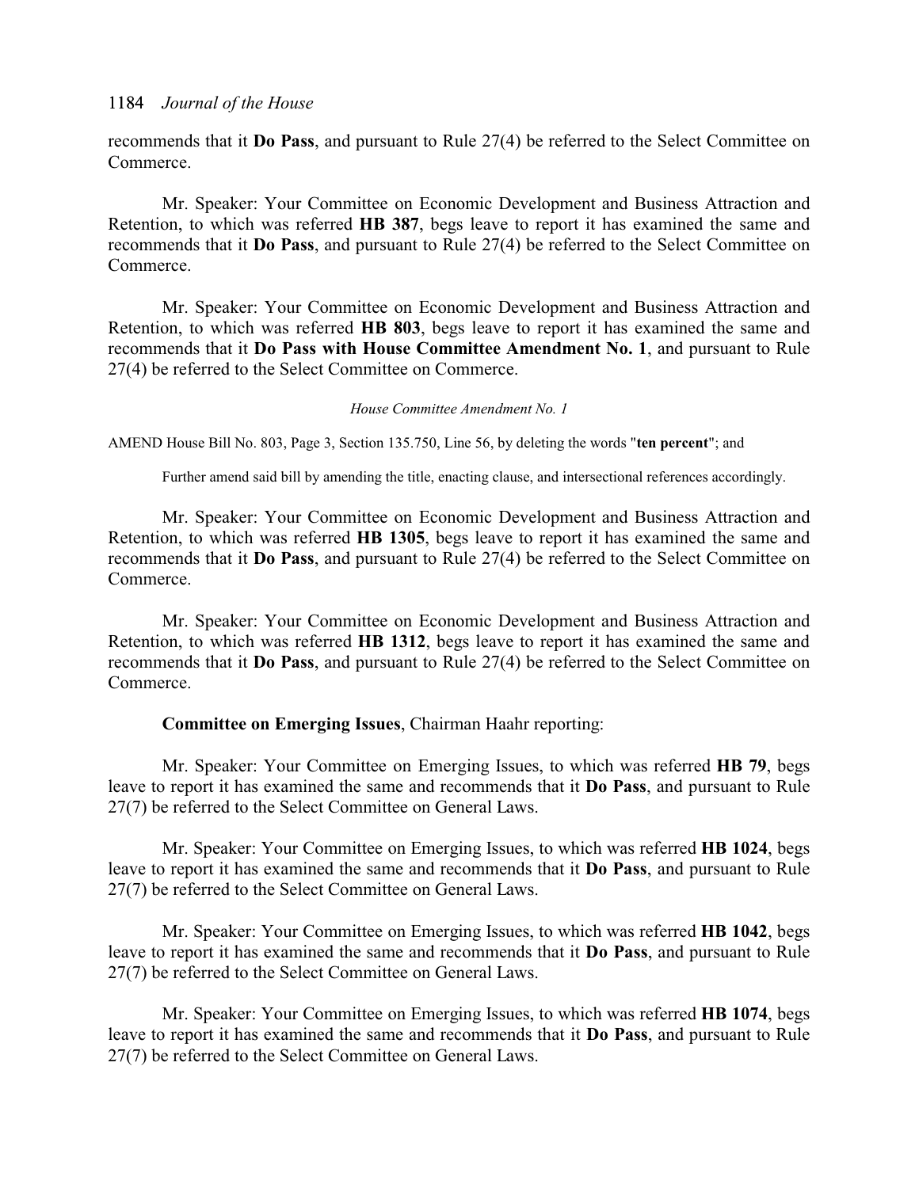recommends that it **Do Pass**, and pursuant to Rule 27(4) be referred to the Select Committee on Commerce.

Mr. Speaker: Your Committee on Economic Development and Business Attraction and Retention, to which was referred **HB 387**, begs leave to report it has examined the same and recommends that it **Do Pass**, and pursuant to Rule 27(4) be referred to the Select Committee on Commerce.

Mr. Speaker: Your Committee on Economic Development and Business Attraction and Retention, to which was referred **HB 803**, begs leave to report it has examined the same and recommends that it **Do Pass with House Committee Amendment No. 1**, and pursuant to Rule 27(4) be referred to the Select Committee on Commerce.

*House Committee Amendment No. 1*

AMEND House Bill No. 803, Page 3, Section 135.750, Line 56, by deleting the words "**ten percent**"; and

Further amend said bill by amending the title, enacting clause, and intersectional references accordingly.

Mr. Speaker: Your Committee on Economic Development and Business Attraction and Retention, to which was referred **HB 1305**, begs leave to report it has examined the same and recommends that it **Do Pass**, and pursuant to Rule 27(4) be referred to the Select Committee on Commerce.

Mr. Speaker: Your Committee on Economic Development and Business Attraction and Retention, to which was referred **HB 1312**, begs leave to report it has examined the same and recommends that it **Do Pass**, and pursuant to Rule 27(4) be referred to the Select Committee on Commerce.

**Committee on Emerging Issues**, Chairman Haahr reporting:

Mr. Speaker: Your Committee on Emerging Issues, to which was referred **HB 79**, begs leave to report it has examined the same and recommends that it **Do Pass**, and pursuant to Rule 27(7) be referred to the Select Committee on General Laws.

Mr. Speaker: Your Committee on Emerging Issues, to which was referred **HB 1024**, begs leave to report it has examined the same and recommends that it **Do Pass**, and pursuant to Rule 27(7) be referred to the Select Committee on General Laws.

Mr. Speaker: Your Committee on Emerging Issues, to which was referred **HB 1042**, begs leave to report it has examined the same and recommends that it **Do Pass**, and pursuant to Rule 27(7) be referred to the Select Committee on General Laws.

Mr. Speaker: Your Committee on Emerging Issues, to which was referred **HB 1074**, begs leave to report it has examined the same and recommends that it **Do Pass**, and pursuant to Rule 27(7) be referred to the Select Committee on General Laws.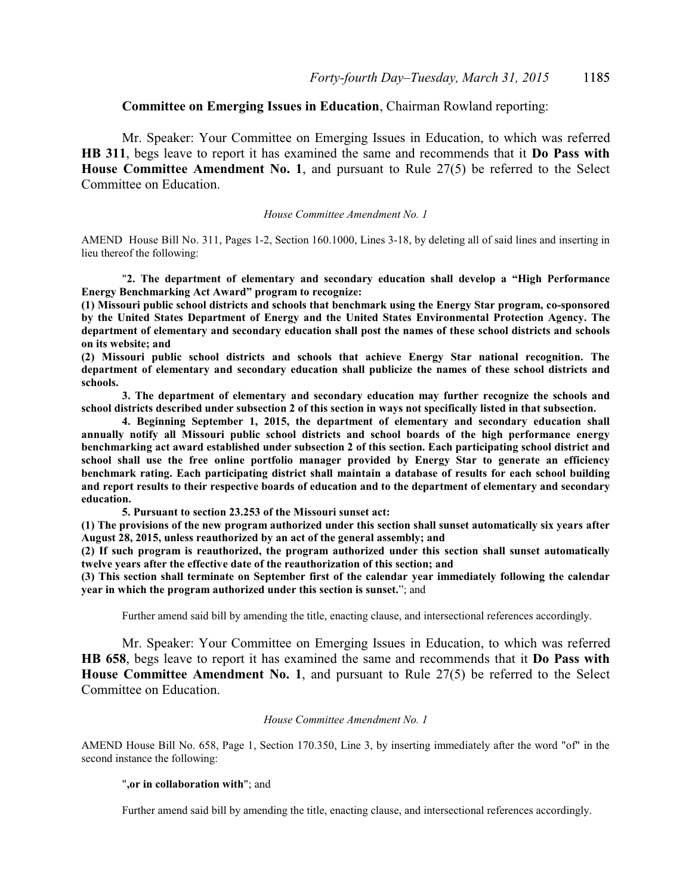**Committee on Emerging Issues in Education**, Chairman Rowland reporting:

Mr. Speaker: Your Committee on Emerging Issues in Education, to which was referred **HB 311**, begs leave to report it has examined the same and recommends that it **Do Pass with House Committee Amendment No. 1**, and pursuant to Rule 27(5) be referred to the Select Committee on Education.

*House Committee Amendment No. 1*

AMEND House Bill No. 311, Pages 1-2, Section 160.1000, Lines 3-18, by deleting all of said lines and inserting in lieu thereof the following:

"**2. The department of elementary and secondary education shall develop a "High Performance Energy Benchmarking Act Award" program to recognize:**

**(1) Missouri public school districts and schools that benchmark using the Energy Star program, co-sponsored by the United States Department of Energy and the United States Environmental Protection Agency. The department of elementary and secondary education shall post the names of these school districts and schools on its website; and**

**(2) Missouri public school districts and schools that achieve Energy Star national recognition. The department of elementary and secondary education shall publicize the names of these school districts and schools.**

**3. The department of elementary and secondary education may further recognize the schools and school districts described under subsection 2 of this section in ways not specifically listed in that subsection.**

**4. Beginning September 1, 2015, the department of elementary and secondary education shall annually notify all Missouri public school districts and school boards of the high performance energy benchmarking act award established under subsection 2 of this section. Each participating school district and school shall use the free online portfolio manager provided by Energy Star to generate an efficiency benchmark rating. Each participating district shall maintain a database of results for each school building and report results to their respective boards of education and to the department of elementary and secondary education.**

**5. Pursuant to section 23.253 of the Missouri sunset act:**

**(1) The provisions of the new program authorized under this section shall sunset automatically six years after August 28, 2015, unless reauthorized by an act of the general assembly; and**

**(2) If such program is reauthorized, the program authorized under this section shall sunset automatically twelve years after the effective date of the reauthorization of this section; and**

**(3) This section shall terminate on September first of the calendar year immediately following the calendar year in which the program authorized under this section is sunset.**"; and

Further amend said bill by amending the title, enacting clause, and intersectional references accordingly.

Mr. Speaker: Your Committee on Emerging Issues in Education, to which was referred **HB 658**, begs leave to report it has examined the same and recommends that it **Do Pass with House Committee Amendment No. 1**, and pursuant to Rule 27(5) be referred to the Select Committee on Education.

*House Committee Amendment No. 1*

AMEND House Bill No. 658, Page 1, Section 170.350, Line 3, by inserting immediately after the word "of" in the second instance the following:

"**,or in collaboration with**"; and

Further amend said bill by amending the title, enacting clause, and intersectional references accordingly.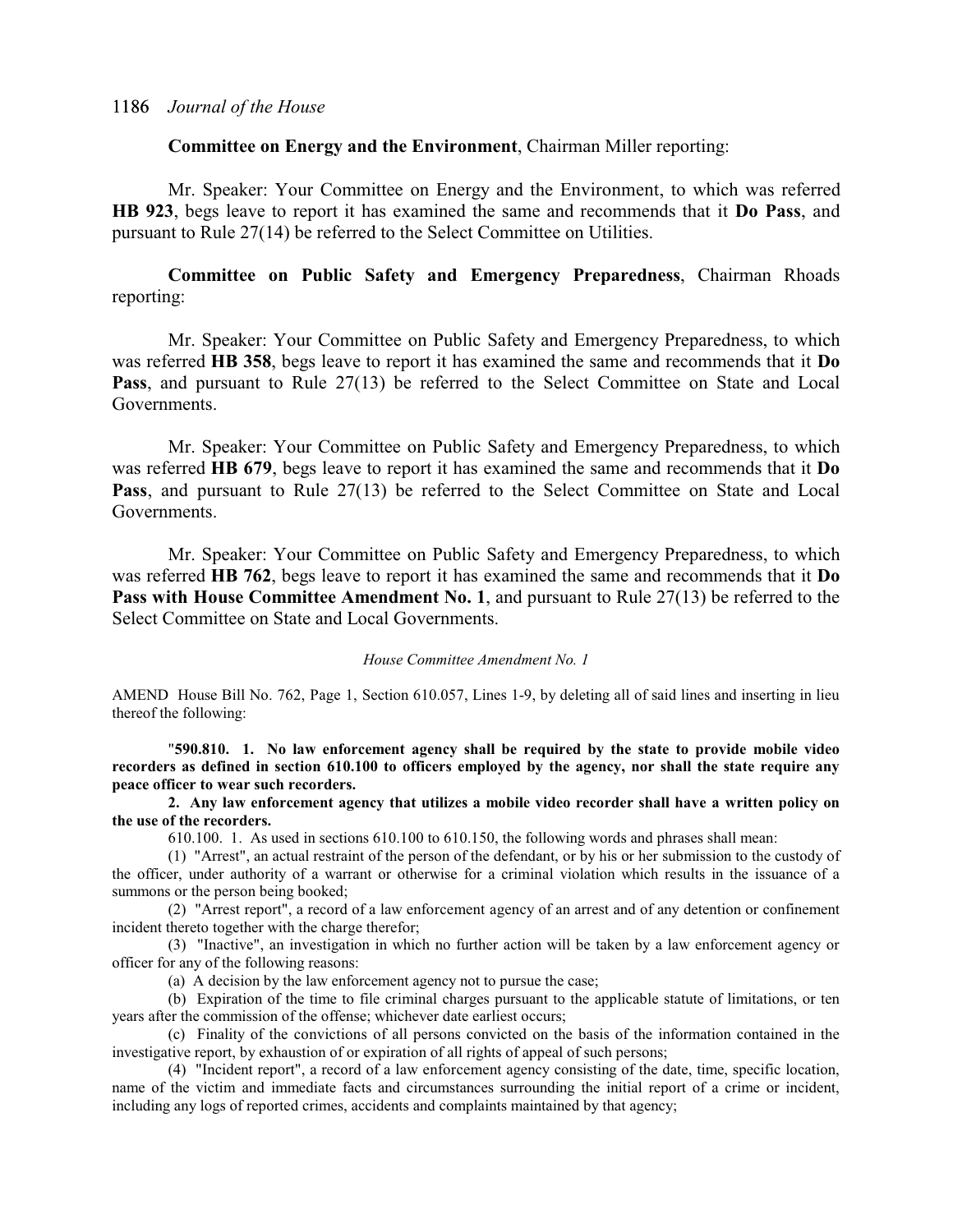**Committee on Energy and the Environment**, Chairman Miller reporting:

Mr. Speaker: Your Committee on Energy and the Environment, to which was referred **HB 923**, begs leave to report it has examined the same and recommends that it **Do Pass**, and pursuant to Rule 27(14) be referred to the Select Committee on Utilities.

**Committee on Public Safety and Emergency Preparedness**, Chairman Rhoads reporting:

Mr. Speaker: Your Committee on Public Safety and Emergency Preparedness, to which was referred **HB 358**, begs leave to report it has examined the same and recommends that it **Do Pass**, and pursuant to Rule 27(13) be referred to the Select Committee on State and Local Governments.

Mr. Speaker: Your Committee on Public Safety and Emergency Preparedness, to which was referred **HB 679**, begs leave to report it has examined the same and recommends that it **Do Pass**, and pursuant to Rule 27(13) be referred to the Select Committee on State and Local Governments.

Mr. Speaker: Your Committee on Public Safety and Emergency Preparedness, to which was referred **HB 762**, begs leave to report it has examined the same and recommends that it **Do Pass with House Committee Amendment No. 1**, and pursuant to Rule 27(13) be referred to the Select Committee on State and Local Governments.

*House Committee Amendment No. 1*

AMEND House Bill No. 762, Page 1, Section 610.057, Lines 1-9, by deleting all of said lines and inserting in lieu thereof the following:

"**590.810. 1. No law enforcement agency shall be required by the state to provide mobile video recorders as defined in section 610.100 to officers employed by the agency, nor shall the state require any peace officer to wear such recorders.**

**2. Any law enforcement agency that utilizes a mobile video recorder shall have a written policy on the use of the recorders.**

610.100. 1. As used in sections 610.100 to 610.150, the following words and phrases shall mean:

(1) "Arrest", an actual restraint of the person of the defendant, or by his or her submission to the custody of the officer, under authority of a warrant or otherwise for a criminal violation which results in the issuance of a summons or the person being booked;

(2) "Arrest report", a record of a law enforcement agency of an arrest and of any detention or confinement incident thereto together with the charge therefor;

(3) "Inactive", an investigation in which no further action will be taken by a law enforcement agency or officer for any of the following reasons:

(a) A decision by the law enforcement agency not to pursue the case;

(b) Expiration of the time to file criminal charges pursuant to the applicable statute of limitations, or ten years after the commission of the offense; whichever date earliest occurs;

(c) Finality of the convictions of all persons convicted on the basis of the information contained in the investigative report, by exhaustion of or expiration of all rights of appeal of such persons;

(4) "Incident report", a record of a law enforcement agency consisting of the date, time, specific location, name of the victim and immediate facts and circumstances surrounding the initial report of a crime or incident, including any logs of reported crimes, accidents and complaints maintained by that agency;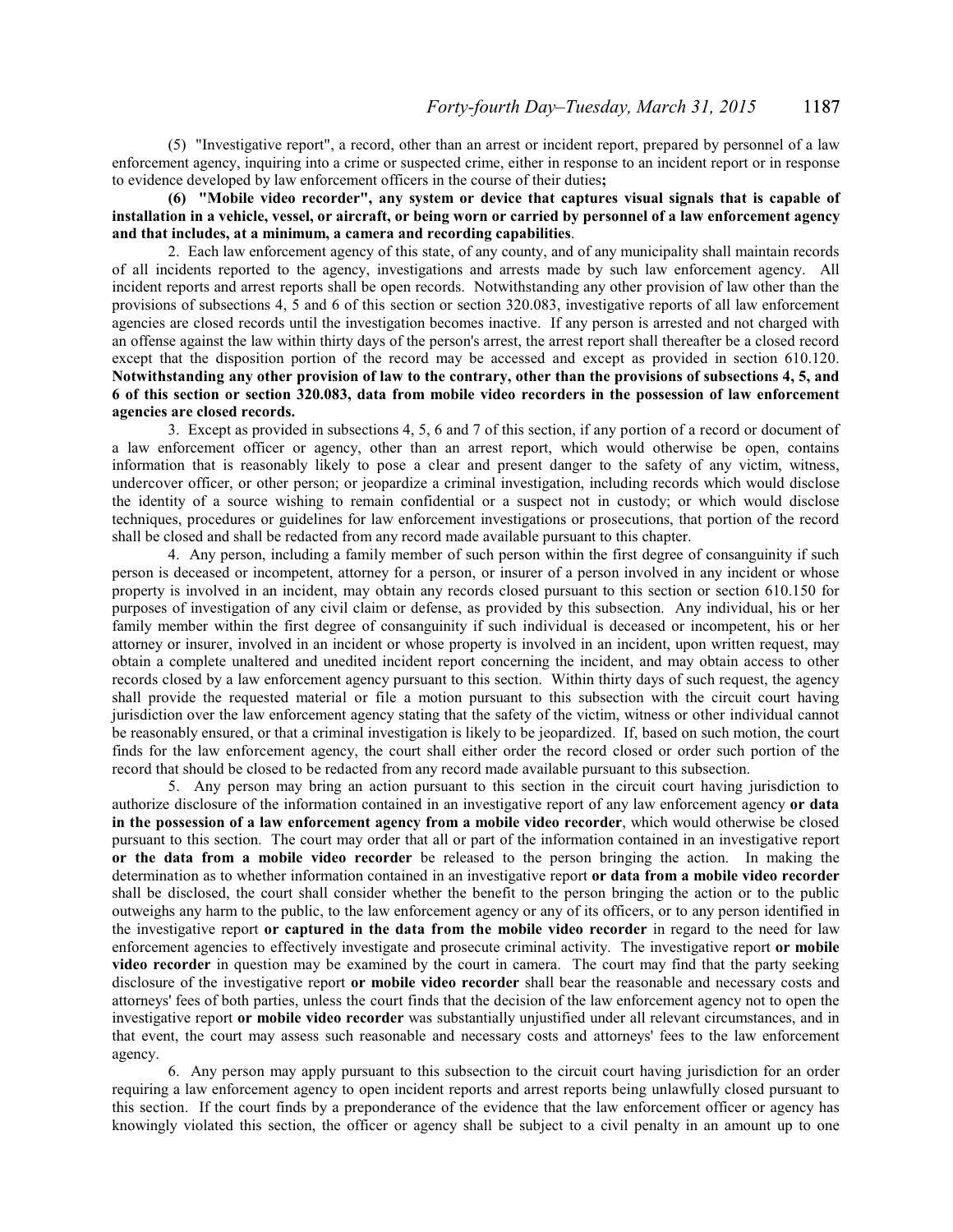(5) "Investigative report", a record, other than an arrest or incident report, prepared by personnel of a law enforcement agency, inquiring into a crime or suspected crime, either in response to an incident report or in response to evidence developed by law enforcement officers in the course of their duties**;**

**(6) "Mobile video recorder", any system or device that captures visual signals that is capable of installation in a vehicle, vessel, or aircraft, or being worn or carried by personnel of a law enforcement agency and that includes, at a minimum, a camera and recording capabilities**.

2. Each law enforcement agency of this state, of any county, and of any municipality shall maintain records of all incidents reported to the agency, investigations and arrests made by such law enforcement agency. All incident reports and arrest reports shall be open records. Notwithstanding any other provision of law other than the provisions of subsections 4, 5 and 6 of this section or section 320.083, investigative reports of all law enforcement agencies are closed records until the investigation becomes inactive. If any person is arrested and not charged with an offense against the law within thirty days of the person's arrest, the arrest report shall thereafter be a closed record except that the disposition portion of the record may be accessed and except as provided in section 610.120. **Notwithstanding any other provision of law to the contrary, other than the provisions of subsections 4, 5, and 6 of this section or section 320.083, data from mobile video recorders in the possession of law enforcement agencies are closed records.**

3. Except as provided in subsections 4, 5, 6 and 7 of this section, if any portion of a record or document of a law enforcement officer or agency, other than an arrest report, which would otherwise be open, contains information that is reasonably likely to pose a clear and present danger to the safety of any victim, witness, undercover officer, or other person; or jeopardize a criminal investigation, including records which would disclose the identity of a source wishing to remain confidential or a suspect not in custody; or which would disclose techniques, procedures or guidelines for law enforcement investigations or prosecutions, that portion of the record shall be closed and shall be redacted from any record made available pursuant to this chapter.

4. Any person, including a family member of such person within the first degree of consanguinity if such person is deceased or incompetent, attorney for a person, or insurer of a person involved in any incident or whose property is involved in an incident, may obtain any records closed pursuant to this section or section 610.150 for purposes of investigation of any civil claim or defense, as provided by this subsection. Any individual, his or her family member within the first degree of consanguinity if such individual is deceased or incompetent, his or her attorney or insurer, involved in an incident or whose property is involved in an incident, upon written request, may obtain a complete unaltered and unedited incident report concerning the incident, and may obtain access to other records closed by a law enforcement agency pursuant to this section. Within thirty days of such request, the agency shall provide the requested material or file a motion pursuant to this subsection with the circuit court having jurisdiction over the law enforcement agency stating that the safety of the victim, witness or other individual cannot be reasonably ensured, or that a criminal investigation is likely to be jeopardized. If, based on such motion, the court finds for the law enforcement agency, the court shall either order the record closed or order such portion of the record that should be closed to be redacted from any record made available pursuant to this subsection.

5. Any person may bring an action pursuant to this section in the circuit court having jurisdiction to authorize disclosure of the information contained in an investigative report of any law enforcement agency **or data in the possession of a law enforcement agency from a mobile video recorder**, which would otherwise be closed pursuant to this section. The court may order that all or part of the information contained in an investigative report **or the data from a mobile video recorder** be released to the person bringing the action. In making the determination as to whether information contained in an investigative report **or data from a mobile video recorder** shall be disclosed, the court shall consider whether the benefit to the person bringing the action or to the public outweighs any harm to the public, to the law enforcement agency or any of its officers, or to any person identified in the investigative report **or captured in the data from the mobile video recorder** in regard to the need for law enforcement agencies to effectively investigate and prosecute criminal activity. The investigative report **or mobile video recorder** in question may be examined by the court in camera. The court may find that the party seeking disclosure of the investigative report **or mobile video recorder** shall bear the reasonable and necessary costs and attorneys' fees of both parties, unless the court finds that the decision of the law enforcement agency not to open the investigative report **or mobile video recorder** was substantially unjustified under all relevant circumstances, and in that event, the court may assess such reasonable and necessary costs and attorneys' fees to the law enforcement agency.

6. Any person may apply pursuant to this subsection to the circuit court having jurisdiction for an order requiring a law enforcement agency to open incident reports and arrest reports being unlawfully closed pursuant to this section. If the court finds by a preponderance of the evidence that the law enforcement officer or agency has knowingly violated this section, the officer or agency shall be subject to a civil penalty in an amount up to one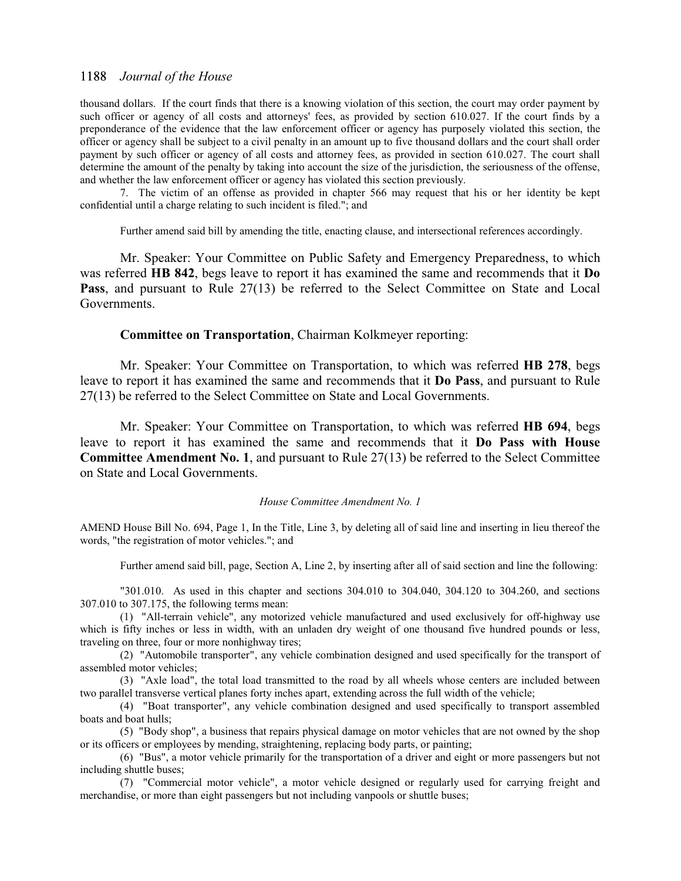thousand dollars. If the court finds that there is a knowing violation of this section, the court may order payment by such officer or agency of all costs and attorneys' fees, as provided by section 610.027. If the court finds by a preponderance of the evidence that the law enforcement officer or agency has purposely violated this section, the officer or agency shall be subject to a civil penalty in an amount up to five thousand dollars and the court shall order payment by such officer or agency of all costs and attorney fees, as provided in section 610.027. The court shall determine the amount of the penalty by taking into account the size of the jurisdiction, the seriousness of the offense, and whether the law enforcement officer or agency has violated this section previously.

7. The victim of an offense as provided in chapter 566 may request that his or her identity be kept confidential until a charge relating to such incident is filed."; and

Further amend said bill by amending the title, enacting clause, and intersectional references accordingly.

Mr. Speaker: Your Committee on Public Safety and Emergency Preparedness, to which was referred **HB 842**, begs leave to report it has examined the same and recommends that it **Do Pass**, and pursuant to Rule 27(13) be referred to the Select Committee on State and Local Governments.

**Committee on Transportation**, Chairman Kolkmeyer reporting:

Mr. Speaker: Your Committee on Transportation, to which was referred **HB 278**, begs leave to report it has examined the same and recommends that it **Do Pass**, and pursuant to Rule 27(13) be referred to the Select Committee on State and Local Governments.

Mr. Speaker: Your Committee on Transportation, to which was referred **HB 694**, begs leave to report it has examined the same and recommends that it **Do Pass with House Committee Amendment No. 1**, and pursuant to Rule 27(13) be referred to the Select Committee on State and Local Governments.

*House Committee Amendment No. 1*

AMEND House Bill No. 694, Page 1, In the Title, Line 3, by deleting all of said line and inserting in lieu thereof the words, "the registration of motor vehicles."; and

Further amend said bill, page, Section A, Line 2, by inserting after all of said section and line the following:

"301.010. As used in this chapter and sections 304.010 to 304.040, 304.120 to 304.260, and sections 307.010 to 307.175, the following terms mean:

(1) "All-terrain vehicle", any motorized vehicle manufactured and used exclusively for off-highway use which is fifty inches or less in width, with an unladen dry weight of one thousand five hundred pounds or less, traveling on three, four or more nonhighway tires;

(2) "Automobile transporter", any vehicle combination designed and used specifically for the transport of assembled motor vehicles;

(3) "Axle load", the total load transmitted to the road by all wheels whose centers are included between two parallel transverse vertical planes forty inches apart, extending across the full width of the vehicle;

(4) "Boat transporter", any vehicle combination designed and used specifically to transport assembled boats and boat hulls;

(5) "Body shop", a business that repairs physical damage on motor vehicles that are not owned by the shop or its officers or employees by mending, straightening, replacing body parts, or painting;

(6) "Bus", a motor vehicle primarily for the transportation of a driver and eight or more passengers but not including shuttle buses;

(7) "Commercial motor vehicle", a motor vehicle designed or regularly used for carrying freight and merchandise, or more than eight passengers but not including vanpools or shuttle buses;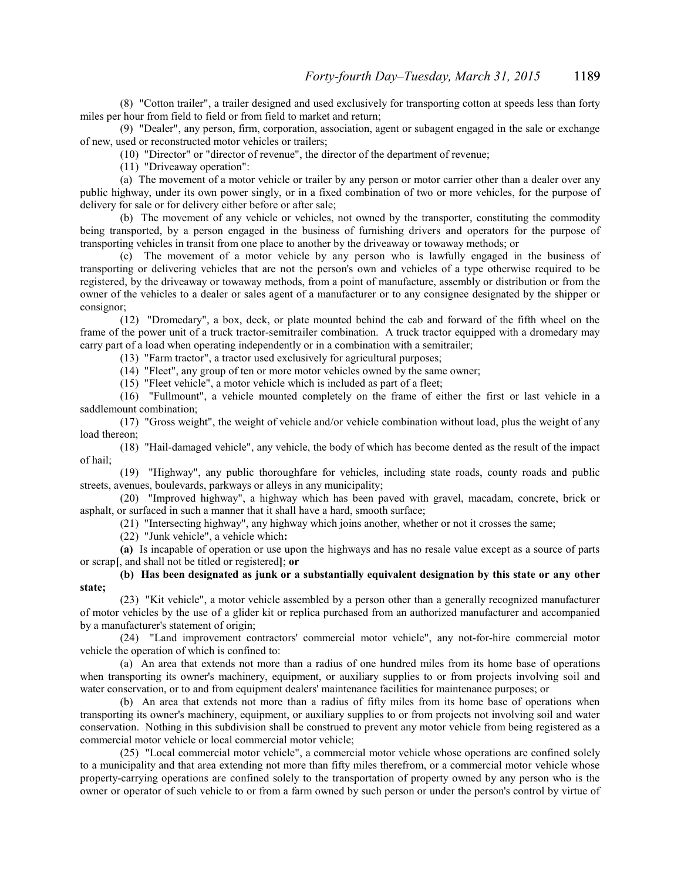(8) "Cotton trailer", a trailer designed and used exclusively for transporting cotton at speeds less than forty miles per hour from field to field or from field to market and return;

(9) "Dealer", any person, firm, corporation, association, agent or subagent engaged in the sale or exchange of new, used or reconstructed motor vehicles or trailers;

(10) "Director" or "director of revenue", the director of the department of revenue;

(11) "Driveaway operation":

(a) The movement of a motor vehicle or trailer by any person or motor carrier other than a dealer over any public highway, under its own power singly, or in a fixed combination of two or more vehicles, for the purpose of delivery for sale or for delivery either before or after sale;

(b) The movement of any vehicle or vehicles, not owned by the transporter, constituting the commodity being transported, by a person engaged in the business of furnishing drivers and operators for the purpose of transporting vehicles in transit from one place to another by the driveaway or towaway methods; or

(c) The movement of a motor vehicle by any person who is lawfully engaged in the business of transporting or delivering vehicles that are not the person's own and vehicles of a type otherwise required to be registered, by the driveaway or towaway methods, from a point of manufacture, assembly or distribution or from the owner of the vehicles to a dealer or sales agent of a manufacturer or to any consignee designated by the shipper or consignor;

(12) "Dromedary", a box, deck, or plate mounted behind the cab and forward of the fifth wheel on the frame of the power unit of a truck tractor-semitrailer combination. A truck tractor equipped with a dromedary may carry part of a load when operating independently or in a combination with a semitrailer;

(13) "Farm tractor", a tractor used exclusively for agricultural purposes;

(14) "Fleet", any group of ten or more motor vehicles owned by the same owner;

(15) "Fleet vehicle", a motor vehicle which is included as part of a fleet;

(16) "Fullmount", a vehicle mounted completely on the frame of either the first or last vehicle in a saddlemount combination;

(17) "Gross weight", the weight of vehicle and/or vehicle combination without load, plus the weight of any load thereon;

(18) "Hail-damaged vehicle", any vehicle, the body of which has become dented as the result of the impact of hail;

(19) "Highway", any public thoroughfare for vehicles, including state roads, county roads and public streets, avenues, boulevards, parkways or alleys in any municipality;

(20) "Improved highway", a highway which has been paved with gravel, macadam, concrete, brick or asphalt, or surfaced in such a manner that it shall have a hard, smooth surface;

(21) "Intersecting highway", any highway which joins another, whether or not it crosses the same;

(22) "Junk vehicle", a vehicle which**:**

**(a)** Is incapable of operation or use upon the highways and has no resale value except as a source of parts or scrap**[**, and shall not be titled or registered**]**; **or**

**(b) Has been designated as junk or a substantially equivalent designation by this state or any other state;**

(23) "Kit vehicle", a motor vehicle assembled by a person other than a generally recognized manufacturer of motor vehicles by the use of a glider kit or replica purchased from an authorized manufacturer and accompanied by a manufacturer's statement of origin;

(24) "Land improvement contractors' commercial motor vehicle", any not-for-hire commercial motor vehicle the operation of which is confined to:

(a) An area that extends not more than a radius of one hundred miles from its home base of operations when transporting its owner's machinery, equipment, or auxiliary supplies to or from projects involving soil and water conservation, or to and from equipment dealers' maintenance facilities for maintenance purposes; or

(b) An area that extends not more than a radius of fifty miles from its home base of operations when transporting its owner's machinery, equipment, or auxiliary supplies to or from projects not involving soil and water conservation. Nothing in this subdivision shall be construed to prevent any motor vehicle from being registered as a commercial motor vehicle or local commercial motor vehicle;

(25) "Local commercial motor vehicle", a commercial motor vehicle whose operations are confined solely to a municipality and that area extending not more than fifty miles therefrom, or a commercial motor vehicle whose property-carrying operations are confined solely to the transportation of property owned by any person who is the owner or operator of such vehicle to or from a farm owned by such person or under the person's control by virtue of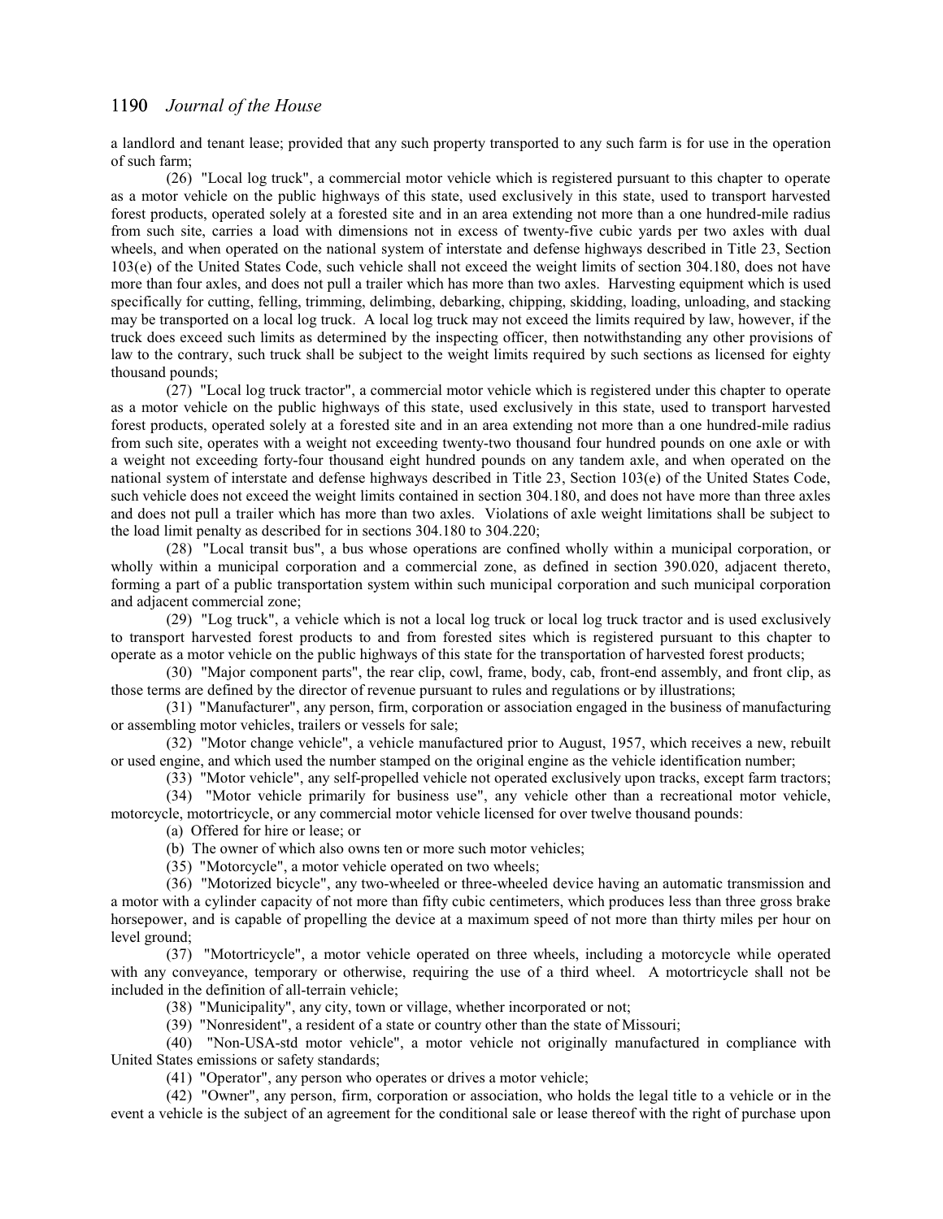a landlord and tenant lease; provided that any such property transported to any such farm is for use in the operation of such farm;

(26) "Local log truck", a commercial motor vehicle which is registered pursuant to this chapter to operate as a motor vehicle on the public highways of this state, used exclusively in this state, used to transport harvested forest products, operated solely at a forested site and in an area extending not more than a one hundred-mile radius from such site, carries a load with dimensions not in excess of twenty-five cubic yards per two axles with dual wheels, and when operated on the national system of interstate and defense highways described in Title 23, Section 103(e) of the United States Code, such vehicle shall not exceed the weight limits of section 304.180, does not have more than four axles, and does not pull a trailer which has more than two axles. Harvesting equipment which is used specifically for cutting, felling, trimming, delimbing, debarking, chipping, skidding, loading, unloading, and stacking may be transported on a local log truck. A local log truck may not exceed the limits required by law, however, if the truck does exceed such limits as determined by the inspecting officer, then notwithstanding any other provisions of law to the contrary, such truck shall be subject to the weight limits required by such sections as licensed for eighty thousand pounds;

(27) "Local log truck tractor", a commercial motor vehicle which is registered under this chapter to operate as a motor vehicle on the public highways of this state, used exclusively in this state, used to transport harvested forest products, operated solely at a forested site and in an area extending not more than a one hundred-mile radius from such site, operates with a weight not exceeding twenty-two thousand four hundred pounds on one axle or with a weight not exceeding forty-four thousand eight hundred pounds on any tandem axle, and when operated on the national system of interstate and defense highways described in Title 23, Section 103(e) of the United States Code, such vehicle does not exceed the weight limits contained in section 304.180, and does not have more than three axles and does not pull a trailer which has more than two axles. Violations of axle weight limitations shall be subject to the load limit penalty as described for in sections 304.180 to 304.220;

(28) "Local transit bus", a bus whose operations are confined wholly within a municipal corporation, or wholly within a municipal corporation and a commercial zone, as defined in section 390.020, adjacent thereto, forming a part of a public transportation system within such municipal corporation and such municipal corporation and adjacent commercial zone;

(29) "Log truck", a vehicle which is not a local log truck or local log truck tractor and is used exclusively to transport harvested forest products to and from forested sites which is registered pursuant to this chapter to operate as a motor vehicle on the public highways of this state for the transportation of harvested forest products;

(30) "Major component parts", the rear clip, cowl, frame, body, cab, front-end assembly, and front clip, as those terms are defined by the director of revenue pursuant to rules and regulations or by illustrations;

(31) "Manufacturer", any person, firm, corporation or association engaged in the business of manufacturing or assembling motor vehicles, trailers or vessels for sale;

(32) "Motor change vehicle", a vehicle manufactured prior to August, 1957, which receives a new, rebuilt or used engine, and which used the number stamped on the original engine as the vehicle identification number;

(33) "Motor vehicle", any self-propelled vehicle not operated exclusively upon tracks, except farm tractors;

(34) "Motor vehicle primarily for business use", any vehicle other than a recreational motor vehicle, motorcycle, motortricycle, or any commercial motor vehicle licensed for over twelve thousand pounds:

(a) Offered for hire or lease; or

(b) The owner of which also owns ten or more such motor vehicles;

(35) "Motorcycle", a motor vehicle operated on two wheels;

(36) "Motorized bicycle", any two-wheeled or three-wheeled device having an automatic transmission and a motor with a cylinder capacity of not more than fifty cubic centimeters, which produces less than three gross brake horsepower, and is capable of propelling the device at a maximum speed of not more than thirty miles per hour on level ground;

(37) "Motortricycle", a motor vehicle operated on three wheels, including a motorcycle while operated with any conveyance, temporary or otherwise, requiring the use of a third wheel. A motortricycle shall not be included in the definition of all-terrain vehicle;

(38) "Municipality", any city, town or village, whether incorporated or not;

(39) "Nonresident", a resident of a state or country other than the state of Missouri;

(40) "Non-USA-std motor vehicle", a motor vehicle not originally manufactured in compliance with United States emissions or safety standards;

(41) "Operator", any person who operates or drives a motor vehicle;

(42) "Owner", any person, firm, corporation or association, who holds the legal title to a vehicle or in the event a vehicle is the subject of an agreement for the conditional sale or lease thereof with the right of purchase upon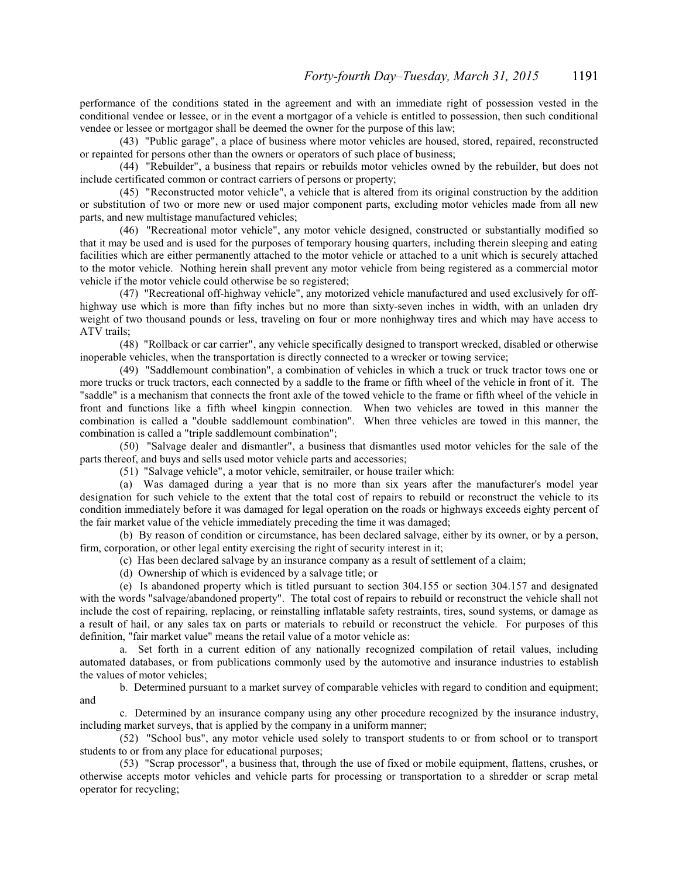performance of the conditions stated in the agreement and with an immediate right of possession vested in the conditional vendee or lessee, or in the event a mortgagor of a vehicle is entitled to possession, then such conditional vendee or lessee or mortgagor shall be deemed the owner for the purpose of this law;

(43) "Public garage", a place of business where motor vehicles are housed, stored, repaired, reconstructed or repainted for persons other than the owners or operators of such place of business;

(44) "Rebuilder", a business that repairs or rebuilds motor vehicles owned by the rebuilder, but does not include certificated common or contract carriers of persons or property;

(45) "Reconstructed motor vehicle", a vehicle that is altered from its original construction by the addition or substitution of two or more new or used major component parts, excluding motor vehicles made from all new parts, and new multistage manufactured vehicles;

(46) "Recreational motor vehicle", any motor vehicle designed, constructed or substantially modified so that it may be used and is used for the purposes of temporary housing quarters, including therein sleeping and eating facilities which are either permanently attached to the motor vehicle or attached to a unit which is securely attached to the motor vehicle. Nothing herein shall prevent any motor vehicle from being registered as a commercial motor vehicle if the motor vehicle could otherwise be so registered;

(47) "Recreational off-highway vehicle", any motorized vehicle manufactured and used exclusively for off-highway use which is more than fifty inches but no more than sixty-seven inches in width, with an unladen dry weight of two thousand pounds or less, traveling on four or more nonhighway tires and which may have access to ATV trails;

(48) "Rollback or car carrier", any vehicle specifically designed to transport wrecked, disabled or otherwise inoperable vehicles, when the transportation is directly connected to a wrecker or towing service;

(49) "Saddlemount combination", a combination of vehicles in which a truck or truck tractor tows one or more trucks or truck tractors, each connected by a saddle to the frame or fifth wheel of the vehicle in front of it. The "saddle" is a mechanism that connects the front axle of the towed vehicle to the frame or fifth wheel of the vehicle in front and functions like a fifth wheel kingpin connection. When two vehicles are towed in this manner the combination is called a "double saddlemount combination". When three vehicles are towed in this manner, the combination is called a "triple saddlemount combination";

(50) "Salvage dealer and dismantler", a business that dismantles used motor vehicles for the sale of the parts thereof, and buys and sells used motor vehicle parts and accessories;

(51) "Salvage vehicle", a motor vehicle, semitrailer, or house trailer which:

(a) Was damaged during a year that is no more than six years after the manufacturer's model year designation for such vehicle to the extent that the total cost of repairs to rebuild or reconstruct the vehicle to its condition immediately before it was damaged for legal operation on the roads or highways exceeds eighty percent of the fair market value of the vehicle immediately preceding the time it was damaged;

(b) By reason of condition or circumstance, has been declared salvage, either by its owner, or by a person, firm, corporation, or other legal entity exercising the right of security interest in it;

(c) Has been declared salvage by an insurance company as a result of settlement of a claim;

(d) Ownership of which is evidenced by a salvage title; or

(e) Is abandoned property which is titled pursuant to section 304.155 or section 304.157 and designated with the words "salvage/abandoned property". The total cost of repairs to rebuild or reconstruct the vehicle shall not include the cost of repairing, replacing, or reinstalling inflatable safety restraints, tires, sound systems, or damage as a result of hail, or any sales tax on parts or materials to rebuild or reconstruct the vehicle. For purposes of this definition, "fair market value" means the retail value of a motor vehicle as:

a. Set forth in a current edition of any nationally recognized compilation of retail values, including automated databases, or from publications commonly used by the automotive and insurance industries to establish the values of motor vehicles;

b. Determined pursuant to a market survey of comparable vehicles with regard to condition and equipment; and

c. Determined by an insurance company using any other procedure recognized by the insurance industry, including market surveys, that is applied by the company in a uniform manner;

(52) "School bus", any motor vehicle used solely to transport students to or from school or to transport students to or from any place for educational purposes;

(53) "Scrap processor", a business that, through the use of fixed or mobile equipment, flattens, crushes, or otherwise accepts motor vehicles and vehicle parts for processing or transportation to a shredder or scrap metal operator for recycling;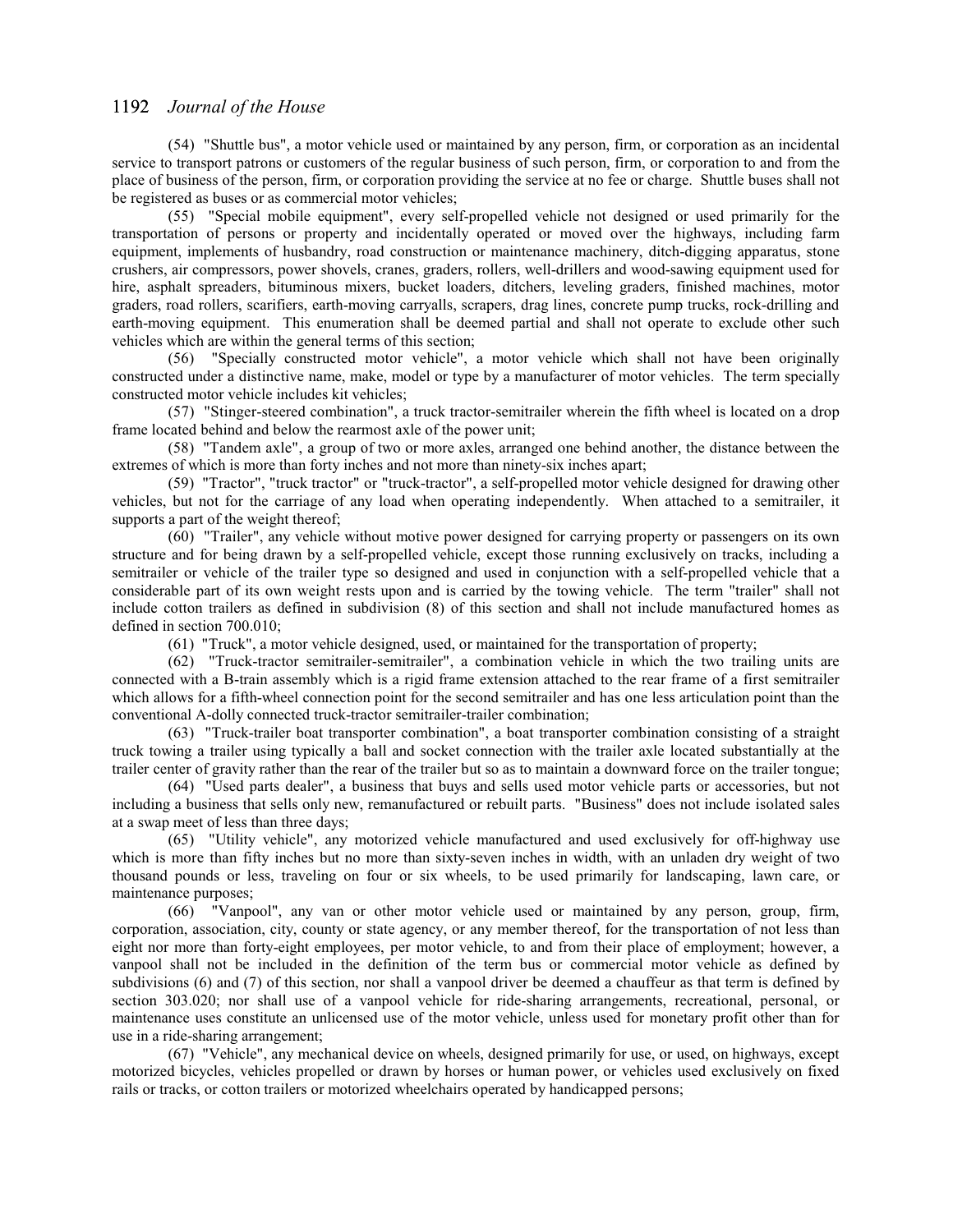(54) "Shuttle bus", a motor vehicle used or maintained by any person, firm, or corporation as an incidental service to transport patrons or customers of the regular business of such person, firm, or corporation to and from the place of business of the person, firm, or corporation providing the service at no fee or charge. Shuttle buses shall not be registered as buses or as commercial motor vehicles;

(55) "Special mobile equipment", every self-propelled vehicle not designed or used primarily for the transportation of persons or property and incidentally operated or moved over the highways, including farm equipment, implements of husbandry, road construction or maintenance machinery, ditch-digging apparatus, stone crushers, air compressors, power shovels, cranes, graders, rollers, well-drillers and wood-sawing equipment used for hire, asphalt spreaders, bituminous mixers, bucket loaders, ditchers, leveling graders, finished machines, motor graders, road rollers, scarifiers, earth-moving carryalls, scrapers, drag lines, concrete pump trucks, rock-drilling and earth-moving equipment. This enumeration shall be deemed partial and shall not operate to exclude other such vehicles which are within the general terms of this section;

(56) "Specially constructed motor vehicle", a motor vehicle which shall not have been originally constructed under a distinctive name, make, model or type by a manufacturer of motor vehicles. The term specially constructed motor vehicle includes kit vehicles;

(57) "Stinger-steered combination", a truck tractor-semitrailer wherein the fifth wheel is located on a drop frame located behind and below the rearmost axle of the power unit;

(58) "Tandem axle", a group of two or more axles, arranged one behind another, the distance between the extremes of which is more than forty inches and not more than ninety-six inches apart;

(59) "Tractor", "truck tractor" or "truck-tractor", a self-propelled motor vehicle designed for drawing other vehicles, but not for the carriage of any load when operating independently. When attached to a semitrailer, it supports a part of the weight thereof;

(60) "Trailer", any vehicle without motive power designed for carrying property or passengers on its own structure and for being drawn by a self-propelled vehicle, except those running exclusively on tracks, including a semitrailer or vehicle of the trailer type so designed and used in conjunction with a self-propelled vehicle that a considerable part of its own weight rests upon and is carried by the towing vehicle. The term "trailer" shall not include cotton trailers as defined in subdivision (8) of this section and shall not include manufactured homes as defined in section 700.010;

(61) "Truck", a motor vehicle designed, used, or maintained for the transportation of property;

(62) "Truck-tractor semitrailer-semitrailer", a combination vehicle in which the two trailing units are connected with a B-train assembly which is a rigid frame extension attached to the rear frame of a first semitrailer which allows for a fifth-wheel connection point for the second semitrailer and has one less articulation point than the conventional A-dolly connected truck-tractor semitrailer-trailer combination;

(63) "Truck-trailer boat transporter combination", a boat transporter combination consisting of a straight truck towing a trailer using typically a ball and socket connection with the trailer axle located substantially at the trailer center of gravity rather than the rear of the trailer but so as to maintain a downward force on the trailer tongue;

(64) "Used parts dealer", a business that buys and sells used motor vehicle parts or accessories, but not including a business that sells only new, remanufactured or rebuilt parts. "Business" does not include isolated sales at a swap meet of less than three days;

(65) "Utility vehicle", any motorized vehicle manufactured and used exclusively for off-highway use which is more than fifty inches but no more than sixty-seven inches in width, with an unladen dry weight of two thousand pounds or less, traveling on four or six wheels, to be used primarily for landscaping, lawn care, or maintenance purposes;

(66) "Vanpool", any van or other motor vehicle used or maintained by any person, group, firm, corporation, association, city, county or state agency, or any member thereof, for the transportation of not less than eight nor more than forty-eight employees, per motor vehicle, to and from their place of employment; however, a vanpool shall not be included in the definition of the term bus or commercial motor vehicle as defined by subdivisions (6) and (7) of this section, nor shall a vanpool driver be deemed a chauffeur as that term is defined by section 303.020; nor shall use of a vanpool vehicle for ride-sharing arrangements, recreational, personal, or maintenance uses constitute an unlicensed use of the motor vehicle, unless used for monetary profit other than for use in a ride-sharing arrangement;

(67) "Vehicle", any mechanical device on wheels, designed primarily for use, or used, on highways, except motorized bicycles, vehicles propelled or drawn by horses or human power, or vehicles used exclusively on fixed rails or tracks, or cotton trailers or motorized wheelchairs operated by handicapped persons;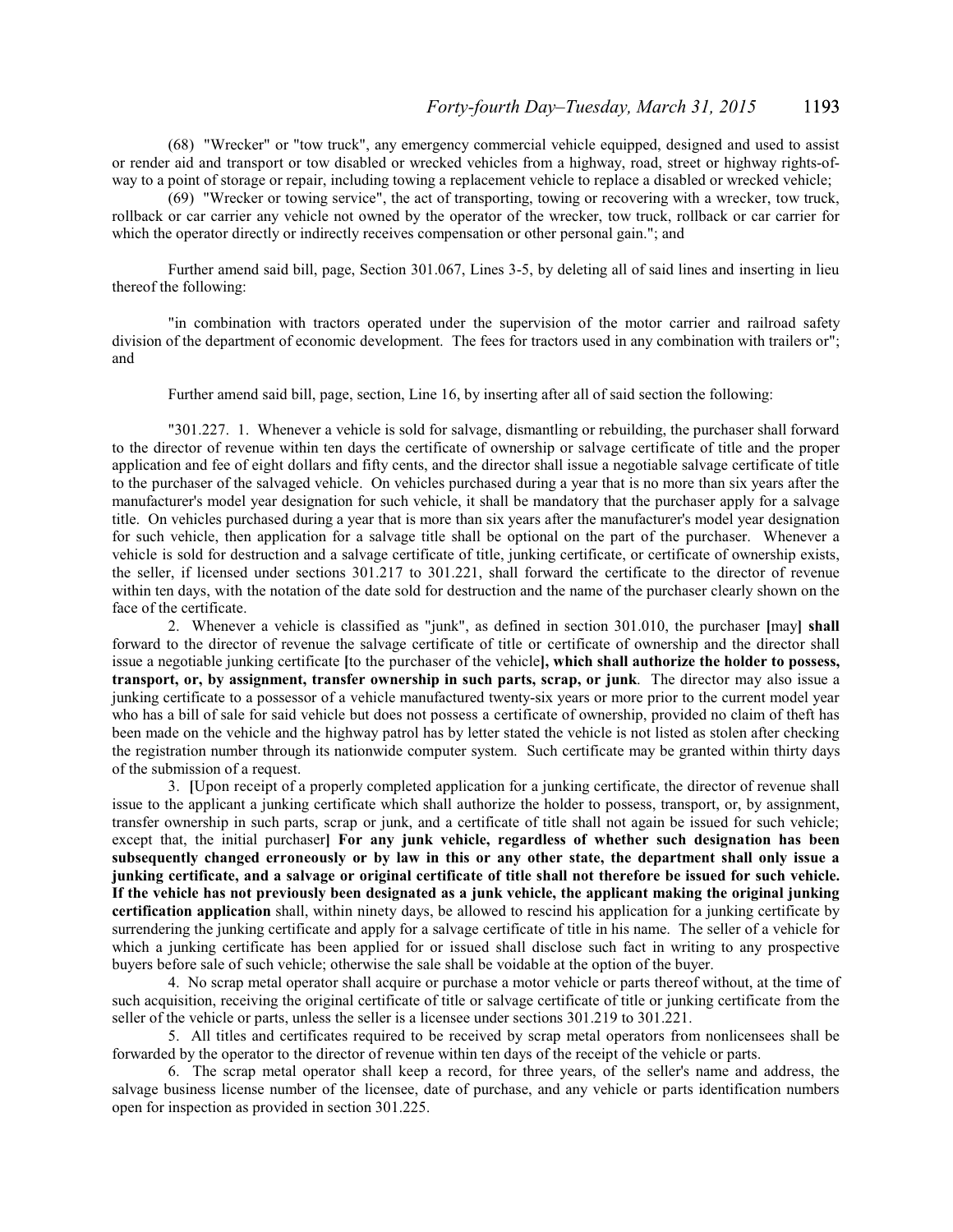(68) "Wrecker" or "tow truck", any emergency commercial vehicle equipped, designed and used to assist or render aid and transport or tow disabled or wrecked vehicles from a highway, road, street or highway rights-of-way to a point of storage or repair, including towing a replacement vehicle to replace a disabled or wrecked vehicle;

(69) "Wrecker or towing service", the act of transporting, towing or recovering with a wrecker, tow truck, rollback or car carrier any vehicle not owned by the operator of the wrecker, tow truck, rollback or car carrier for which the operator directly or indirectly receives compensation or other personal gain."; and

Further amend said bill, page, Section 301.067, Lines 3-5, by deleting all of said lines and inserting in lieu thereof the following:

"in combination with tractors operated under the supervision of the motor carrier and railroad safety division of the department of economic development. The fees for tractors used in any combination with trailers or"; and

Further amend said bill, page, section, Line 16, by inserting after all of said section the following:

"301.227. 1. Whenever a vehicle is sold for salvage, dismantling or rebuilding, the purchaser shall forward to the director of revenue within ten days the certificate of ownership or salvage certificate of title and the proper application and fee of eight dollars and fifty cents, and the director shall issue a negotiable salvage certificate of title to the purchaser of the salvaged vehicle. On vehicles purchased during a year that is no more than six years after the manufacturer's model year designation for such vehicle, it shall be mandatory that the purchaser apply for a salvage title. On vehicles purchased during a year that is more than six years after the manufacturer's model year designation for such vehicle, then application for a salvage title shall be optional on the part of the purchaser. Whenever a vehicle is sold for destruction and a salvage certificate of title, junking certificate, or certificate of ownership exists, the seller, if licensed under sections 301.217 to 301.221, shall forward the certificate to the director of revenue within ten days, with the notation of the date sold for destruction and the name of the purchaser clearly shown on the face of the certificate.

2. Whenever a vehicle is classified as "junk", as defined in section 301.010, the purchaser **[**may**] shall** forward to the director of revenue the salvage certificate of title or certificate of ownership and the director shall issue a negotiable junking certificate **[**to the purchaser of the vehicle**], which shall authorize the holder to possess, transport, or, by assignment, transfer ownership in such parts, scrap, or junk**. The director may also issue a junking certificate to a possessor of a vehicle manufactured twenty-six years or more prior to the current model year who has a bill of sale for said vehicle but does not possess a certificate of ownership, provided no claim of theft has been made on the vehicle and the highway patrol has by letter stated the vehicle is not listed as stolen after checking the registration number through its nationwide computer system. Such certificate may be granted within thirty days of the submission of a request.

3. **[**Upon receipt of a properly completed application for a junking certificate, the director of revenue shall issue to the applicant a junking certificate which shall authorize the holder to possess, transport, or, by assignment, transfer ownership in such parts, scrap or junk, and a certificate of title shall not again be issued for such vehicle; except that, the initial purchaser**] For any junk vehicle, regardless of whether such designation has been subsequently changed erroneously or by law in this or any other state, the department shall only issue a junking certificate, and a salvage or original certificate of title shall not therefore be issued for such vehicle. If the vehicle has not previously been designated as a junk vehicle, the applicant making the original junking certification application** shall, within ninety days, be allowed to rescind his application for a junking certificate by surrendering the junking certificate and apply for a salvage certificate of title in his name. The seller of a vehicle for which a junking certificate has been applied for or issued shall disclose such fact in writing to any prospective buyers before sale of such vehicle; otherwise the sale shall be voidable at the option of the buyer.

4. No scrap metal operator shall acquire or purchase a motor vehicle or parts thereof without, at the time of such acquisition, receiving the original certificate of title or salvage certificate of title or junking certificate from the seller of the vehicle or parts, unless the seller is a licensee under sections 301.219 to 301.221.

5. All titles and certificates required to be received by scrap metal operators from nonlicensees shall be forwarded by the operator to the director of revenue within ten days of the receipt of the vehicle or parts.

6. The scrap metal operator shall keep a record, for three years, of the seller's name and address, the salvage business license number of the licensee, date of purchase, and any vehicle or parts identification numbers open for inspection as provided in section 301.225.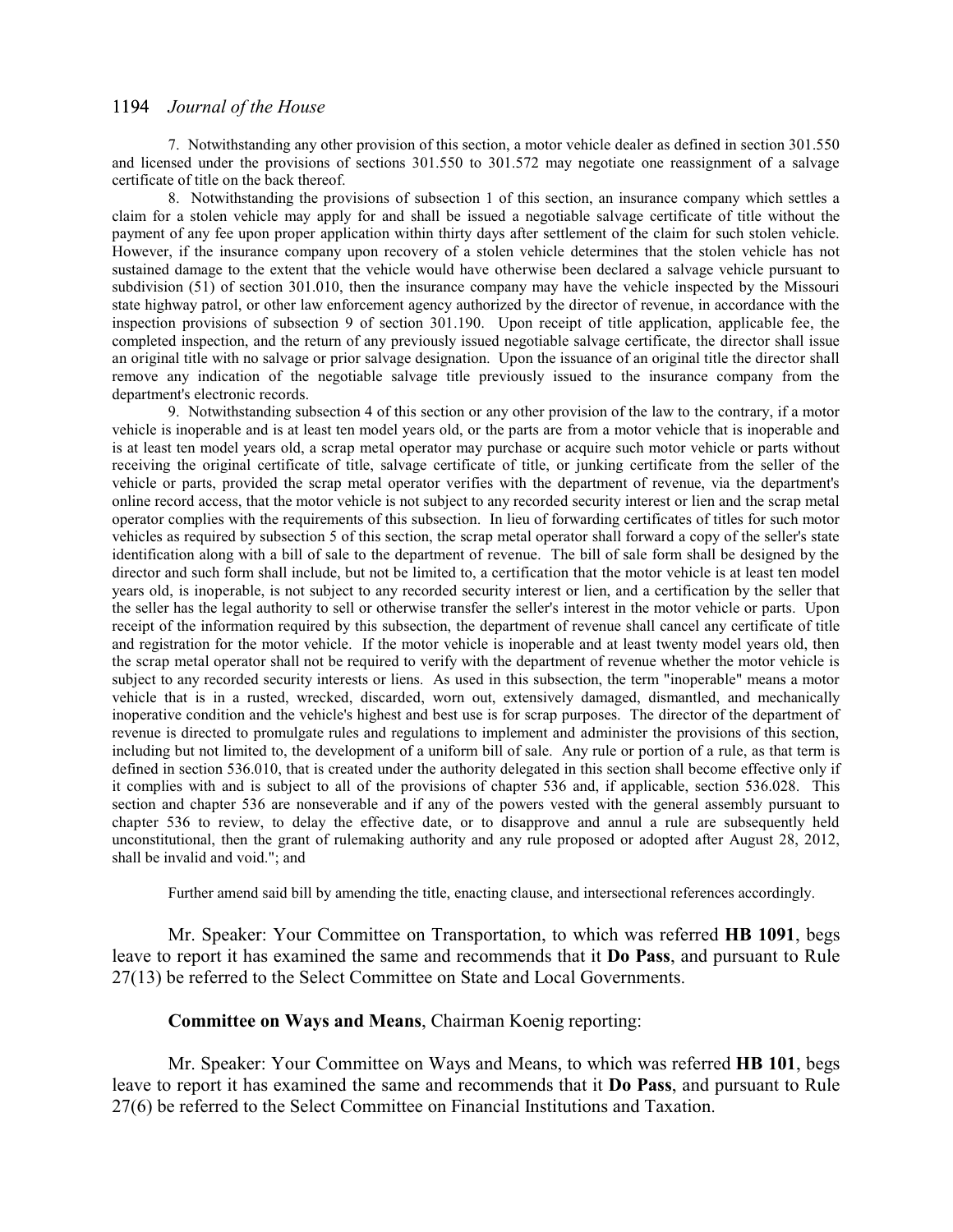7. Notwithstanding any other provision of this section, a motor vehicle dealer as defined in section 301.550 and licensed under the provisions of sections 301.550 to 301.572 may negotiate one reassignment of a salvage certificate of title on the back thereof.

8. Notwithstanding the provisions of subsection 1 of this section, an insurance company which settles a claim for a stolen vehicle may apply for and shall be issued a negotiable salvage certificate of title without the payment of any fee upon proper application within thirty days after settlement of the claim for such stolen vehicle. However, if the insurance company upon recovery of a stolen vehicle determines that the stolen vehicle has not sustained damage to the extent that the vehicle would have otherwise been declared a salvage vehicle pursuant to subdivision (51) of section 301.010, then the insurance company may have the vehicle inspected by the Missouri state highway patrol, or other law enforcement agency authorized by the director of revenue, in accordance with the inspection provisions of subsection 9 of section 301.190. Upon receipt of title application, applicable fee, the completed inspection, and the return of any previously issued negotiable salvage certificate, the director shall issue an original title with no salvage or prior salvage designation. Upon the issuance of an original title the director shall remove any indication of the negotiable salvage title previously issued to the insurance company from the department's electronic records.

9. Notwithstanding subsection 4 of this section or any other provision of the law to the contrary, if a motor vehicle is inoperable and is at least ten model years old, or the parts are from a motor vehicle that is inoperable and is at least ten model years old, a scrap metal operator may purchase or acquire such motor vehicle or parts without receiving the original certificate of title, salvage certificate of title, or junking certificate from the seller of the vehicle or parts, provided the scrap metal operator verifies with the department of revenue, via the department's online record access, that the motor vehicle is not subject to any recorded security interest or lien and the scrap metal operator complies with the requirements of this subsection. In lieu of forwarding certificates of titles for such motor vehicles as required by subsection 5 of this section, the scrap metal operator shall forward a copy of the seller's state identification along with a bill of sale to the department of revenue. The bill of sale form shall be designed by the director and such form shall include, but not be limited to, a certification that the motor vehicle is at least ten model years old, is inoperable, is not subject to any recorded security interest or lien, and a certification by the seller that the seller has the legal authority to sell or otherwise transfer the seller's interest in the motor vehicle or parts. Upon receipt of the information required by this subsection, the department of revenue shall cancel any certificate of title and registration for the motor vehicle. If the motor vehicle is inoperable and at least twenty model years old, then the scrap metal operator shall not be required to verify with the department of revenue whether the motor vehicle is subject to any recorded security interests or liens. As used in this subsection, the term "inoperable" means a motor vehicle that is in a rusted, wrecked, discarded, worn out, extensively damaged, dismantled, and mechanically inoperative condition and the vehicle's highest and best use is for scrap purposes. The director of the department of revenue is directed to promulgate rules and regulations to implement and administer the provisions of this section, including but not limited to, the development of a uniform bill of sale. Any rule or portion of a rule, as that term is defined in section 536.010, that is created under the authority delegated in this section shall become effective only if it complies with and is subject to all of the provisions of chapter 536 and, if applicable, section 536.028. This section and chapter 536 are nonseverable and if any of the powers vested with the general assembly pursuant to chapter 536 to review, to delay the effective date, or to disapprove and annul a rule are subsequently held unconstitutional, then the grant of rulemaking authority and any rule proposed or adopted after August 28, 2012, shall be invalid and void."; and

Further amend said bill by amending the title, enacting clause, and intersectional references accordingly.

Mr. Speaker: Your Committee on Transportation, to which was referred **HB 1091**, begs leave to report it has examined the same and recommends that it **Do Pass**, and pursuant to Rule 27(13) be referred to the Select Committee on State and Local Governments.

**Committee on Ways and Means**, Chairman Koenig reporting:

Mr. Speaker: Your Committee on Ways and Means, to which was referred **HB 101**, begs leave to report it has examined the same and recommends that it **Do Pass**, and pursuant to Rule 27(6) be referred to the Select Committee on Financial Institutions and Taxation.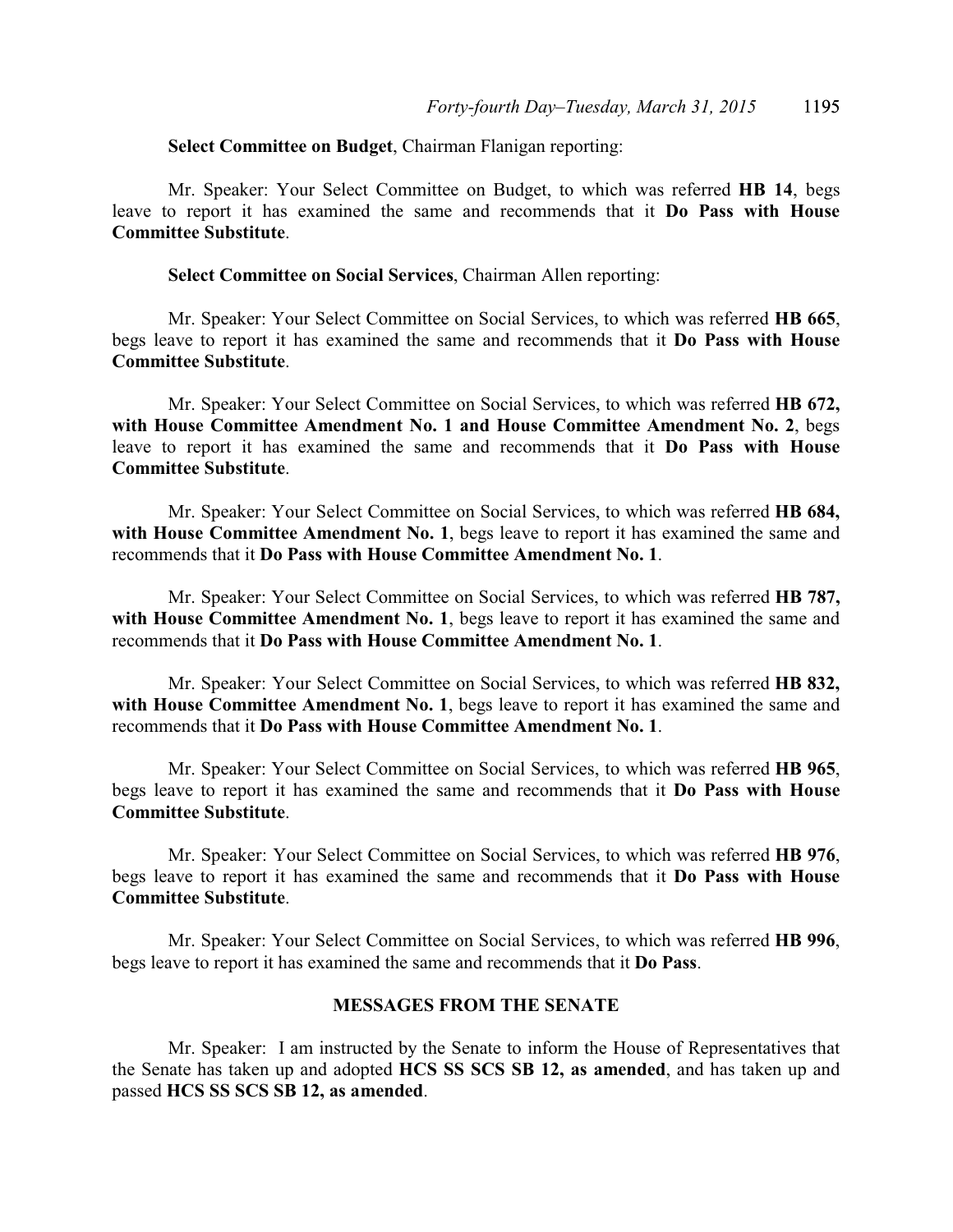**Select Committee on Budget**, Chairman Flanigan reporting:

Mr. Speaker: Your Select Committee on Budget, to which was referred **HB 14**, begs leave to report it has examined the same and recommends that it **Do Pass with House Committee Substitute**.

**Select Committee on Social Services**, Chairman Allen reporting:

Mr. Speaker: Your Select Committee on Social Services, to which was referred **HB 665**, begs leave to report it has examined the same and recommends that it **Do Pass with House Committee Substitute**.

Mr. Speaker: Your Select Committee on Social Services, to which was referred **HB 672, with House Committee Amendment No. 1 and House Committee Amendment No. 2**, begs leave to report it has examined the same and recommends that it **Do Pass with House Committee Substitute**.

Mr. Speaker: Your Select Committee on Social Services, to which was referred **HB 684, with House Committee Amendment No. 1**, begs leave to report it has examined the same and recommends that it **Do Pass with House Committee Amendment No. 1**.

Mr. Speaker: Your Select Committee on Social Services, to which was referred **HB 787, with House Committee Amendment No. 1**, begs leave to report it has examined the same and recommends that it **Do Pass with House Committee Amendment No. 1**.

Mr. Speaker: Your Select Committee on Social Services, to which was referred **HB 832, with House Committee Amendment No. 1**, begs leave to report it has examined the same and recommends that it **Do Pass with House Committee Amendment No. 1**.

Mr. Speaker: Your Select Committee on Social Services, to which was referred **HB 965**, begs leave to report it has examined the same and recommends that it **Do Pass with House Committee Substitute**.

Mr. Speaker: Your Select Committee on Social Services, to which was referred **HB 976**, begs leave to report it has examined the same and recommends that it **Do Pass with House Committee Substitute**.

Mr. Speaker: Your Select Committee on Social Services, to which was referred **HB 996**, begs leave to report it has examined the same and recommends that it **Do Pass**.

## MESSAGES FROM THE SENATE

Mr. Speaker: I am instructed by the Senate to inform the House of Representatives that the Senate has taken up and adopted **HCS SS SCS SB 12, as amended**, and has taken up and passed **HCS SS SCS SB 12, as amended**.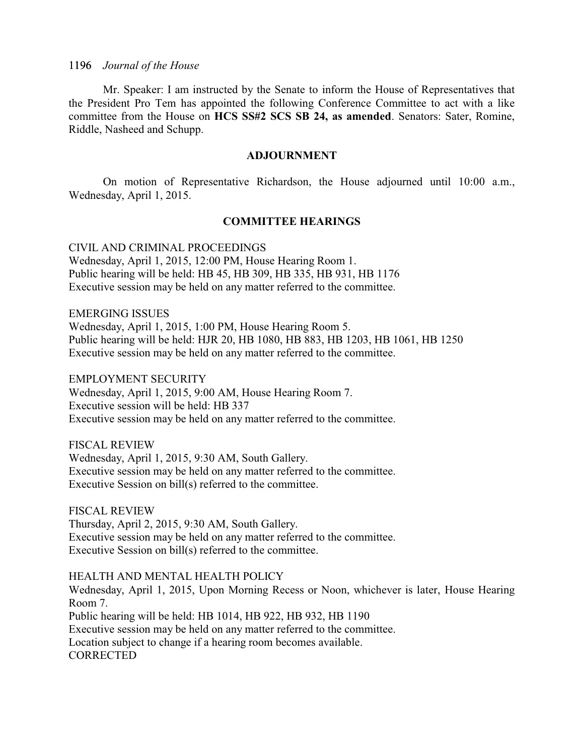Mr. Speaker: I am instructed by the Senate to inform the House of Representatives that the President Pro Tem has appointed the following Conference Committee to act with a like committee from the House on **HCS SS#2 SCS SB 24, as amended**. Senators: Sater, Romine, Riddle, Nasheed and Schupp.

## ADJOURNMENT

On motion of Representative Richardson, the House adjourned until 10:00 a.m., Wednesday, April 1, 2015.

## COMMITTEE HEARINGS

CIVIL AND CRIMINAL PROCEEDINGS
Wednesday, April 1, 2015, 12:00 PM, House Hearing Room 1.
Public hearing will be held: HB 45, HB 309, HB 335, HB 931, HB 1176
Executive session may be held on any matter referred to the committee.

EMERGING ISSUES
Wednesday, April 1, 2015, 1:00 PM, House Hearing Room 5.
Public hearing will be held: HJR 20, HB 1080, HB 883, HB 1203, HB 1061, HB 1250
Executive session may be held on any matter referred to the committee.

EMPLOYMENT SECURITY
Wednesday, April 1, 2015, 9:00 AM, House Hearing Room 7.
Executive session will be held: HB 337
Executive session may be held on any matter referred to the committee.

FISCAL REVIEW
Wednesday, April 1, 2015, 9:30 AM, South Gallery.
Executive session may be held on any matter referred to the committee.
Executive Session on bill(s) referred to the committee.

FISCAL REVIEW
Thursday, April 2, 2015, 9:30 AM, South Gallery.
Executive session may be held on any matter referred to the committee.
Executive Session on bill(s) referred to the committee.

HEALTH AND MENTAL HEALTH POLICY
Wednesday, April 1, 2015, Upon Morning Recess or Noon, whichever is later, House Hearing Room 7.
Public hearing will be held: HB 1014, HB 922, HB 932, HB 1190
Executive session may be held on any matter referred to the committee.
Location subject to change if a hearing room becomes available.
CORRECTED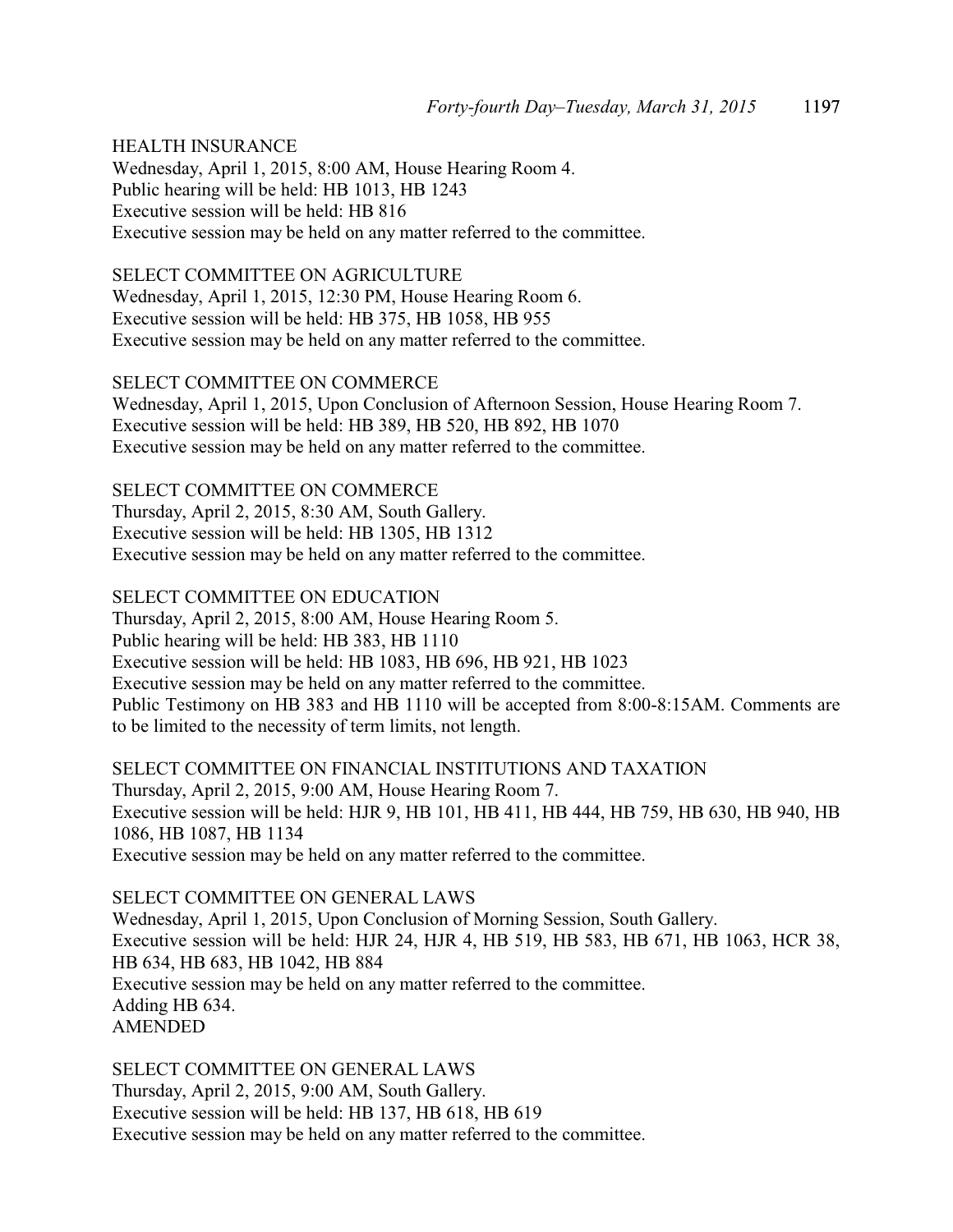HEALTH INSURANCE
Wednesday, April 1, 2015, 8:00 AM, House Hearing Room 4.
Public hearing will be held: HB 1013, HB 1243
Executive session will be held: HB 816
Executive session may be held on any matter referred to the committee.

SELECT COMMITTEE ON AGRICULTURE
Wednesday, April 1, 2015, 12:30 PM, House Hearing Room 6.
Executive session will be held: HB 375, HB 1058, HB 955
Executive session may be held on any matter referred to the committee.

SELECT COMMITTEE ON COMMERCE
Wednesday, April 1, 2015, Upon Conclusion of Afternoon Session, House Hearing Room 7.
Executive session will be held: HB 389, HB 520, HB 892, HB 1070
Executive session may be held on any matter referred to the committee.

SELECT COMMITTEE ON COMMERCE
Thursday, April 2, 2015, 8:30 AM, South Gallery.
Executive session will be held: HB 1305, HB 1312
Executive session may be held on any matter referred to the committee.

SELECT COMMITTEE ON EDUCATION
Thursday, April 2, 2015, 8:00 AM, House Hearing Room 5.
Public hearing will be held: HB 383, HB 1110
Executive session will be held: HB 1083, HB 696, HB 921, HB 1023
Executive session may be held on any matter referred to the committee.
Public Testimony on HB 383 and HB 1110 will be accepted from 8:00-8:15AM. Comments are to be limited to the necessity of term limits, not length.

SELECT COMMITTEE ON FINANCIAL INSTITUTIONS AND TAXATION
Thursday, April 2, 2015, 9:00 AM, House Hearing Room 7.
Executive session will be held: HJR 9, HB 101, HB 411, HB 444, HB 759, HB 630, HB 940, HB 1086, HB 1087, HB 1134
Executive session may be held on any matter referred to the committee.

SELECT COMMITTEE ON GENERAL LAWS
Wednesday, April 1, 2015, Upon Conclusion of Morning Session, South Gallery.
Executive session will be held: HJR 24, HJR 4, HB 519, HB 583, HB 671, HB 1063, HCR 38, HB 634, HB 683, HB 1042, HB 884
Executive session may be held on any matter referred to the committee.
Adding HB 634.
AMENDED

SELECT COMMITTEE ON GENERAL LAWS
Thursday, April 2, 2015, 9:00 AM, South Gallery.
Executive session will be held: HB 137, HB 618, HB 619
Executive session may be held on any matter referred to the committee.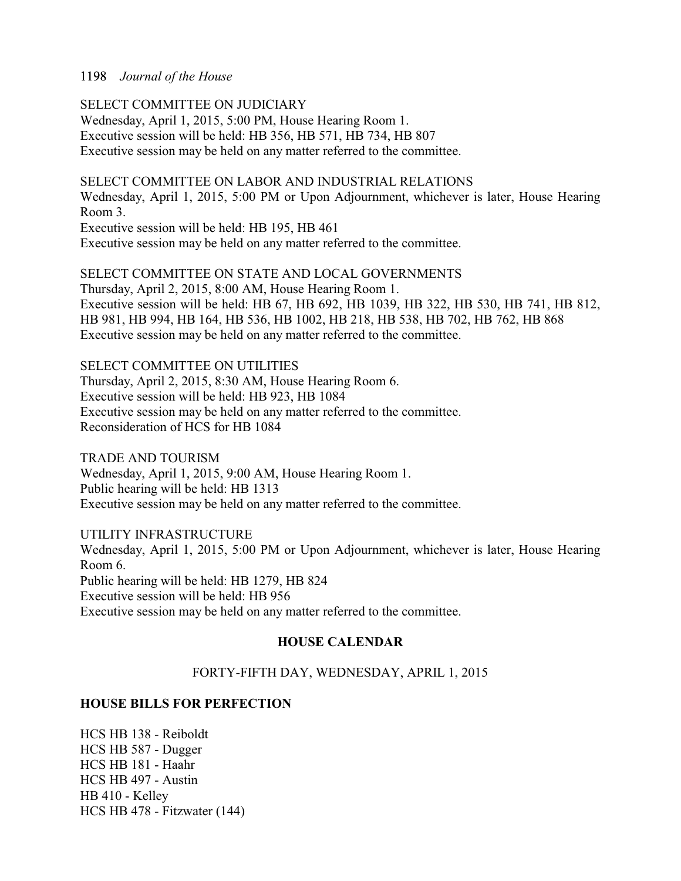SELECT COMMITTEE ON JUDICIARY
Wednesday, April 1, 2015, 5:00 PM, House Hearing Room 1.
Executive session will be held: HB 356, HB 571, HB 734, HB 807
Executive session may be held on any matter referred to the committee.

SELECT COMMITTEE ON LABOR AND INDUSTRIAL RELATIONS
Wednesday, April 1, 2015, 5:00 PM or Upon Adjournment, whichever is later, House Hearing Room 3.
Executive session will be held: HB 195, HB 461
Executive session may be held on any matter referred to the committee.

SELECT COMMITTEE ON STATE AND LOCAL GOVERNMENTS
Thursday, April 2, 2015, 8:00 AM, House Hearing Room 1.
Executive session will be held: HB 67, HB 692, HB 1039, HB 322, HB 530, HB 741, HB 812, HB 981, HB 994, HB 164, HB 536, HB 1002, HB 218, HB 538, HB 702, HB 762, HB 868
Executive session may be held on any matter referred to the committee.

SELECT COMMITTEE ON UTILITIES
Thursday, April 2, 2015, 8:30 AM, House Hearing Room 6.
Executive session will be held: HB 923, HB 1084
Executive session may be held on any matter referred to the committee.
Reconsideration of HCS for HB 1084

TRADE AND TOURISM
Wednesday, April 1, 2015, 9:00 AM, House Hearing Room 1.
Public hearing will be held: HB 1313
Executive session may be held on any matter referred to the committee.

UTILITY INFRASTRUCTURE
Wednesday, April 1, 2015, 5:00 PM or Upon Adjournment, whichever is later, House Hearing Room 6.
Public hearing will be held: HB 1279, HB 824
Executive session will be held: HB 956
Executive session may be held on any matter referred to the committee.

## HOUSE CALENDAR

FORTY-FIFTH DAY, WEDNESDAY, APRIL 1, 2015

**HOUSE BILLS FOR PERFECTION**

HCS HB 138 - Reiboldt
HCS HB 587 - Dugger
HCS HB 181 - Haahr
HCS HB 497 - Austin
HB 410 - Kelley
HCS HB 478 - Fitzwater (144)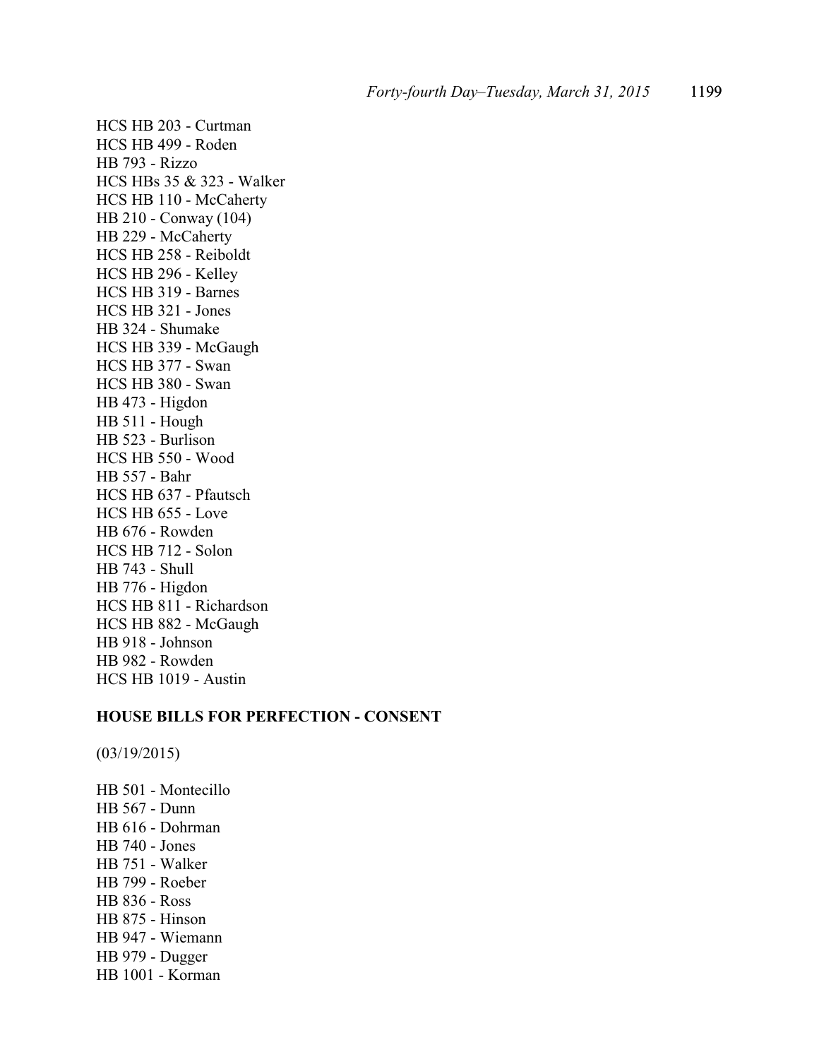HCS HB 203 - Curtman
HCS HB 499 - Roden
HB 793 - Rizzo
HCS HBs 35 & 323 - Walker
HCS HB 110 - McCaherty
HB 210 - Conway (104)
HB 229 - McCaherty
HCS HB 258 - Reiboldt
HCS HB 296 - Kelley
HCS HB 319 - Barnes
HCS HB 321 - Jones
HB 324 - Shumake
HCS HB 339 - McGaugh
HCS HB 377 - Swan
HCS HB 380 - Swan
HB 473 - Higdon
HB 511 - Hough
HB 523 - Burlison
HCS HB 550 - Wood
HB 557 - Bahr
HCS HB 637 - Pfautsch
HCS HB 655 - Love
HB 676 - Rowden
HCS HB 712 - Solon
HB 743 - Shull
HB 776 - Higdon
HCS HB 811 - Richardson
HCS HB 882 - McGaugh
HB 918 - Johnson
HB 982 - Rowden
HCS HB 1019 - Austin

**HOUSE BILLS FOR PERFECTION - CONSENT**

(03/19/2015)

HB 501 - Montecillo
HB 567 - Dunn
HB 616 - Dohrman
HB 740 - Jones
HB 751 - Walker
HB 799 - Roeber
HB 836 - Ross
HB 875 - Hinson
HB 947 - Wiemann
HB 979 - Dugger
HB 1001 - Korman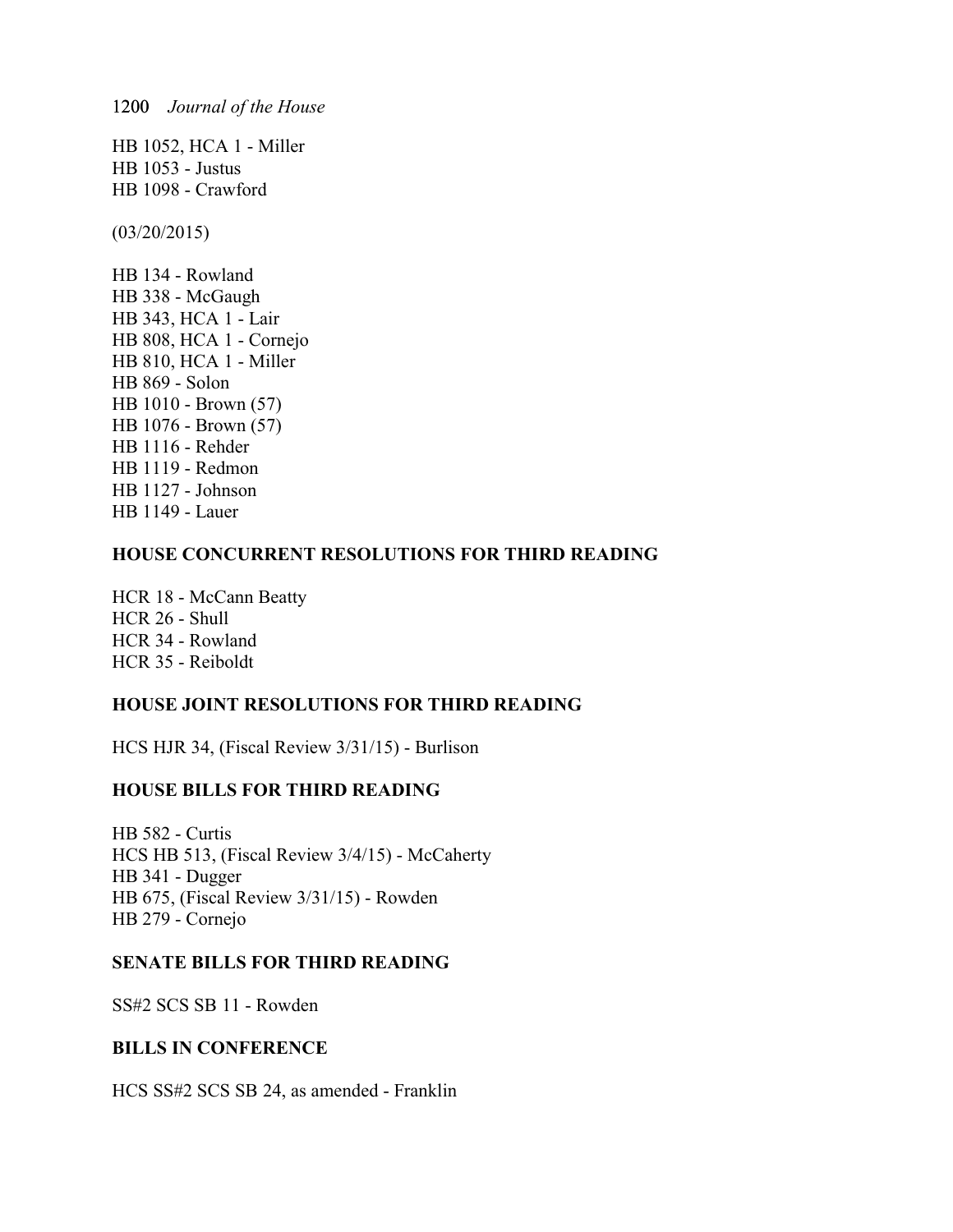HB 1052, HCA 1 - Miller
HB 1053 - Justus
HB 1098 - Crawford

(03/20/2015)

HB 134 - Rowland
HB 338 - McGaugh
HB 343, HCA 1 - Lair
HB 808, HCA 1 - Cornejo
HB 810, HCA 1 - Miller
HB 869 - Solon
HB 1010 - Brown (57)
HB 1076 - Brown (57)
HB 1116 - Rehder
HB 1119 - Redmon
HB 1127 - Johnson
HB 1149 - Lauer

**HOUSE CONCURRENT RESOLUTIONS FOR THIRD READING**

HCR 18 - McCann Beatty
HCR 26 - Shull
HCR 34 - Rowland
HCR 35 - Reiboldt

**HOUSE JOINT RESOLUTIONS FOR THIRD READING**

HCS HJR 34, (Fiscal Review 3/31/15) - Burlison

**HOUSE BILLS FOR THIRD READING**

HB 582 - Curtis
HCS HB 513, (Fiscal Review 3/4/15) - McCaherty
HB 341 - Dugger
HB 675, (Fiscal Review 3/31/15) - Rowden
HB 279 - Cornejo

**SENATE BILLS FOR THIRD READING**

SS#2 SCS SB 11 - Rowden

**BILLS IN CONFERENCE**

HCS SS#2 SCS SB 24, as amended - Franklin